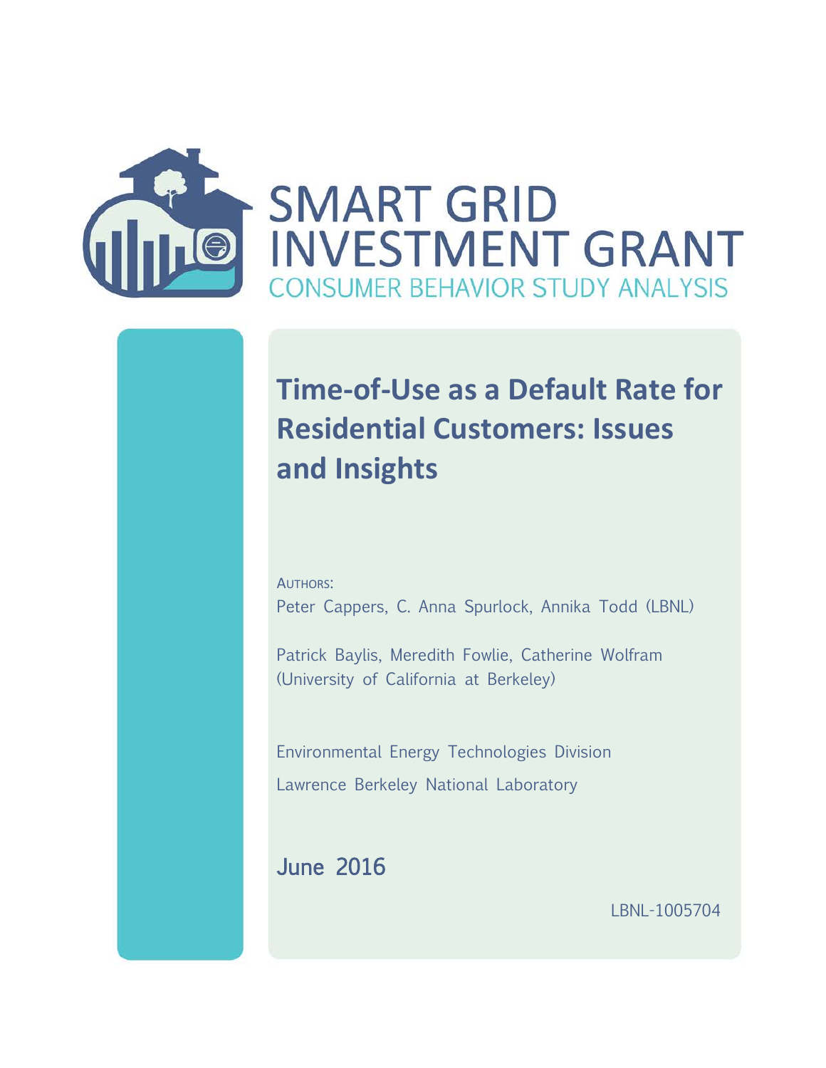# SMART GRID INVESTMENT GRANT

CONSUMER BEHAVIOR STUDY ANALYSIS

## Time-of-Use as a Default Rate for Residential Customers: Issues and Insights

AUTHORS:

Peter Cappers, C. Anna Spurlock, Annika Todd (LBNL)

Patrick Baylis, Meredith Fowlie, Catherine Wolfram (University of California at Berkeley)

Environmental Energy Technologies Division

Lawrence Berkeley National Laboratory

**June 2016**

LBNL-1005704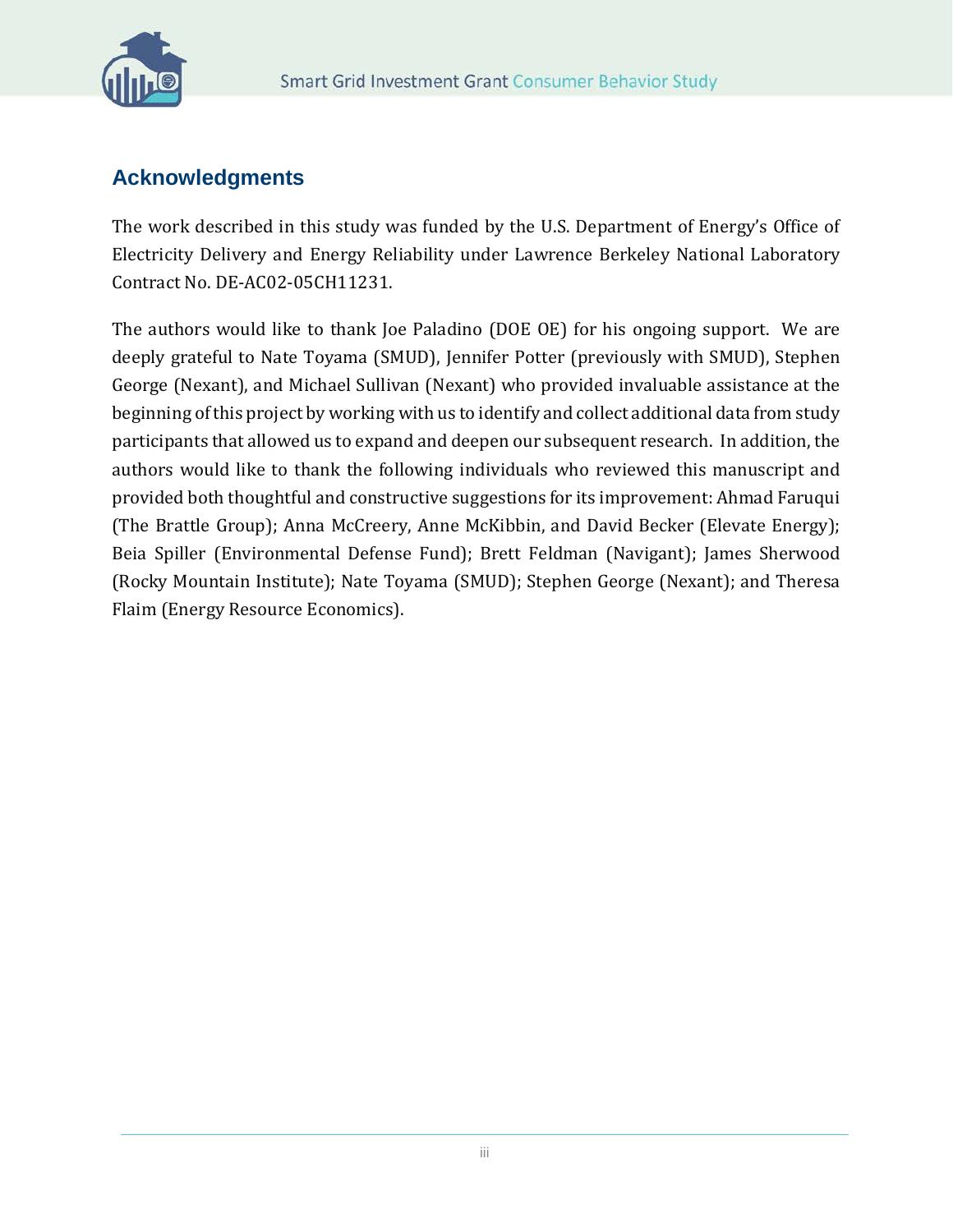## Acknowledgments

The work described in this study was funded by the U.S. Department of Energy's Office of Electricity Delivery and Energy Reliability under Lawrence Berkeley National Laboratory Contract No. DE-AC02-05CH11231.

The authors would like to thank Joe Paladino (DOE OE) for his ongoing support. We are deeply grateful to Nate Toyama (SMUD), Jennifer Potter (previously with SMUD), Stephen George (Nexant), and Michael Sullivan (Nexant) who provided invaluable assistance at the beginning of this project by working with us to identify and collect additional data from study participants that allowed us to expand and deepen our subsequent research. In addition, the authors would like to thank the following individuals who reviewed this manuscript and provided both thoughtful and constructive suggestions for its improvement: Ahmad Faruqui (The Brattle Group); Anna McCreery, Anne McKibbin, and David Becker (Elevate Energy); Beia Spiller (Environmental Defense Fund); Brett Feldman (Navigant); James Sherwood (Rocky Mountain Institute); Nate Toyama (SMUD); Stephen George (Nexant); and Theresa Flaim (Energy Resource Economics).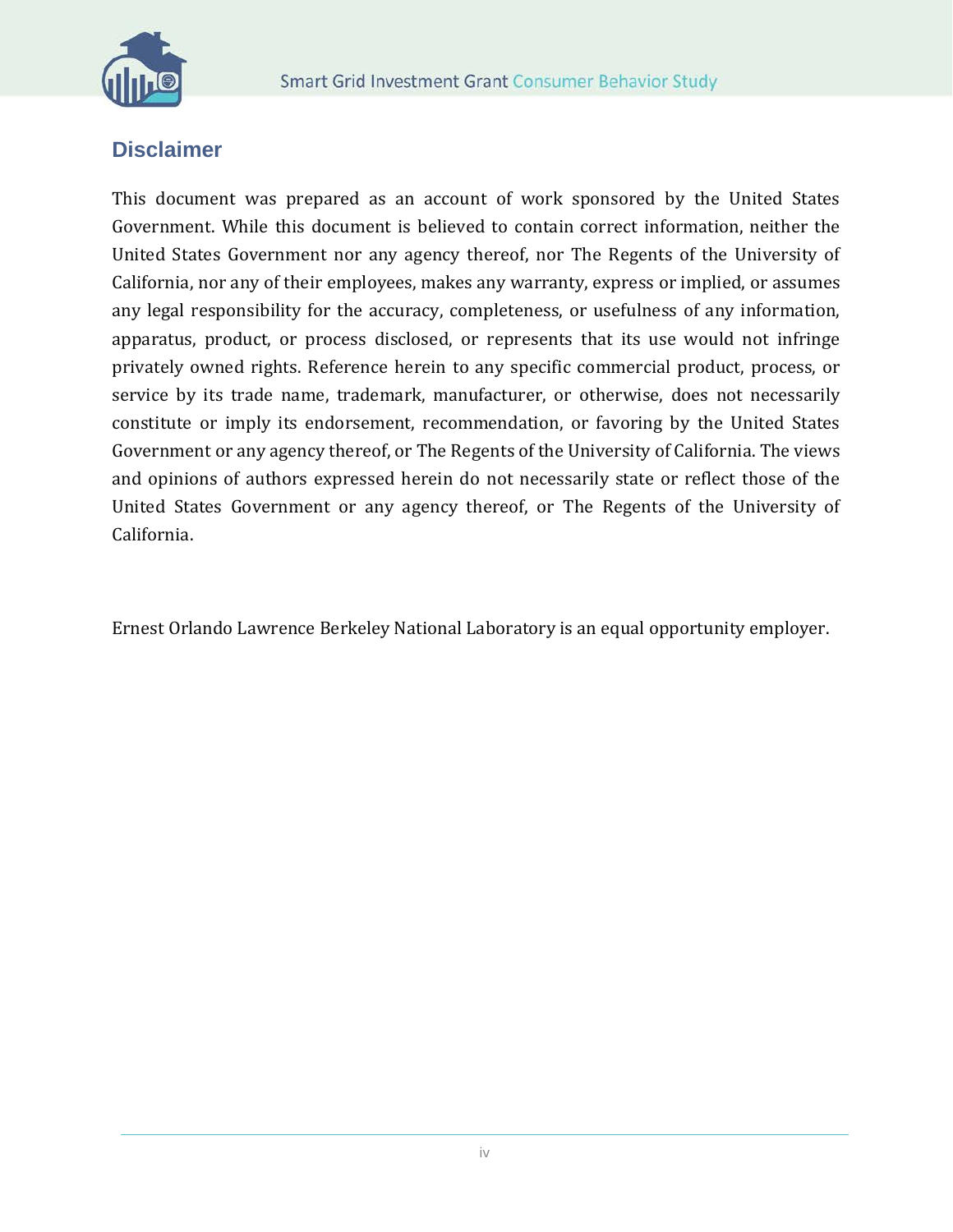## Disclaimer

This document was prepared as an account of work sponsored by the United States Government. While this document is believed to contain correct information, neither the United States Government nor any agency thereof, nor The Regents of the University of California, nor any of their employees, makes any warranty, express or implied, or assumes any legal responsibility for the accuracy, completeness, or usefulness of any information, apparatus, product, or process disclosed, or represents that its use would not infringe privately owned rights. Reference herein to any specific commercial product, process, or service by its trade name, trademark, manufacturer, or otherwise, does not necessarily constitute or imply its endorsement, recommendation, or favoring by the United States Government or any agency thereof, or The Regents of the University of California. The views and opinions of authors expressed herein do not necessarily state or reflect those of the United States Government or any agency thereof, or The Regents of the University of California.

Ernest Orlando Lawrence Berkeley National Laboratory is an equal opportunity employer.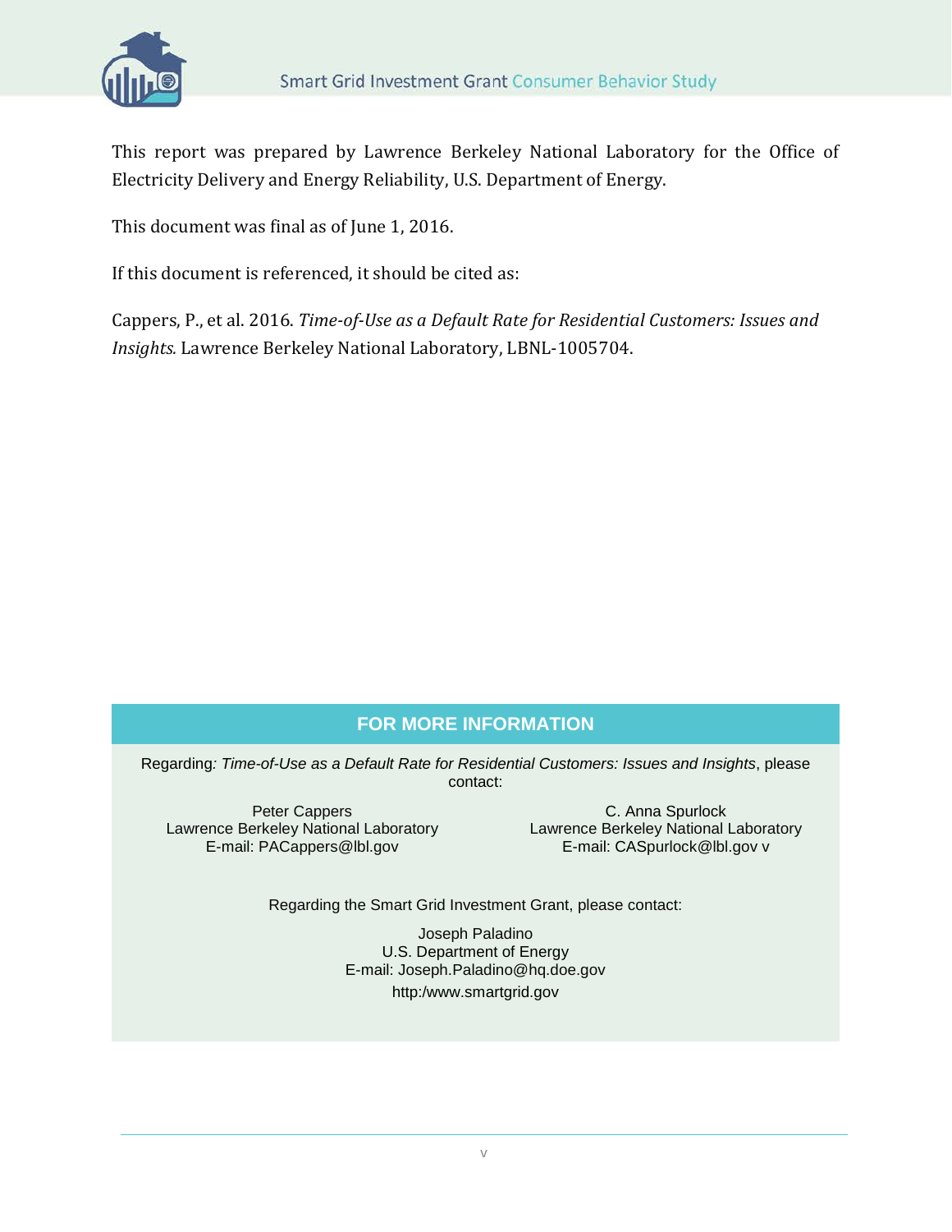This report was prepared by Lawrence Berkeley National Laboratory for the Office of Electricity Delivery and Energy Reliability, U.S. Department of Energy.

This document was final as of June 1, 2016.

If this document is referenced, it should be cited as:

Cappers, P., et al. 2016. *Time-of-Use as a Default Rate for Residential Customers: Issues and Insights.* Lawrence Berkeley National Laboratory, LBNL-1005704.

## FOR MORE INFORMATION

Regarding*: Time-of-Use as a Default Rate for Residential Customers: Issues and Insights*, please contact:

Peter Cappers
Lawrence Berkeley National Laboratory
E-mail: PACappers@lbl.gov

C. Anna Spurlock
Lawrence Berkeley National Laboratory
E-mail: CASpurlock@lbl.gov v

Regarding the Smart Grid Investment Grant, please contact:

Joseph Paladino
U.S. Department of Energy
E-mail: Joseph.Paladino@hq.doe.gov
http:/www.smartgrid.gov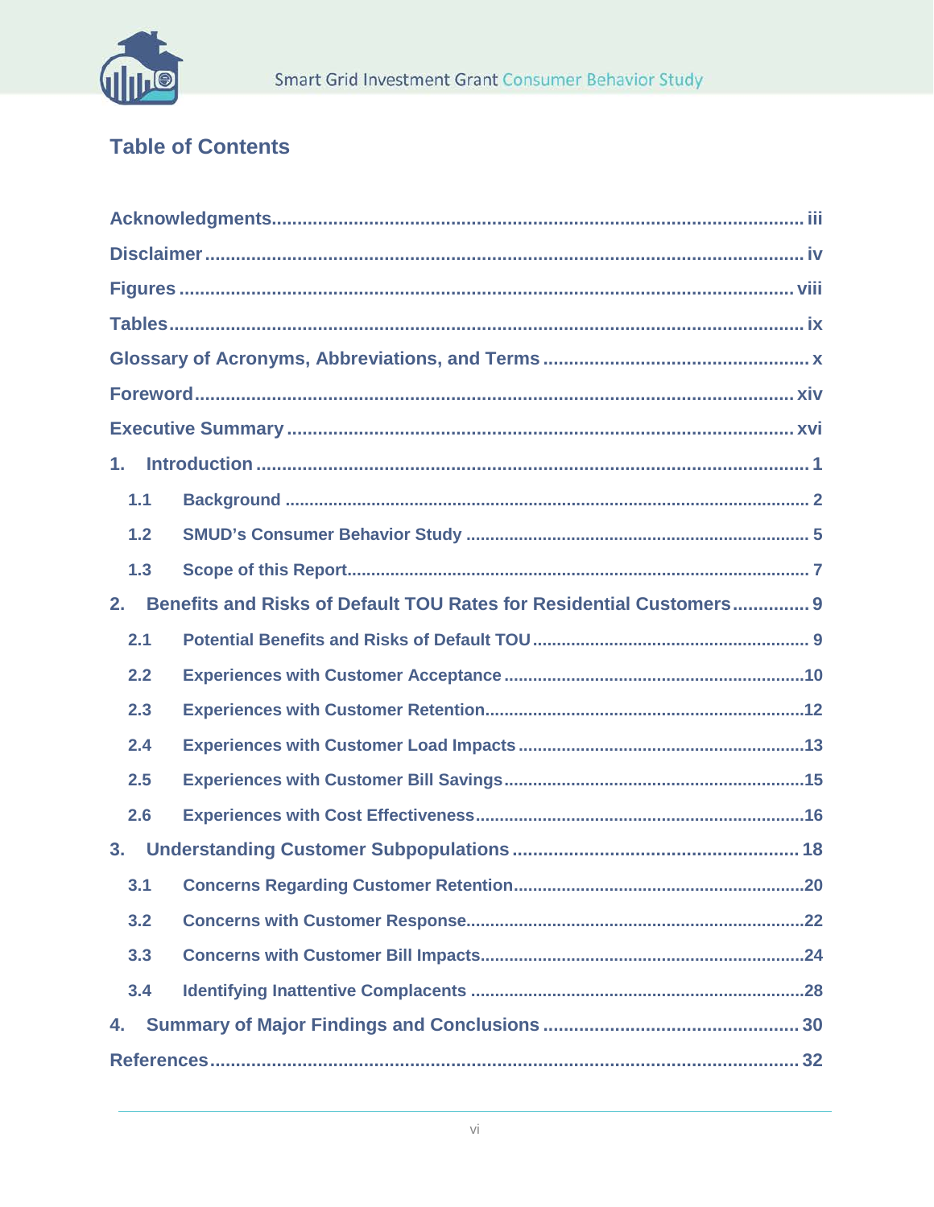## Table of Contents

Acknowledgments ..... iii

Disclaimer ..... iv

Figures ..... viii

Tables ..... ix

Glossary of Acronyms, Abbreviations, and Terms ..... x

Foreword ..... xiv

Executive Summary ..... xvi

1. Introduction ..... 1
   - 1.1 Background ..... 2
   - 1.2 SMUD's Consumer Behavior Study ..... 5
   - 1.3 Scope of this Report ..... 7
2. Benefits and Risks of Default TOU Rates for Residential Customers ..... 9
   - 2.1 Potential Benefits and Risks of Default TOU ..... 9
   - 2.2 Experiences with Customer Acceptance ..... 10
   - 2.3 Experiences with Customer Retention ..... 12
   - 2.4 Experiences with Customer Load Impacts ..... 13
   - 2.5 Experiences with Customer Bill Savings ..... 15
   - 2.6 Experiences with Cost Effectiveness ..... 16
3. Understanding Customer Subpopulations ..... 18
   - 3.1 Concerns Regarding Customer Retention ..... 20
   - 3.2 Concerns with Customer Response ..... 22
   - 3.3 Concerns with Customer Bill Impacts ..... 24
   - 3.4 Identifying Inattentive Complacents ..... 28
4. Summary of Major Findings and Conclusions ..... 30

References ..... 32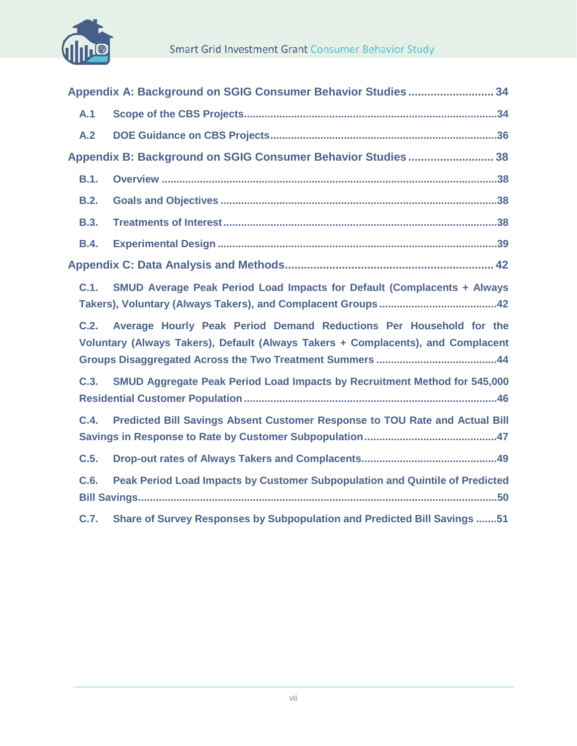Appendix A: Background on SGIG Consumer Behavior Studies ........................... 34

A.1 Scope of the CBS Projects .................................................................................... 34

A.2 DOE Guidance on CBS Projects ........................................................................... 36

Appendix B: Background on SGIG Consumer Behavior Studies ........................... 38

B.1. Overview ............................................................................................................... 38

B.2. Goals and Objectives ............................................................................................ 38

B.3. Treatments of Interest ........................................................................................... 38

B.4. Experimental Design ............................................................................................. 39

Appendix C: Data Analysis and Methods ................................................................... 42

C.1. SMUD Average Peak Period Load Impacts for Default (Complacents + Always Takers), Voluntary (Always Takers), and Complacent Groups ........................................ 42

C.2. Average Hourly Peak Period Demand Reductions Per Household for the Voluntary (Always Takers), Default (Always Takers + Complacents), and Complacent Groups Disaggregated Across the Two Treatment Summers ......................................... 44

C.3. SMUD Aggregate Peak Period Load Impacts by Recruitment Method for 545,000 Residential Customer Population .................................................................................... 46

C.4. Predicted Bill Savings Absent Customer Response to TOU Rate and Actual Bill Savings in Response to Rate by Customer Subpopulation ............................................ 47

C.5. Drop-out rates of Always Takers and Complacents ............................................. 49

C.6. Peak Period Load Impacts by Customer Subpopulation and Quintile of Predicted Bill Savings ........................................................................................................................ 50

C.7. Share of Survey Responses by Subpopulation and Predicted Bill Savings ....... 51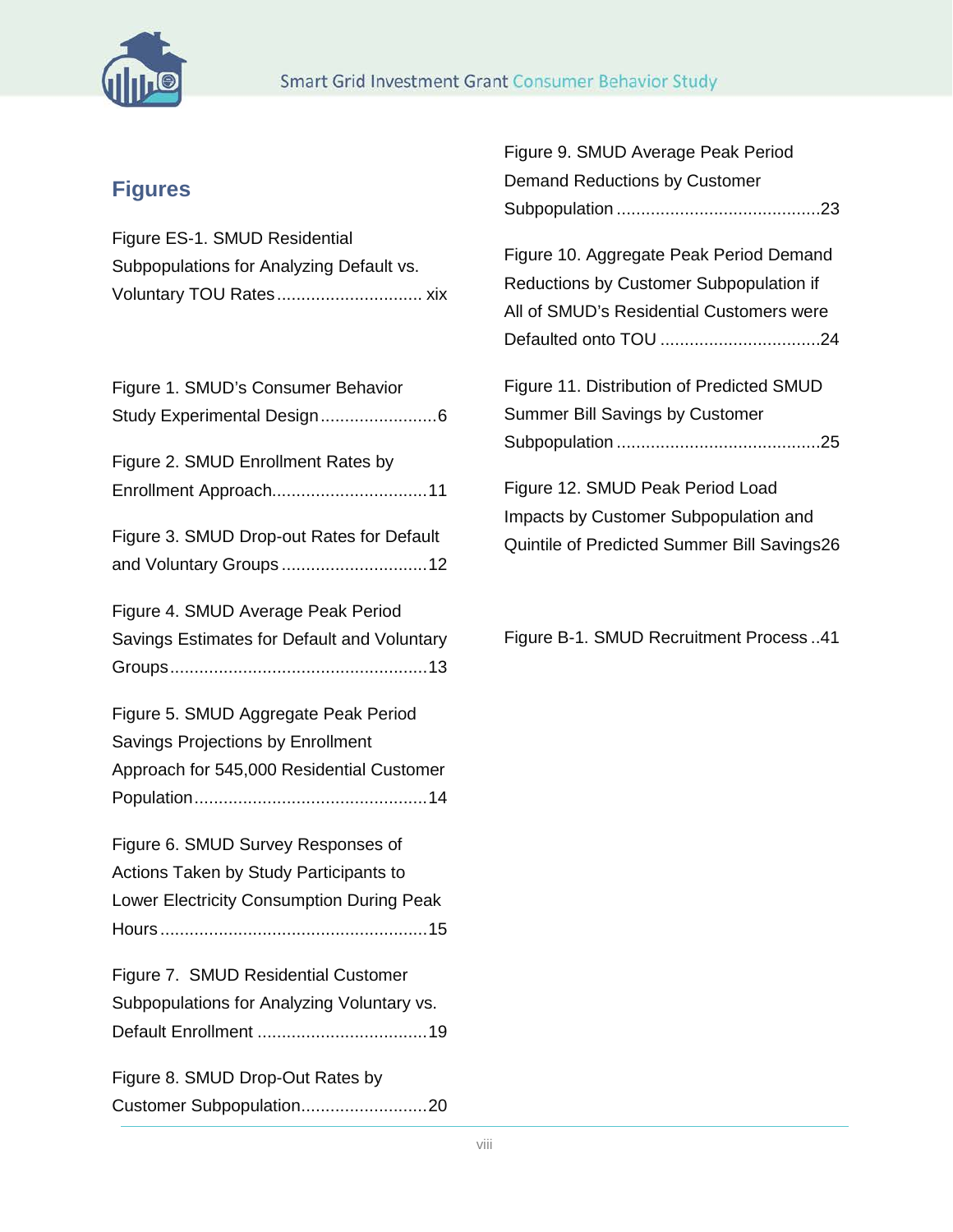## Figures

Figure ES-1. SMUD Residential Subpopulations for Analyzing Default vs. Voluntary TOU Rates ............................. xix

Figure 1. SMUD's Consumer Behavior Study Experimental Design ........................6

Figure 2. SMUD Enrollment Rates by Enrollment Approach................................11

Figure 3. SMUD Drop-out Rates for Default and Voluntary Groups ..............................12

Figure 4. SMUD Average Peak Period Savings Estimates for Default and Voluntary Groups.....................................................13

Figure 5. SMUD Aggregate Peak Period Savings Projections by Enrollment Approach for 545,000 Residential Customer Population................................................14

Figure 6. SMUD Survey Responses of Actions Taken by Study Participants to Lower Electricity Consumption During Peak Hours.......................................................15

Figure 7. SMUD Residential Customer Subpopulations for Analyzing Voluntary vs. Default Enrollment ..................................19

Figure 8. SMUD Drop-Out Rates by Customer Subpopulation..........................20

Figure 9. SMUD Average Peak Period Demand Reductions by Customer Subpopulation ..........................................23

Figure 10. Aggregate Peak Period Demand Reductions by Customer Subpopulation if All of SMUD's Residential Customers were Defaulted onto TOU ................................24

Figure 11. Distribution of Predicted SMUD Summer Bill Savings by Customer Subpopulation ..........................................25

Figure 12. SMUD Peak Period Load Impacts by Customer Subpopulation and Quintile of Predicted Summer Bill Savings26

Figure B-1. SMUD Recruitment Process ..41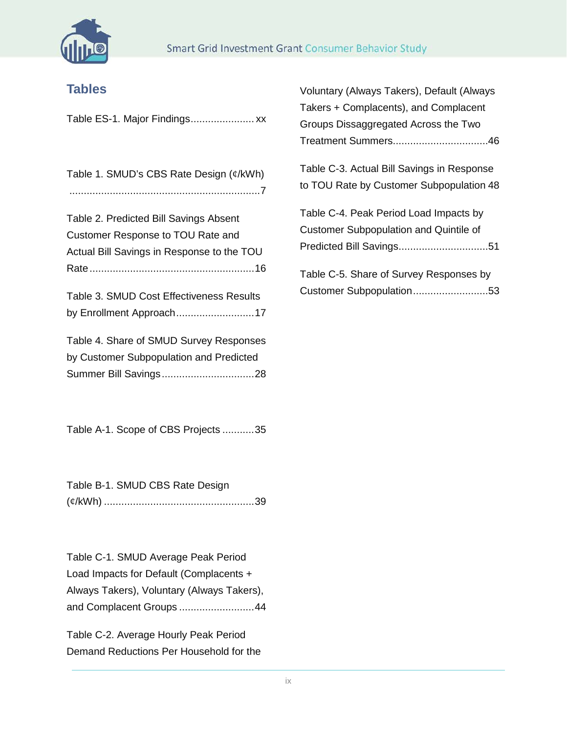## Tables

Table ES-1. Major Findings...................... xx

Table 1. SMUD's CBS Rate Design (¢/kWh) ..................................................................7

Table 2. Predicted Bill Savings Absent Customer Response to TOU Rate and Actual Bill Savings in Response to the TOU Rate .........................................................16

Table 3. SMUD Cost Effectiveness Results by Enrollment Approach...........................17

Table 4. Share of SMUD Survey Responses by Customer Subpopulation and Predicted Summer Bill Savings................................28

Table A-1. Scope of CBS Projects ...........35

Table B-1. SMUD CBS Rate Design (¢/kWh) ....................................................39

Table C-1. SMUD Average Peak Period Load Impacts for Default (Complacents + Always Takers), Voluntary (Always Takers), and Complacent Groups ..........................44

Table C-2. Average Hourly Peak Period Demand Reductions Per Household for the Voluntary (Always Takers), Default (Always Takers + Complacents), and Complacent Groups Dissaggregated Across the Two Treatment Summers.................................46

Table C-3. Actual Bill Savings in Response to TOU Rate by Customer Subpopulation 48

Table C-4. Peak Period Load Impacts by Customer Subpopulation and Quintile of Predicted Bill Savings...............................51

Table C-5. Share of Survey Responses by Customer Subpopulation..........................53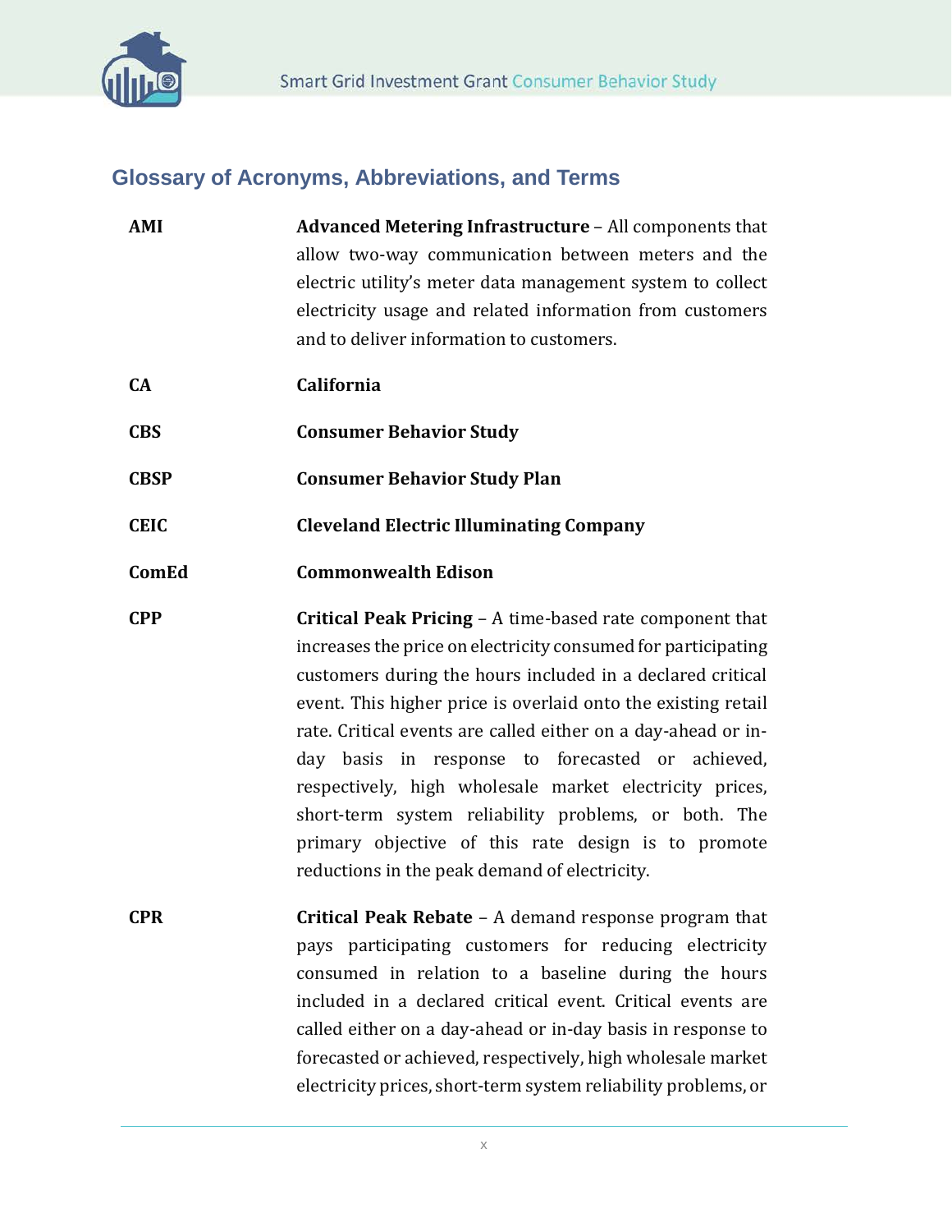## Glossary of Acronyms, Abbreviations, and Terms

**AMI** — **Advanced Metering Infrastructure** – All components that allow two-way communication between meters and the electric utility's meter data management system to collect electricity usage and related information from customers and to deliver information to customers.

**CA** — **California**

**CBS** — **Consumer Behavior Study**

**CBSP** — **Consumer Behavior Study Plan**

**CEIC** — **Cleveland Electric Illuminating Company**

**ComEd** — **Commonwealth Edison**

**CPP** — **Critical Peak Pricing** – A time-based rate component that increases the price on electricity consumed for participating customers during the hours included in a declared critical event. This higher price is overlaid onto the existing retail rate. Critical events are called either on a day-ahead or in-day basis in response to forecasted or achieved, respectively, high wholesale market electricity prices, short-term system reliability problems, or both. The primary objective of this rate design is to promote reductions in the peak demand of electricity.

**CPR** — **Critical Peak Rebate** – A demand response program that pays participating customers for reducing electricity consumed in relation to a baseline during the hours included in a declared critical event. Critical events are called either on a day-ahead or in-day basis in response to forecasted or achieved, respectively, high wholesale market electricity prices, short-term system reliability problems, or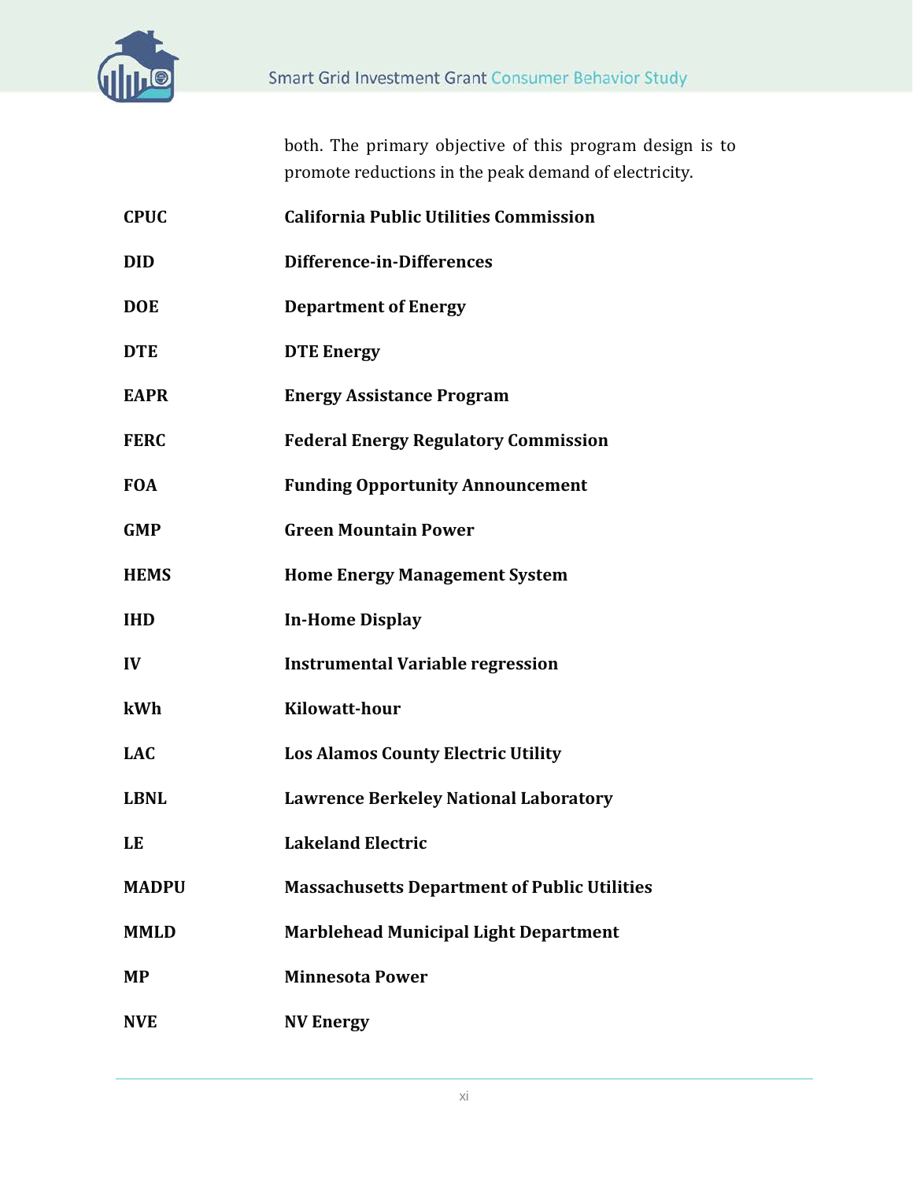| | |
|---|---|
| | both. The primary objective of this program design is to promote reductions in the peak demand of electricity. |
| **CPUC** | **California Public Utilities Commission** |
| **DID** | **Difference-in-Differences** |
| **DOE** | **Department of Energy** |
| **DTE** | **DTE Energy** |
| **EAPR** | **Energy Assistance Program** |
| **FERC** | **Federal Energy Regulatory Commission** |
| **FOA** | **Funding Opportunity Announcement** |
| **GMP** | **Green Mountain Power** |
| **HEMS** | **Home Energy Management System** |
| **IHD** | **In-Home Display** |
| **IV** | **Instrumental Variable regression** |
| **kWh** | **Kilowatt-hour** |
| **LAC** | **Los Alamos County Electric Utility** |
| **LBNL** | **Lawrence Berkeley National Laboratory** |
| **LE** | **Lakeland Electric** |
| **MADPU** | **Massachusetts Department of Public Utilities** |
| **MMLD** | **Marblehead Municipal Light Department** |
| **MP** | **Minnesota Power** |
| **NVE** | **NV Energy** |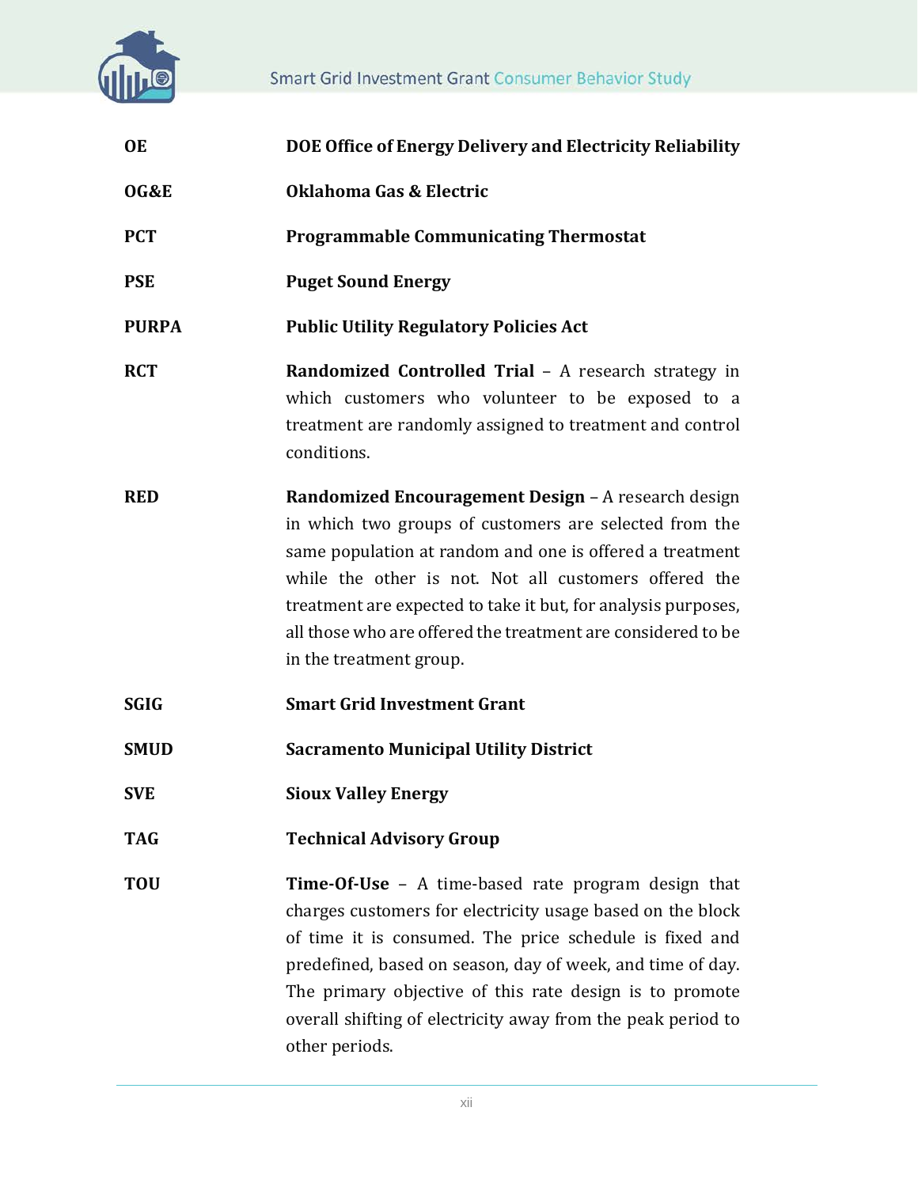| | |
|---|---|
| **OE** | **DOE Office of Energy Delivery and Electricity Reliability** |
| **OG&E** | **Oklahoma Gas & Electric** |
| **PCT** | **Programmable Communicating Thermostat** |
| **PSE** | **Puget Sound Energy** |
| **PURPA** | **Public Utility Regulatory Policies Act** |
| **RCT** | **Randomized Controlled Trial** – A research strategy in which customers who volunteer to be exposed to a treatment are randomly assigned to treatment and control conditions. |
| **RED** | **Randomized Encouragement Design** – A research design in which two groups of customers are selected from the same population at random and one is offered a treatment while the other is not. Not all customers offered the treatment are expected to take it but, for analysis purposes, all those who are offered the treatment are considered to be in the treatment group. |
| **SGIG** | **Smart Grid Investment Grant** |
| **SMUD** | **Sacramento Municipal Utility District** |
| **SVE** | **Sioux Valley Energy** |
| **TAG** | **Technical Advisory Group** |
| **TOU** | **Time-Of-Use** – A time-based rate program design that charges customers for electricity usage based on the block of time it is consumed. The price schedule is fixed and predefined, based on season, day of week, and time of day. The primary objective of this rate design is to promote overall shifting of electricity away from the peak period to other periods. |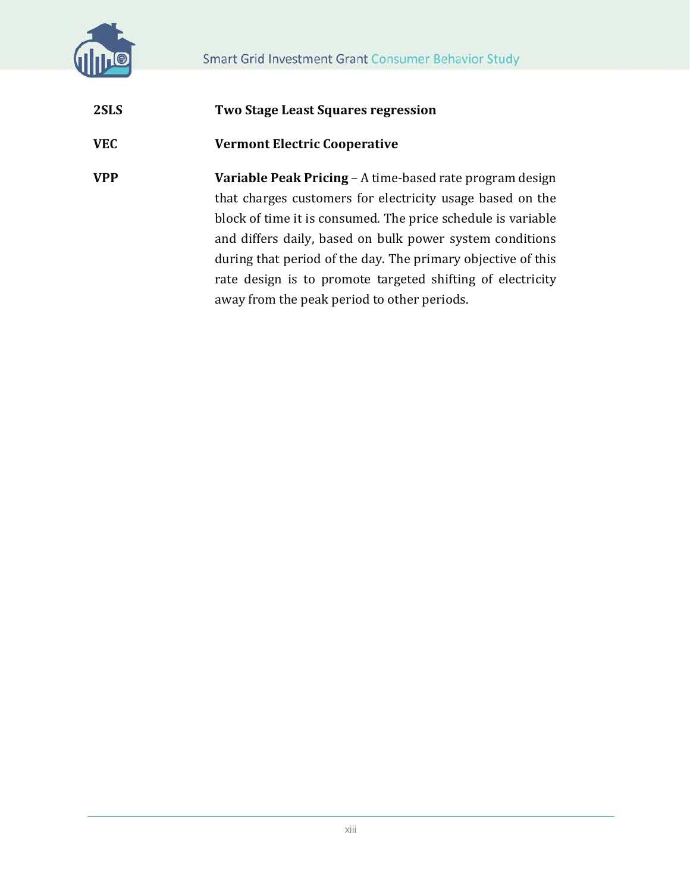**2SLS** **Two Stage Least Squares regression**

**VEC** **Vermont Electric Cooperative**

**VPP** **Variable Peak Pricing** – A time-based rate program design that charges customers for electricity usage based on the block of time it is consumed. The price schedule is variable and differs daily, based on bulk power system conditions during that period of the day. The primary objective of this rate design is to promote targeted shifting of electricity away from the peak period to other periods.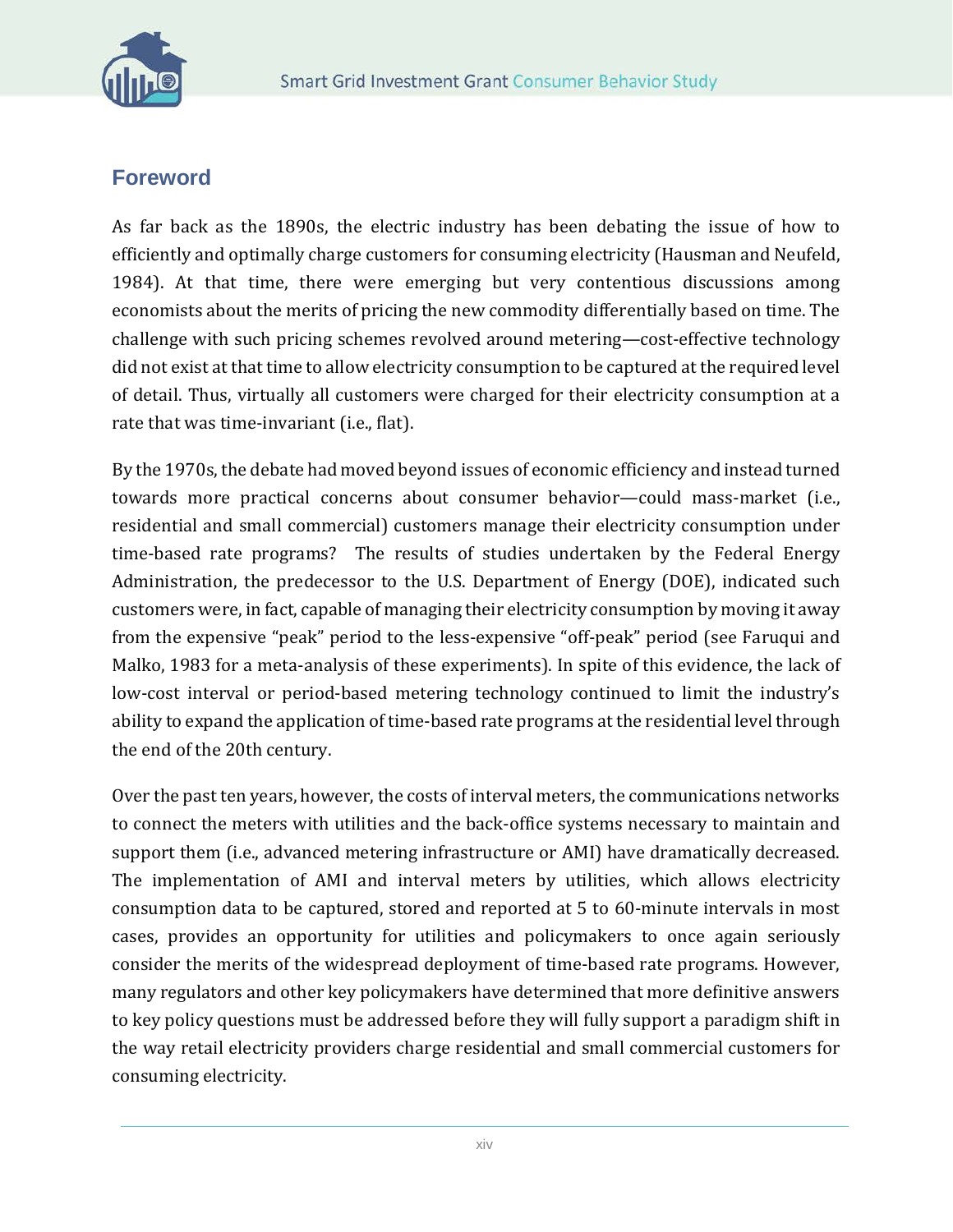## Foreword

As far back as the 1890s, the electric industry has been debating the issue of how to efficiently and optimally charge customers for consuming electricity (Hausman and Neufeld, 1984). At that time, there were emerging but very contentious discussions among economists about the merits of pricing the new commodity differentially based on time. The challenge with such pricing schemes revolved around metering—cost-effective technology did not exist at that time to allow electricity consumption to be captured at the required level of detail. Thus, virtually all customers were charged for their electricity consumption at a rate that was time-invariant (i.e., flat).

By the 1970s, the debate had moved beyond issues of economic efficiency and instead turned towards more practical concerns about consumer behavior—could mass-market (i.e., residential and small commercial) customers manage their electricity consumption under time-based rate programs? The results of studies undertaken by the Federal Energy Administration, the predecessor to the U.S. Department of Energy (DOE), indicated such customers were, in fact, capable of managing their electricity consumption by moving it away from the expensive "peak" period to the less-expensive "off-peak" period (see Faruqui and Malko, 1983 for a meta-analysis of these experiments). In spite of this evidence, the lack of low-cost interval or period-based metering technology continued to limit the industry's ability to expand the application of time-based rate programs at the residential level through the end of the 20th century.

Over the past ten years, however, the costs of interval meters, the communications networks to connect the meters with utilities and the back-office systems necessary to maintain and support them (i.e., advanced metering infrastructure or AMI) have dramatically decreased. The implementation of AMI and interval meters by utilities, which allows electricity consumption data to be captured, stored and reported at 5 to 60-minute intervals in most cases, provides an opportunity for utilities and policymakers to once again seriously consider the merits of the widespread deployment of time-based rate programs. However, many regulators and other key policymakers have determined that more definitive answers to key policy questions must be addressed before they will fully support a paradigm shift in the way retail electricity providers charge residential and small commercial customers for consuming electricity.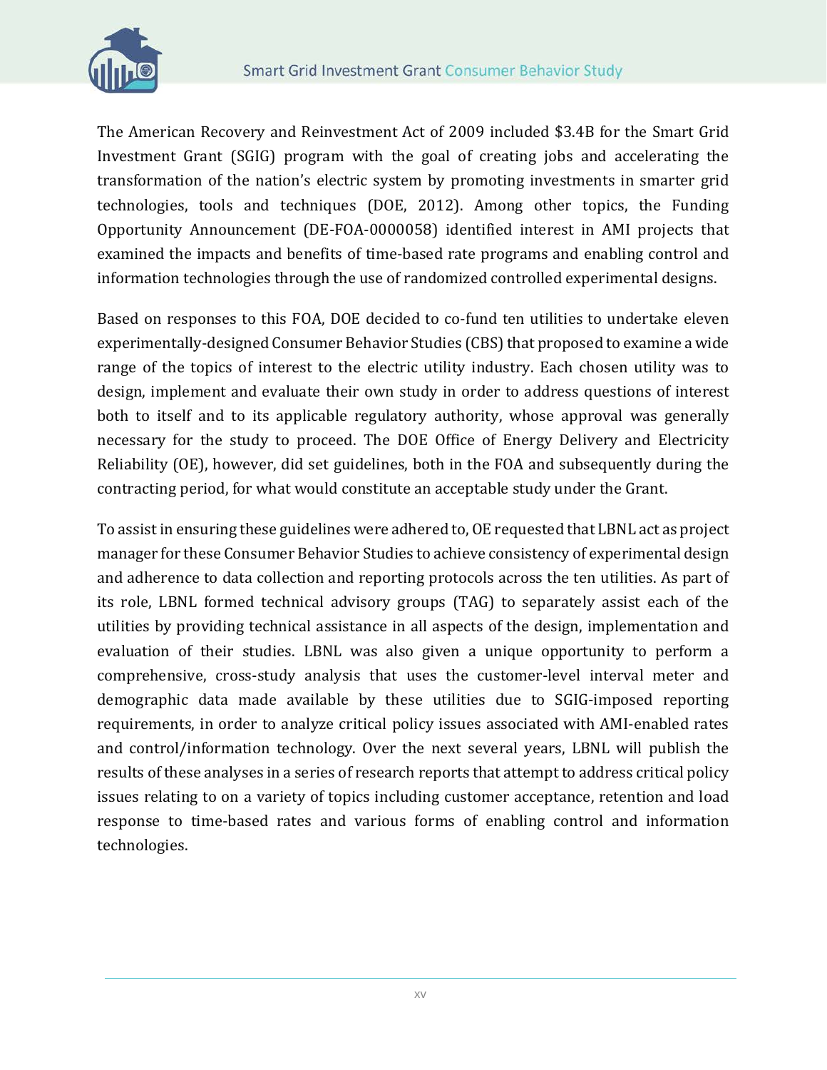The American Recovery and Reinvestment Act of 2009 included $3.4B for the Smart Grid Investment Grant (SGIG) program with the goal of creating jobs and accelerating the transformation of the nation's electric system by promoting investments in smarter grid technologies, tools and techniques (DOE, 2012). Among other topics, the Funding Opportunity Announcement (DE-FOA-0000058) identified interest in AMI projects that examined the impacts and benefits of time-based rate programs and enabling control and information technologies through the use of randomized controlled experimental designs.

Based on responses to this FOA, DOE decided to co-fund ten utilities to undertake eleven experimentally-designed Consumer Behavior Studies (CBS) that proposed to examine a wide range of the topics of interest to the electric utility industry. Each chosen utility was to design, implement and evaluate their own study in order to address questions of interest both to itself and to its applicable regulatory authority, whose approval was generally necessary for the study to proceed. The DOE Office of Energy Delivery and Electricity Reliability (OE), however, did set guidelines, both in the FOA and subsequently during the contracting period, for what would constitute an acceptable study under the Grant.

To assist in ensuring these guidelines were adhered to, OE requested that LBNL act as project manager for these Consumer Behavior Studies to achieve consistency of experimental design and adherence to data collection and reporting protocols across the ten utilities. As part of its role, LBNL formed technical advisory groups (TAG) to separately assist each of the utilities by providing technical assistance in all aspects of the design, implementation and evaluation of their studies. LBNL was also given a unique opportunity to perform a comprehensive, cross-study analysis that uses the customer-level interval meter and demographic data made available by these utilities due to SGIG-imposed reporting requirements, in order to analyze critical policy issues associated with AMI-enabled rates and control/information technology. Over the next several years, LBNL will publish the results of these analyses in a series of research reports that attempt to address critical policy issues relating to on a variety of topics including customer acceptance, retention and load response to time-based rates and various forms of enabling control and information technologies.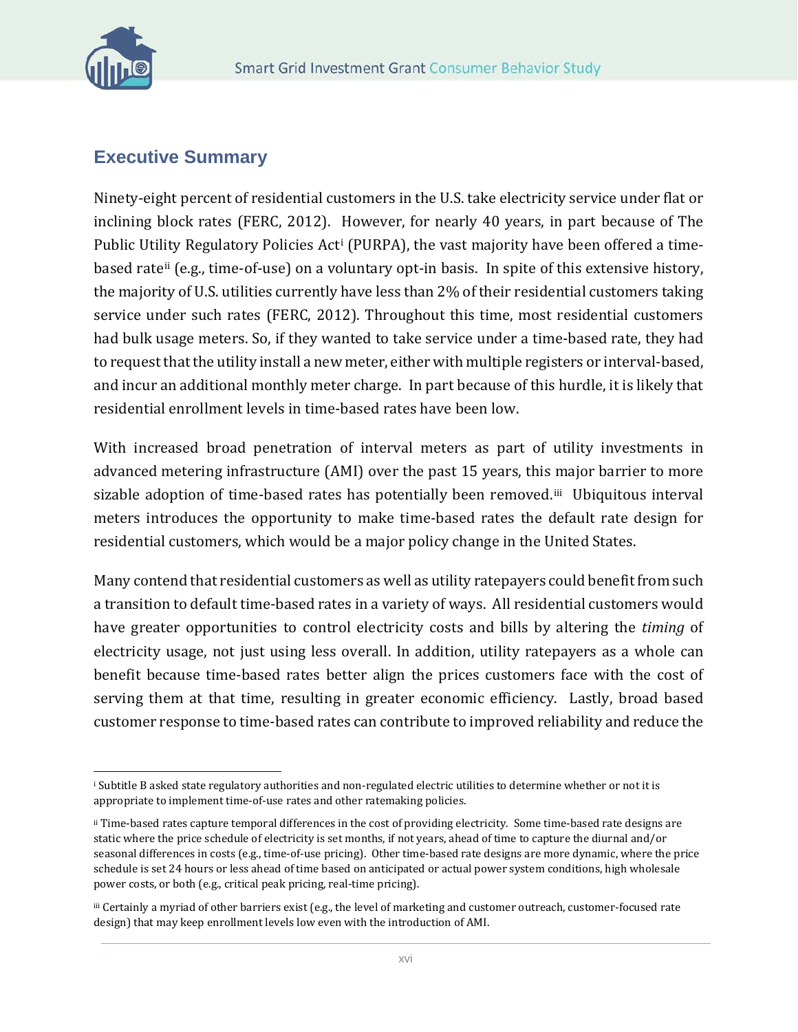## Executive Summary

Ninety-eight percent of residential customers in the U.S. take electricity service under flat or inclining block rates (FERC, 2012). However, for nearly 40 years, in part because of The Public Utility Regulatory Policies Act[i] (PURPA), the vast majority have been offered a time-based rate[ii] (e.g., time-of-use) on a voluntary opt-in basis. In spite of this extensive history, the majority of U.S. utilities currently have less than 2% of their residential customers taking service under such rates (FERC, 2012). Throughout this time, most residential customers had bulk usage meters. So, if they wanted to take service under a time-based rate, they had to request that the utility install a new meter, either with multiple registers or interval-based, and incur an additional monthly meter charge. In part because of this hurdle, it is likely that residential enrollment levels in time-based rates have been low.

With increased broad penetration of interval meters as part of utility investments in advanced metering infrastructure (AMI) over the past 15 years, this major barrier to more sizable adoption of time-based rates has potentially been removed.[iii] Ubiquitous interval meters introduces the opportunity to make time-based rates the default rate design for residential customers, which would be a major policy change in the United States.

Many contend that residential customers as well as utility ratepayers could benefit from such a transition to default time-based rates in a variety of ways. All residential customers would have greater opportunities to control electricity costs and bills by altering the *timing* of electricity usage, not just using less overall. In addition, utility ratepayers as a whole can benefit because time-based rates better align the prices customers face with the cost of serving them at that time, resulting in greater economic efficiency. Lastly, broad based customer response to time-based rates can contribute to improved reliability and reduce the

---

[i] Subtitle B asked state regulatory authorities and non-regulated electric utilities to determine whether or not it is appropriate to implement time-of-use rates and other ratemaking policies.

[ii] Time-based rates capture temporal differences in the cost of providing electricity. Some time-based rate designs are static where the price schedule of electricity is set months, if not years, ahead of time to capture the diurnal and/or seasonal differences in costs (e.g., time-of-use pricing). Other time-based rate designs are more dynamic, where the price schedule is set 24 hours or less ahead of time based on anticipated or actual power system conditions, high wholesale power costs, or both (e.g., critical peak pricing, real-time pricing).

[iii] Certainly a myriad of other barriers exist (e.g., the level of marketing and customer outreach, customer-focused rate design) that may keep enrollment levels low even with the introduction of AMI.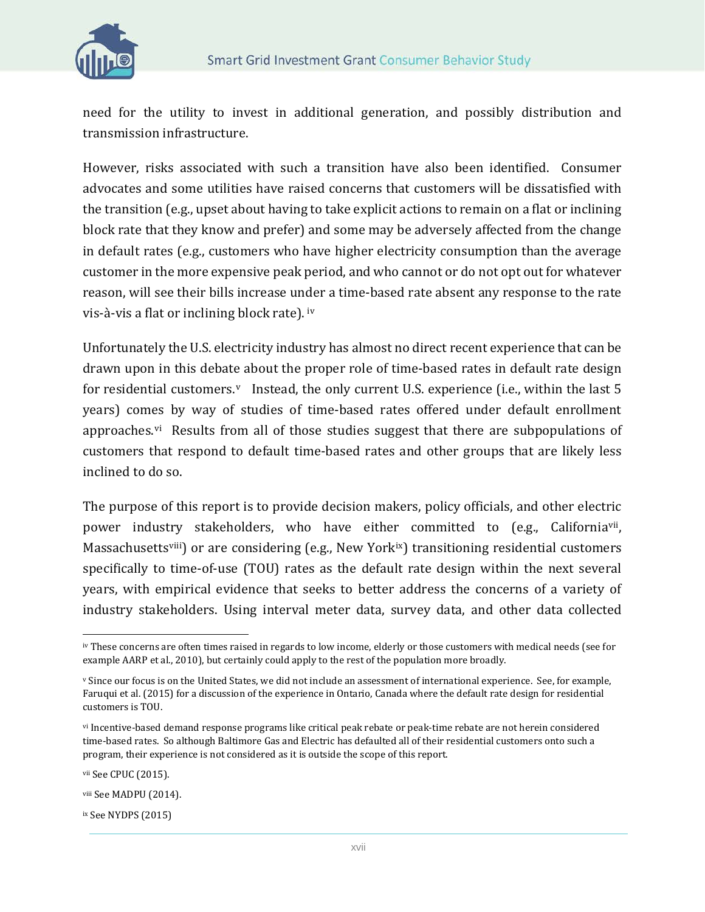need for the utility to invest in additional generation, and possibly distribution and transmission infrastructure.

However, risks associated with such a transition have also been identified. Consumer advocates and some utilities have raised concerns that customers will be dissatisfied with the transition (e.g., upset about having to take explicit actions to remain on a flat or inclining block rate that they know and prefer) and some may be adversely affected from the change in default rates (e.g., customers who have higher electricity consumption than the average customer in the more expensive peak period, and who cannot or do not opt out for whatever reason, will see their bills increase under a time-based rate absent any response to the rate vis-à-vis a flat or inclining block rate).[iv]

Unfortunately the U.S. electricity industry has almost no direct recent experience that can be drawn upon in this debate about the proper role of time-based rates in default rate design for residential customers.[v] Instead, the only current U.S. experience (i.e., within the last 5 years) comes by way of studies of time-based rates offered under default enrollment approaches.[vi] Results from all of those studies suggest that there are subpopulations of customers that respond to default time-based rates and other groups that are likely less inclined to do so.

The purpose of this report is to provide decision makers, policy officials, and other electric power industry stakeholders, who have either committed to (e.g., California[vii], Massachusetts[viii]) or are considering (e.g., New York[ix]) transitioning residential customers specifically to time-of-use (TOU) rates as the default rate design within the next several years, with empirical evidence that seeks to better address the concerns of a variety of industry stakeholders. Using interval meter data, survey data, and other data collected

---

[iv] These concerns are often times raised in regards to low income, elderly or those customers with medical needs (see for example AARP et al., 2010), but certainly could apply to the rest of the population more broadly.

[v] Since our focus is on the United States, we did not include an assessment of international experience. See, for example, Faruqui et al. (2015) for a discussion of the experience in Ontario, Canada where the default rate design for residential customers is TOU.

[vi] Incentive-based demand response programs like critical peak rebate or peak-time rebate are not herein considered time-based rates. So although Baltimore Gas and Electric has defaulted all of their residential customers onto such a program, their experience is not considered as it is outside the scope of this report.

[vii] See CPUC (2015).

[viii] See MADPU (2014).

[ix] See NYDPS (2015)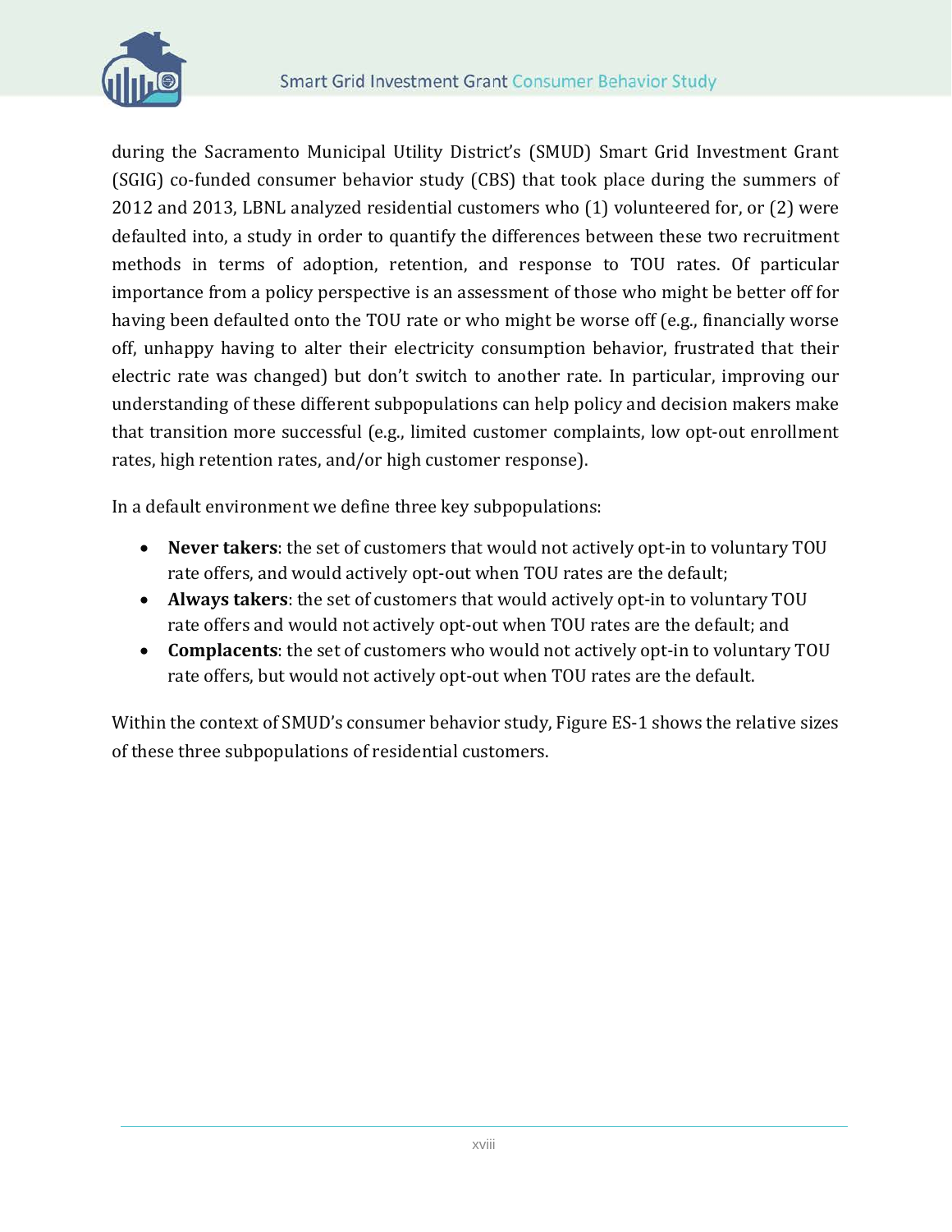during the Sacramento Municipal Utility District's (SMUD) Smart Grid Investment Grant (SGIG) co-funded consumer behavior study (CBS) that took place during the summers of 2012 and 2013, LBNL analyzed residential customers who (1) volunteered for, or (2) were defaulted into, a study in order to quantify the differences between these two recruitment methods in terms of adoption, retention, and response to TOU rates. Of particular importance from a policy perspective is an assessment of those who might be better off for having been defaulted onto the TOU rate or who might be worse off (e.g., financially worse off, unhappy having to alter their electricity consumption behavior, frustrated that their electric rate was changed) but don't switch to another rate. In particular, improving our understanding of these different subpopulations can help policy and decision makers make that transition more successful (e.g., limited customer complaints, low opt-out enrollment rates, high retention rates, and/or high customer response).

In a default environment we define three key subpopulations:

- **Never takers**: the set of customers that would not actively opt-in to voluntary TOU rate offers, and would actively opt-out when TOU rates are the default;
- **Always takers**: the set of customers that would actively opt-in to voluntary TOU rate offers and would not actively opt-out when TOU rates are the default; and
- **Complacents**: the set of customers who would not actively opt-in to voluntary TOU rate offers, but would not actively opt-out when TOU rates are the default.

Within the context of SMUD's consumer behavior study, Figure ES-1 shows the relative sizes of these three subpopulations of residential customers.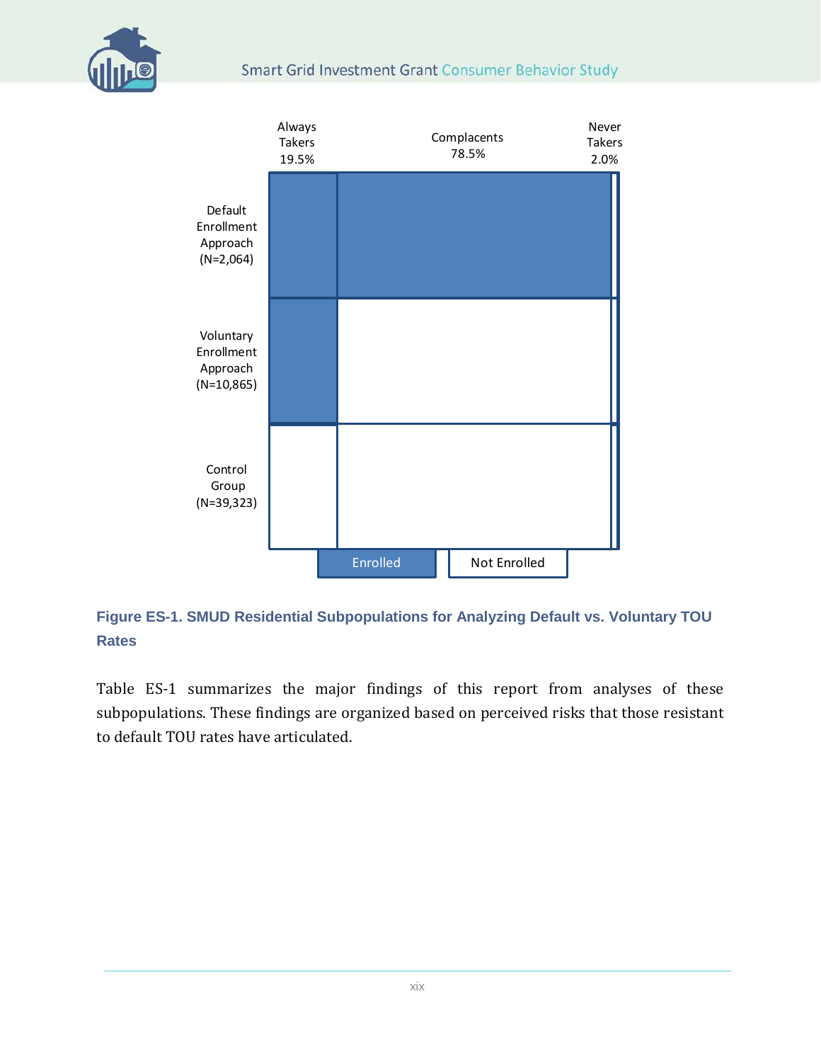Always Takers 19.5% | Complacents 78.5% | Never Takers 2.0%

Default Enrollment Approach (N=2,064)

Voluntary Enrollment Approach (N=10,865)

Control Group (N=39,323)

Enrolled | Not Enrolled

**Figure ES-1. SMUD Residential Subpopulations for Analyzing Default vs. Voluntary TOU Rates**

Table ES-1 summarizes the major findings of this report from analyses of these subpopulations. These findings are organized based on perceived risks that those resistant to default TOU rates have articulated.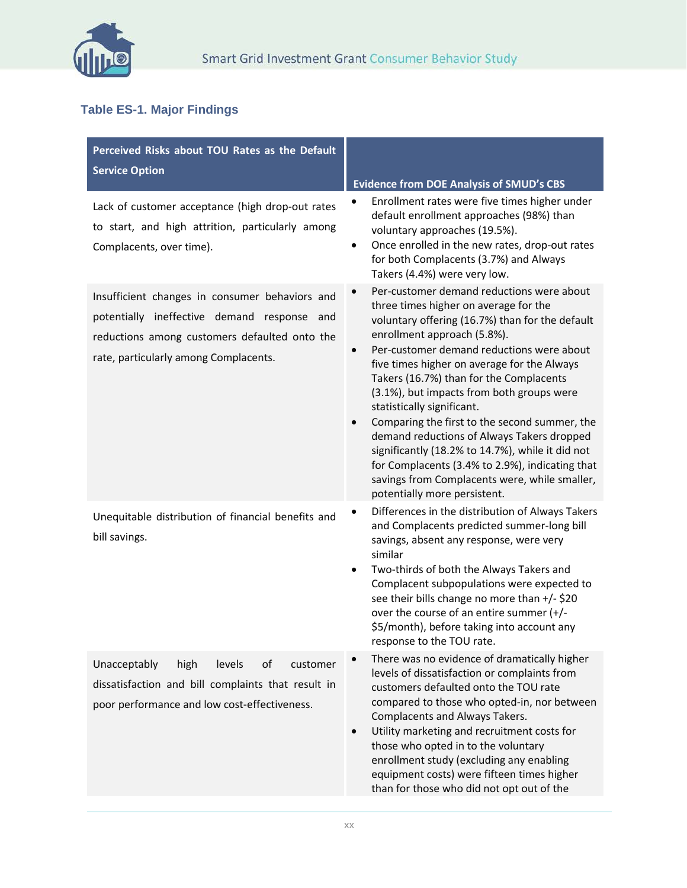### Table ES-1. Major Findings

| Perceived Risks about TOU Rates as the Default Service Option | Evidence from DOE Analysis of SMUD's CBS |
|---|---|
| Lack of customer acceptance (high drop-out rates to start, and high attrition, particularly among Complacents, over time). | • Enrollment rates were five times higher under default enrollment approaches (98%) than voluntary approaches (19.5%).<br>• Once enrolled in the new rates, drop-out rates for both Complacents (3.7%) and Always Takers (4.4%) were very low. |
| Insufficient changes in consumer behaviors and potentially ineffective demand response and reductions among customers defaulted onto the rate, particularly among Complacents. | • Per-customer demand reductions were about three times higher on average for the voluntary offering (16.7%) than for the default enrollment approach (5.8%).<br>• Per-customer demand reductions were about five times higher on average for the Always Takers (16.7%) than for the Complacents (3.1%), but impacts from both groups were statistically significant.<br>• Comparing the first to the second summer, the demand reductions of Always Takers dropped significantly (18.2% to 14.7%), while it did not for Complacents (3.4% to 2.9%), indicating that savings from Complacents were, while smaller, potentially more persistent. |
| Unequitable distribution of financial benefits and bill savings. | • Differences in the distribution of Always Takers and Complacents predicted summer-long bill savings, absent any response, were very similar<br>• Two-thirds of both the Always Takers and Complacent subpopulations were expected to see their bills change no more than +/- $20 over the course of an entire summer (+/- $5/month), before taking into account any response to the TOU rate. |
| Unacceptably high levels of customer dissatisfaction and bill complaints that result in poor performance and low cost-effectiveness. | • There was no evidence of dramatically higher levels of dissatisfaction or complaints from customers defaulted onto the TOU rate compared to those who opted-in, nor between Complacents and Always Takers.<br>• Utility marketing and recruitment costs for those who opted in to the voluntary enrollment study (excluding any enabling equipment costs) were fifteen times higher than for those who did not opt out of the |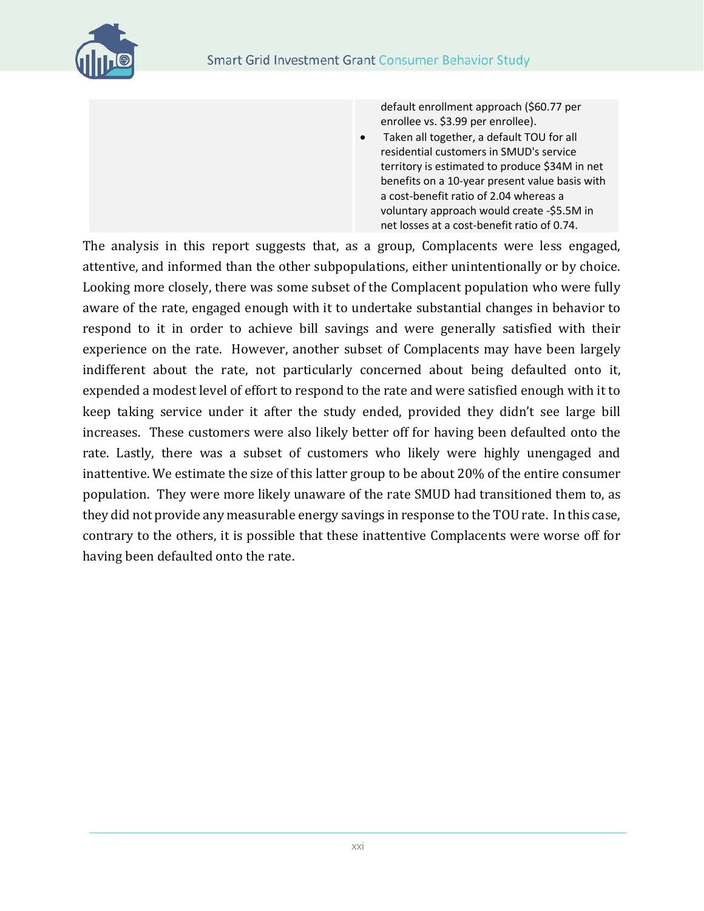|  | default enrollment approach ($60.77 per enrollee vs. $3.99 per enrollee).<br>• Taken all together, a default TOU for all residential customers in SMUD's service territory is estimated to produce $34M in net benefits on a 10-year present value basis with a cost-benefit ratio of 2.04 whereas a voluntary approach would create -$5.5M in net losses at a cost-benefit ratio of 0.74. |
|---|---|

The analysis in this report suggests that, as a group, Complacents were less engaged, attentive, and informed than the other subpopulations, either unintentionally or by choice. Looking more closely, there was some subset of the Complacent population who were fully aware of the rate, engaged enough with it to undertake substantial changes in behavior to respond to it in order to achieve bill savings and were generally satisfied with their experience on the rate. However, another subset of Complacents may have been largely indifferent about the rate, not particularly concerned about being defaulted onto it, expended a modest level of effort to respond to the rate and were satisfied enough with it to keep taking service under it after the study ended, provided they didn't see large bill increases. These customers were also likely better off for having been defaulted onto the rate. Lastly, there was a subset of customers who likely were highly unengaged and inattentive. We estimate the size of this latter group to be about 20% of the entire consumer population. They were more likely unaware of the rate SMUD had transitioned them to, as they did not provide any measurable energy savings in response to the TOU rate. In this case, contrary to the others, it is possible that these inattentive Complacents were worse off for having been defaulted onto the rate.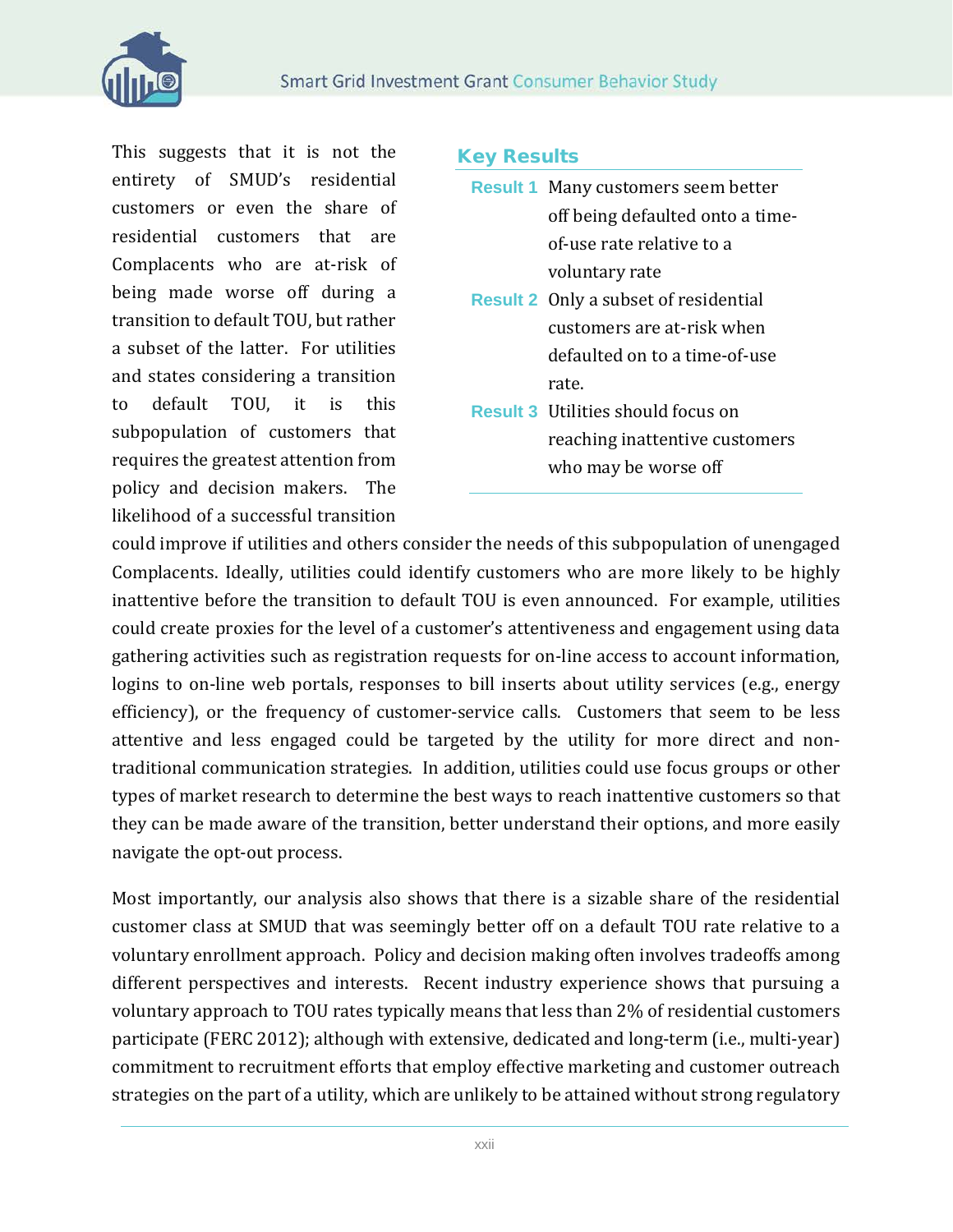This suggests that it is not the entirety of SMUD's residential customers or even the share of residential customers that are Complacents who are at-risk of being made worse off during a transition to default TOU, but rather a subset of the latter. For utilities and states considering a transition to default TOU, it is this subpopulation of customers that requires the greatest attention from policy and decision makers. The likelihood of a successful transition could improve if utilities and others consider the needs of this subpopulation of unengaged Complacents. Ideally, utilities could identify customers who are more likely to be highly inattentive before the transition to default TOU is even announced. For example, utilities could create proxies for the level of a customer's attentiveness and engagement using data gathering activities such as registration requests for on-line access to account information, logins to on-line web portals, responses to bill inserts about utility services (e.g., energy efficiency), or the frequency of customer-service calls. Customers that seem to be less attentive and less engaged could be targeted by the utility for more direct and non-traditional communication strategies. In addition, utilities could use focus groups or other types of market research to determine the best ways to reach inattentive customers so that they can be made aware of the transition, better understand their options, and more easily navigate the opt-out process.

### Key Results

**Result 1** Many customers seem better off being defaulted onto a time-of-use rate relative to a voluntary rate

**Result 2** Only a subset of residential customers are at-risk when defaulted on to a time-of-use rate.

**Result 3** Utilities should focus on reaching inattentive customers who may be worse off

Most importantly, our analysis also shows that there is a sizable share of the residential customer class at SMUD that was seemingly better off on a default TOU rate relative to a voluntary enrollment approach. Policy and decision making often involves tradeoffs among different perspectives and interests. Recent industry experience shows that pursuing a voluntary approach to TOU rates typically means that less than 2% of residential customers participate (FERC 2012); although with extensive, dedicated and long-term (i.e., multi-year) commitment to recruitment efforts that employ effective marketing and customer outreach strategies on the part of a utility, which are unlikely to be attained without strong regulatory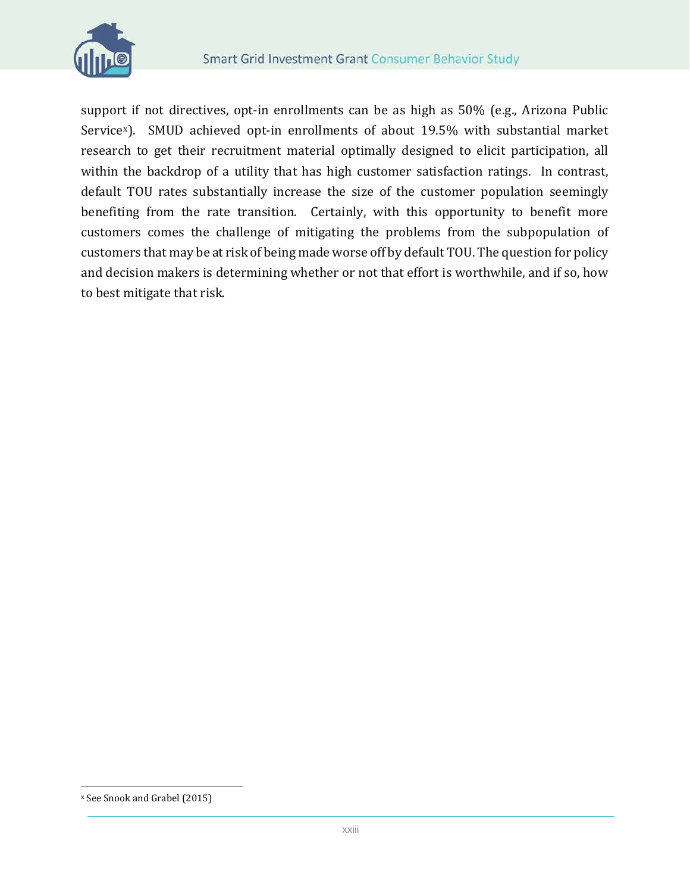support if not directives, opt-in enrollments can be as high as 50% (e.g., Arizona Public Service[x]). SMUD achieved opt-in enrollments of about 19.5% with substantial market research to get their recruitment material optimally designed to elicit participation, all within the backdrop of a utility that has high customer satisfaction ratings. In contrast, default TOU rates substantially increase the size of the customer population seemingly benefiting from the rate transition. Certainly, with this opportunity to benefit more customers comes the challenge of mitigating the problems from the subpopulation of customers that may be at risk of being made worse off by default TOU. The question for policy and decision makers is determining whether or not that effort is worthwhile, and if so, how to best mitigate that risk.

---

[x] See Snook and Grabel (2015)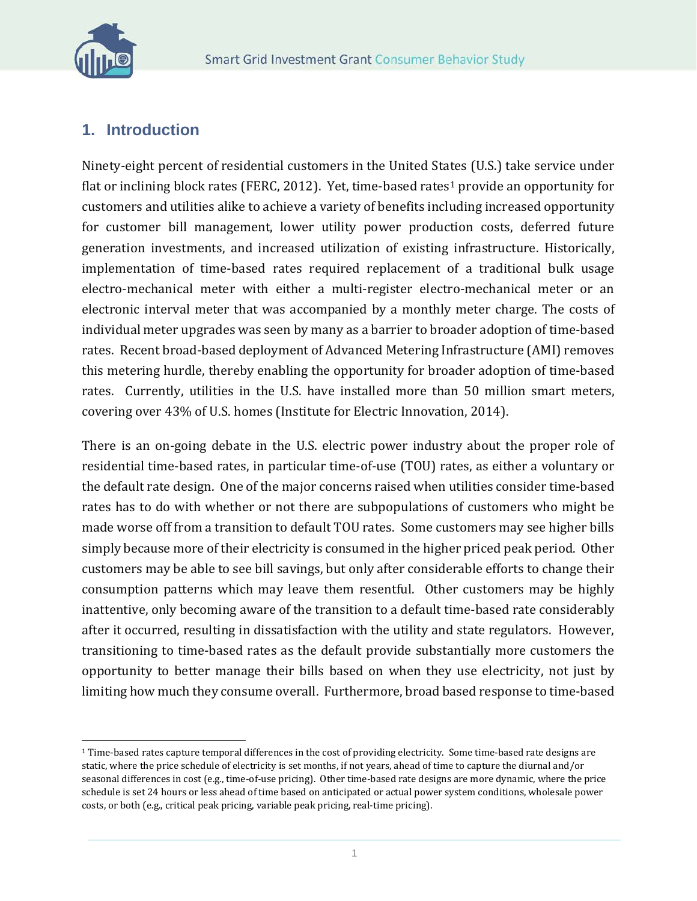## 1. Introduction

Ninety-eight percent of residential customers in the United States (U.S.) take service under flat or inclining block rates (FERC, 2012). Yet, time-based rates[1] provide an opportunity for customers and utilities alike to achieve a variety of benefits including increased opportunity for customer bill management, lower utility power production costs, deferred future generation investments, and increased utilization of existing infrastructure. Historically, implementation of time-based rates required replacement of a traditional bulk usage electro-mechanical meter with either a multi-register electro-mechanical meter or an electronic interval meter that was accompanied by a monthly meter charge. The costs of individual meter upgrades was seen by many as a barrier to broader adoption of time-based rates. Recent broad-based deployment of Advanced Metering Infrastructure (AMI) removes this metering hurdle, thereby enabling the opportunity for broader adoption of time-based rates. Currently, utilities in the U.S. have installed more than 50 million smart meters, covering over 43% of U.S. homes (Institute for Electric Innovation, 2014).

There is an on-going debate in the U.S. electric power industry about the proper role of residential time-based rates, in particular time-of-use (TOU) rates, as either a voluntary or the default rate design. One of the major concerns raised when utilities consider time-based rates has to do with whether or not there are subpopulations of customers who might be made worse off from a transition to default TOU rates. Some customers may see higher bills simply because more of their electricity is consumed in the higher priced peak period. Other customers may be able to see bill savings, but only after considerable efforts to change their consumption patterns which may leave them resentful. Other customers may be highly inattentive, only becoming aware of the transition to a default time-based rate considerably after it occurred, resulting in dissatisfaction with the utility and state regulators. However, transitioning to time-based rates as the default provide substantially more customers the opportunity to better manage their bills based on when they use electricity, not just by limiting how much they consume overall. Furthermore, broad based response to time-based

[1] Time-based rates capture temporal differences in the cost of providing electricity. Some time-based rate designs are static, where the price schedule of electricity is set months, if not years, ahead of time to capture the diurnal and/or seasonal differences in cost (e.g., time-of-use pricing). Other time-based rate designs are more dynamic, where the price schedule is set 24 hours or less ahead of time based on anticipated or actual power system conditions, wholesale power costs, or both (e.g., critical peak pricing, variable peak pricing, real-time pricing).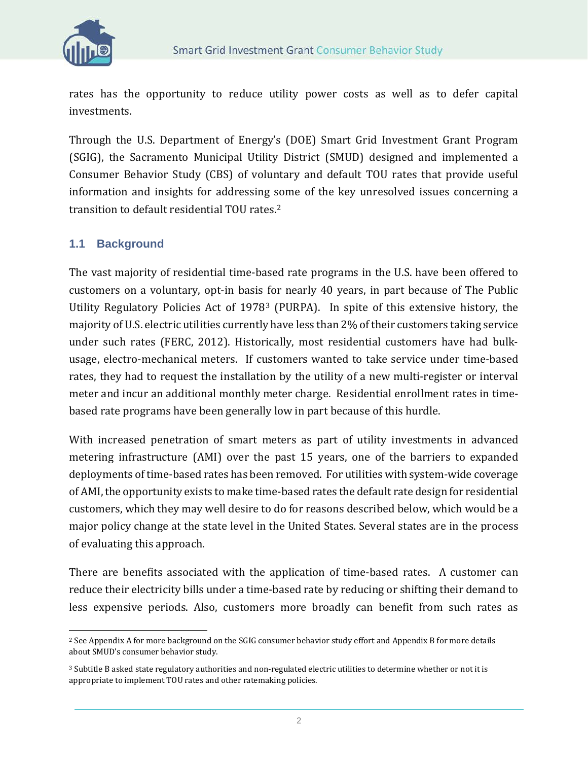rates has the opportunity to reduce utility power costs as well as to defer capital investments.

Through the U.S. Department of Energy's (DOE) Smart Grid Investment Grant Program (SGIG), the Sacramento Municipal Utility District (SMUD) designed and implemented a Consumer Behavior Study (CBS) of voluntary and default TOU rates that provide useful information and insights for addressing some of the key unresolved issues concerning a transition to default residential TOU rates.[2]

## 1.1 Background

The vast majority of residential time-based rate programs in the U.S. have been offered to customers on a voluntary, opt-in basis for nearly 40 years, in part because of The Public Utility Regulatory Policies Act of 1978[3] (PURPA). In spite of this extensive history, the majority of U.S. electric utilities currently have less than 2% of their customers taking service under such rates (FERC, 2012). Historically, most residential customers have had bulk-usage, electro-mechanical meters. If customers wanted to take service under time-based rates, they had to request the installation by the utility of a new multi-register or interval meter and incur an additional monthly meter charge. Residential enrollment rates in time-based rate programs have been generally low in part because of this hurdle.

With increased penetration of smart meters as part of utility investments in advanced metering infrastructure (AMI) over the past 15 years, one of the barriers to expanded deployments of time-based rates has been removed. For utilities with system-wide coverage of AMI, the opportunity exists to make time-based rates the default rate design for residential customers, which they may well desire to do for reasons described below, which would be a major policy change at the state level in the United States. Several states are in the process of evaluating this approach.

There are benefits associated with the application of time-based rates. A customer can reduce their electricity bills under a time-based rate by reducing or shifting their demand to less expensive periods. Also, customers more broadly can benefit from such rates as

---

[2] See Appendix A for more background on the SGIG consumer behavior study effort and Appendix B for more details about SMUD's consumer behavior study.

[3] Subtitle B asked state regulatory authorities and non-regulated electric utilities to determine whether or not it is appropriate to implement TOU rates and other ratemaking policies.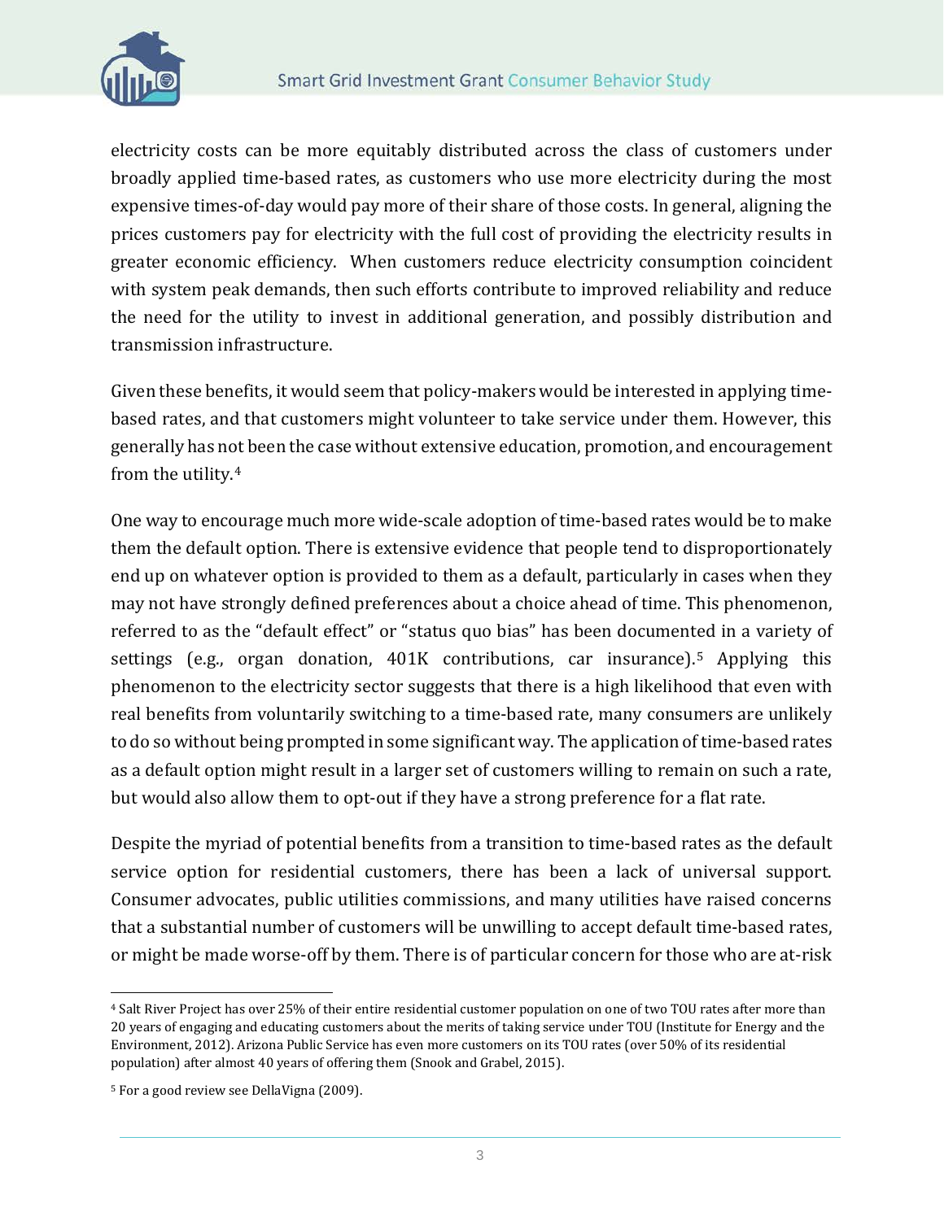electricity costs can be more equitably distributed across the class of customers under broadly applied time-based rates, as customers who use more electricity during the most expensive times-of-day would pay more of their share of those costs. In general, aligning the prices customers pay for electricity with the full cost of providing the electricity results in greater economic efficiency. When customers reduce electricity consumption coincident with system peak demands, then such efforts contribute to improved reliability and reduce the need for the utility to invest in additional generation, and possibly distribution and transmission infrastructure.

Given these benefits, it would seem that policy-makers would be interested in applying time-based rates, and that customers might volunteer to take service under them. However, this generally has not been the case without extensive education, promotion, and encouragement from the utility.[4]

One way to encourage much more wide-scale adoption of time-based rates would be to make them the default option. There is extensive evidence that people tend to disproportionately end up on whatever option is provided to them as a default, particularly in cases when they may not have strongly defined preferences about a choice ahead of time. This phenomenon, referred to as the "default effect" or "status quo bias" has been documented in a variety of settings (e.g., organ donation, 401K contributions, car insurance).[5] Applying this phenomenon to the electricity sector suggests that there is a high likelihood that even with real benefits from voluntarily switching to a time-based rate, many consumers are unlikely to do so without being prompted in some significant way. The application of time-based rates as a default option might result in a larger set of customers willing to remain on such a rate, but would also allow them to opt-out if they have a strong preference for a flat rate.

Despite the myriad of potential benefits from a transition to time-based rates as the default service option for residential customers, there has been a lack of universal support. Consumer advocates, public utilities commissions, and many utilities have raised concerns that a substantial number of customers will be unwilling to accept default time-based rates, or might be made worse-off by them. There is of particular concern for those who are at-risk

---

[4] Salt River Project has over 25% of their entire residential customer population on one of two TOU rates after more than 20 years of engaging and educating customers about the merits of taking service under TOU (Institute for Energy and the Environment, 2012). Arizona Public Service has even more customers on its TOU rates (over 50% of its residential population) after almost 40 years of offering them (Snook and Grabel, 2015).

[5] For a good review see DellaVigna (2009).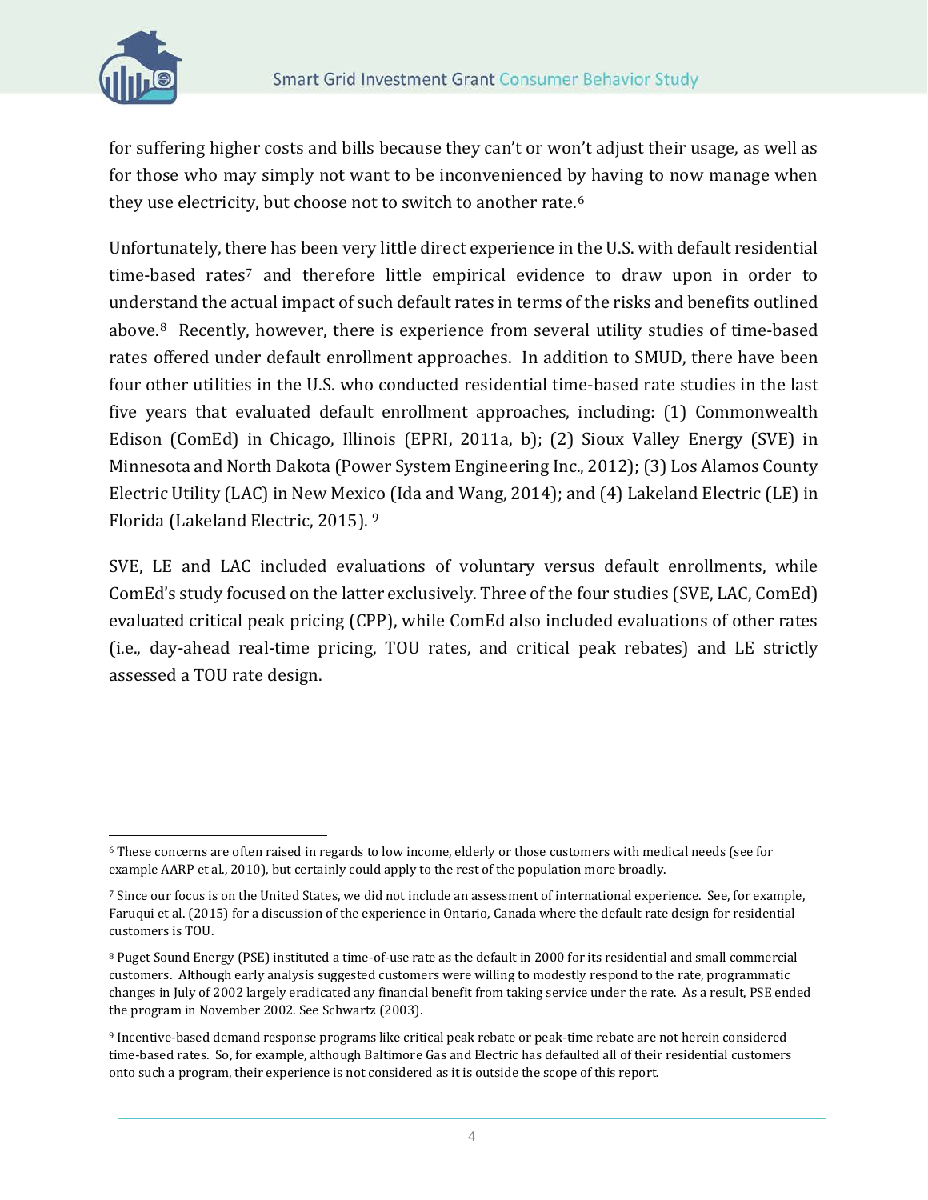for suffering higher costs and bills because they can't or won't adjust their usage, as well as for those who may simply not want to be inconvenienced by having to now manage when they use electricity, but choose not to switch to another rate.[6]

Unfortunately, there has been very little direct experience in the U.S. with default residential time-based rates[7] and therefore little empirical evidence to draw upon in order to understand the actual impact of such default rates in terms of the risks and benefits outlined above.[8] Recently, however, there is experience from several utility studies of time-based rates offered under default enrollment approaches. In addition to SMUD, there have been four other utilities in the U.S. who conducted residential time-based rate studies in the last five years that evaluated default enrollment approaches, including: (1) Commonwealth Edison (ComEd) in Chicago, Illinois (EPRI, 2011a, b); (2) Sioux Valley Energy (SVE) in Minnesota and North Dakota (Power System Engineering Inc., 2012); (3) Los Alamos County Electric Utility (LAC) in New Mexico (Ida and Wang, 2014); and (4) Lakeland Electric (LE) in Florida (Lakeland Electric, 2015).[9]

SVE, LE and LAC included evaluations of voluntary versus default enrollments, while ComEd's study focused on the latter exclusively. Three of the four studies (SVE, LAC, ComEd) evaluated critical peak pricing (CPP), while ComEd also included evaluations of other rates (i.e., day-ahead real-time pricing, TOU rates, and critical peak rebates) and LE strictly assessed a TOU rate design.

---

[6] These concerns are often raised in regards to low income, elderly or those customers with medical needs (see for example AARP et al., 2010), but certainly could apply to the rest of the population more broadly.

[7] Since our focus is on the United States, we did not include an assessment of international experience. See, for example, Faruqui et al. (2015) for a discussion of the experience in Ontario, Canada where the default rate design for residential customers is TOU.

[8] Puget Sound Energy (PSE) instituted a time-of-use rate as the default in 2000 for its residential and small commercial customers. Although early analysis suggested customers were willing to modestly respond to the rate, programmatic changes in July of 2002 largely eradicated any financial benefit from taking service under the rate. As a result, PSE ended the program in November 2002. See Schwartz (2003).

[9] Incentive-based demand response programs like critical peak rebate or peak-time rebate are not herein considered time-based rates. So, for example, although Baltimore Gas and Electric has defaulted all of their residential customers onto such a program, their experience is not considered as it is outside the scope of this report.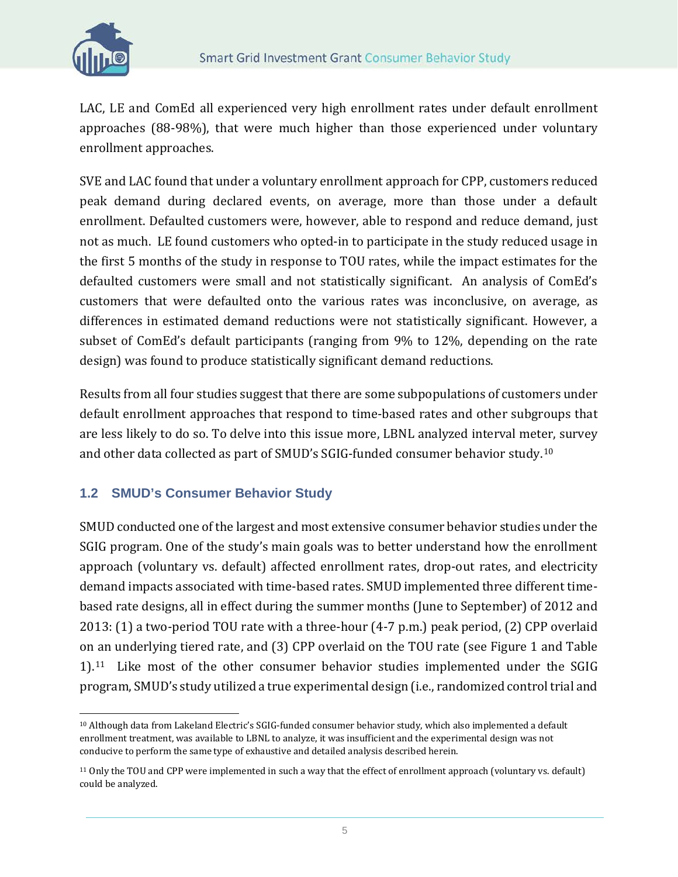LAC, LE and ComEd all experienced very high enrollment rates under default enrollment approaches (88-98%), that were much higher than those experienced under voluntary enrollment approaches.

SVE and LAC found that under a voluntary enrollment approach for CPP, customers reduced peak demand during declared events, on average, more than those under a default enrollment. Defaulted customers were, however, able to respond and reduce demand, just not as much. LE found customers who opted-in to participate in the study reduced usage in the first 5 months of the study in response to TOU rates, while the impact estimates for the defaulted customers were small and not statistically significant. An analysis of ComEd's customers that were defaulted onto the various rates was inconclusive, on average, as differences in estimated demand reductions were not statistically significant. However, a subset of ComEd's default participants (ranging from 9% to 12%, depending on the rate design) was found to produce statistically significant demand reductions.

Results from all four studies suggest that there are some subpopulations of customers under default enrollment approaches that respond to time-based rates and other subgroups that are less likely to do so. To delve into this issue more, LBNL analyzed interval meter, survey and other data collected as part of SMUD's SGIG-funded consumer behavior study.[10]

## 1.2 SMUD's Consumer Behavior Study

SMUD conducted one of the largest and most extensive consumer behavior studies under the SGIG program. One of the study's main goals was to better understand how the enrollment approach (voluntary vs. default) affected enrollment rates, drop-out rates, and electricity demand impacts associated with time-based rates. SMUD implemented three different time-based rate designs, all in effect during the summer months (June to September) of 2012 and 2013: (1) a two-period TOU rate with a three-hour (4-7 p.m.) peak period, (2) CPP overlaid on an underlying tiered rate, and (3) CPP overlaid on the TOU rate (see Figure 1 and Table 1).[11] Like most of the other consumer behavior studies implemented under the SGIG program, SMUD's study utilized a true experimental design (i.e., randomized control trial and

---

[10] Although data from Lakeland Electric's SGIG-funded consumer behavior study, which also implemented a default enrollment treatment, was available to LBNL to analyze, it was insufficient and the experimental design was not conducive to perform the same type of exhaustive and detailed analysis described herein.

[11] Only the TOU and CPP were implemented in such a way that the effect of enrollment approach (voluntary vs. default) could be analyzed.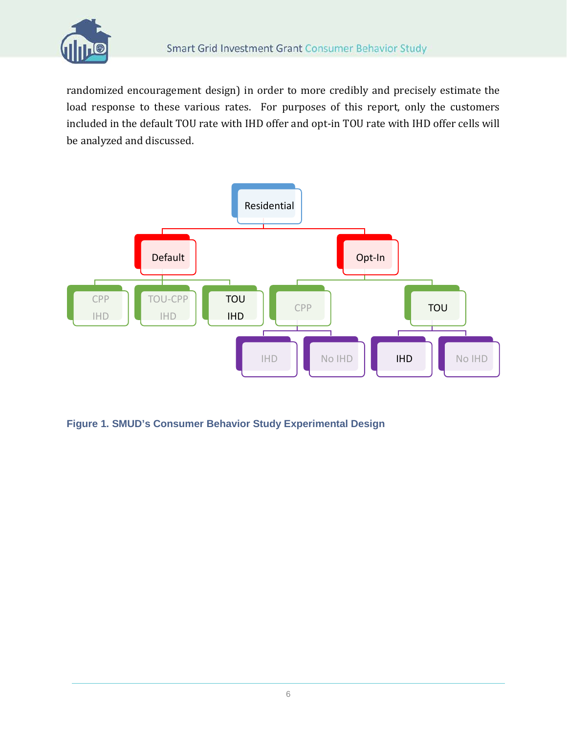randomized encouragement design) in order to more credibly and precisely estimate the load response to these various rates. For purposes of this report, only the customers included in the default TOU rate with IHD offer and opt-in TOU rate with IHD offer cells will be analyzed and discussed.

**Figure 1. SMUD's Consumer Behavior Study Experimental Design**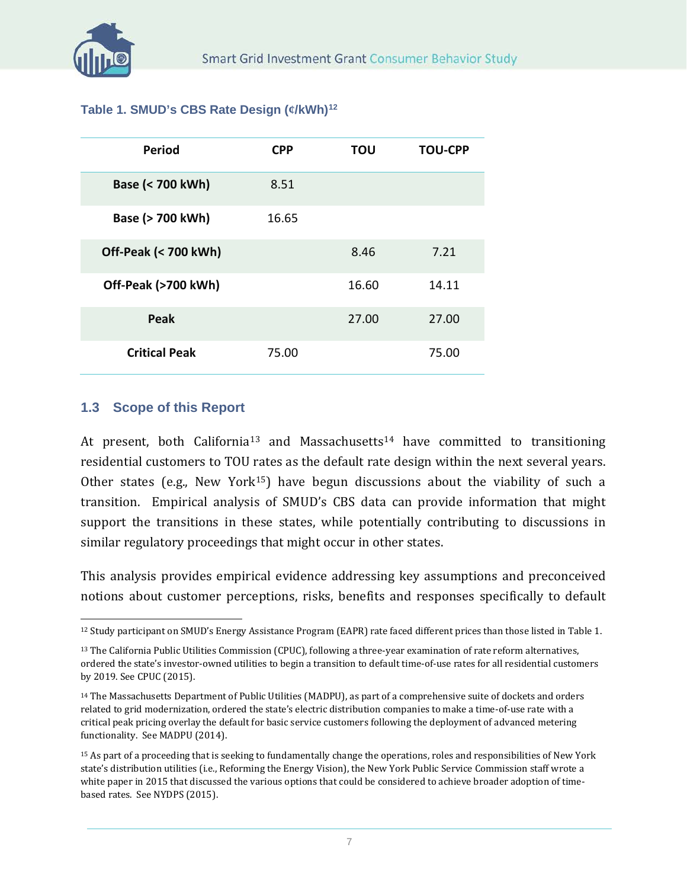**Table 1. SMUD's CBS Rate Design (¢/kWh)[12]**

| Period | CPP | TOU | TOU-CPP |
|---|---|---|---|
| Base (< 700 kWh) | 8.51 | | |
| Base (> 700 kWh) | 16.65 | | |
| Off-Peak (< 700 kWh) | | 8.46 | 7.21 |
| Off-Peak (>700 kWh) | | 16.60 | 14.11 |
| Peak | | 27.00 | 27.00 |
| Critical Peak | 75.00 | | 75.00 |

### 1.3 Scope of this Report

At present, both California[13] and Massachusetts[14] have committed to transitioning residential customers to TOU rates as the default rate design within the next several years. Other states (e.g., New York[15]) have begun discussions about the viability of such a transition. Empirical analysis of SMUD's CBS data can provide information that might support the transitions in these states, while potentially contributing to discussions in similar regulatory proceedings that might occur in other states.

This analysis provides empirical evidence addressing key assumptions and preconceived notions about customer perceptions, risks, benefits and responses specifically to default

---

[12] Study participant on SMUD's Energy Assistance Program (EAPR) rate faced different prices than those listed in Table 1.

[13] The California Public Utilities Commission (CPUC), following a three-year examination of rate reform alternatives, ordered the state's investor-owned utilities to begin a transition to default time-of-use rates for all residential customers by 2019. See CPUC (2015).

[14] The Massachusetts Department of Public Utilities (MADPU), as part of a comprehensive suite of dockets and orders related to grid modernization, ordered the state's electric distribution companies to make a time-of-use rate with a critical peak pricing overlay the default for basic service customers following the deployment of advanced metering functionality. See MADPU (2014).

[15] As part of a proceeding that is seeking to fundamentally change the operations, roles and responsibilities of New York state's distribution utilities (i.e., Reforming the Energy Vision), the New York Public Service Commission staff wrote a white paper in 2015 that discussed the various options that could be considered to achieve broader adoption of time-based rates. See NYDPS (2015).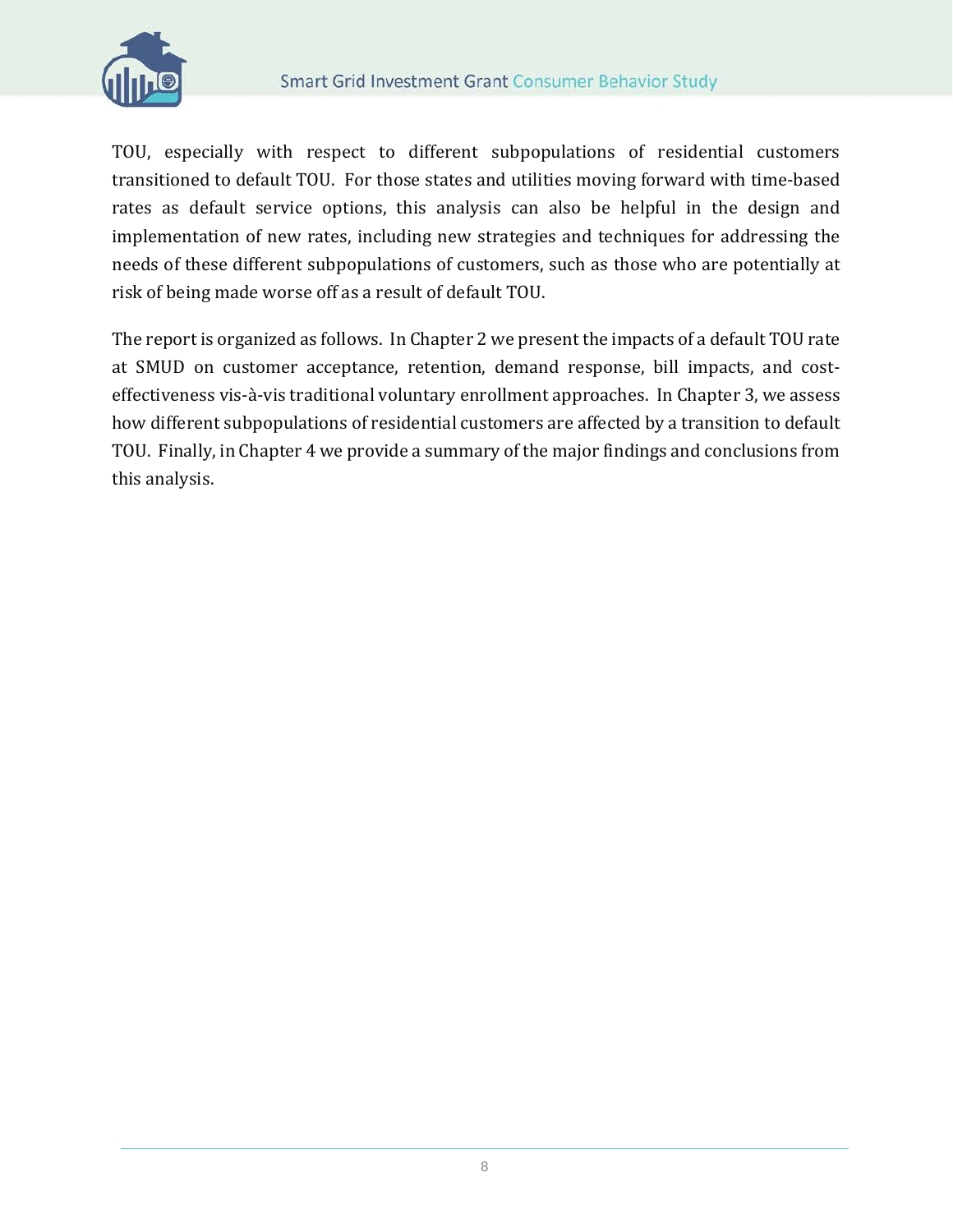TOU, especially with respect to different subpopulations of residential customers transitioned to default TOU. For those states and utilities moving forward with time-based rates as default service options, this analysis can also be helpful in the design and implementation of new rates, including new strategies and techniques for addressing the needs of these different subpopulations of customers, such as those who are potentially at risk of being made worse off as a result of default TOU.

The report is organized as follows. In Chapter 2 we present the impacts of a default TOU rate at SMUD on customer acceptance, retention, demand response, bill impacts, and cost-effectiveness vis-à-vis traditional voluntary enrollment approaches. In Chapter 3, we assess how different subpopulations of residential customers are affected by a transition to default TOU. Finally, in Chapter 4 we provide a summary of the major findings and conclusions from this analysis.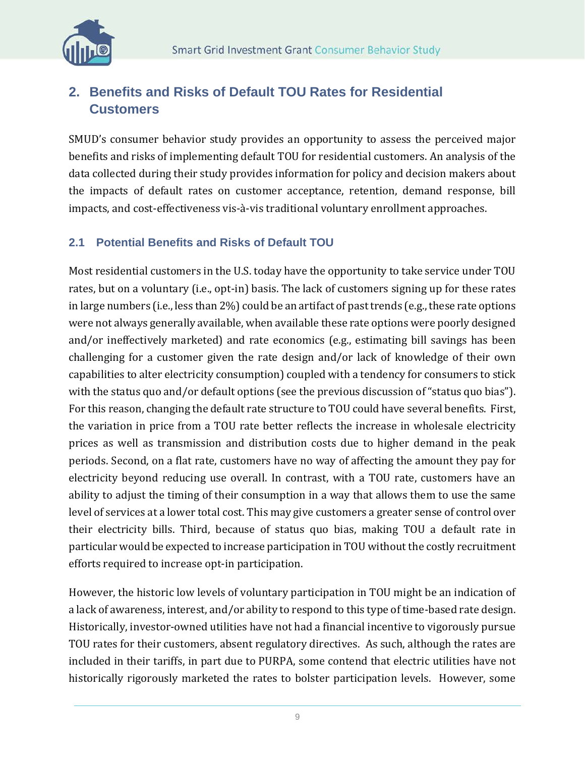## 2. Benefits and Risks of Default TOU Rates for Residential Customers

SMUD's consumer behavior study provides an opportunity to assess the perceived major benefits and risks of implementing default TOU for residential customers. An analysis of the data collected during their study provides information for policy and decision makers about the impacts of default rates on customer acceptance, retention, demand response, bill impacts, and cost-effectiveness vis-à-vis traditional voluntary enrollment approaches.

### 2.1 Potential Benefits and Risks of Default TOU

Most residential customers in the U.S. today have the opportunity to take service under TOU rates, but on a voluntary (i.e., opt-in) basis. The lack of customers signing up for these rates in large numbers (i.e., less than 2%) could be an artifact of past trends (e.g., these rate options were not always generally available, when available these rate options were poorly designed and/or ineffectively marketed) and rate economics (e.g., estimating bill savings has been challenging for a customer given the rate design and/or lack of knowledge of their own capabilities to alter electricity consumption) coupled with a tendency for consumers to stick with the status quo and/or default options (see the previous discussion of "status quo bias"). For this reason, changing the default rate structure to TOU could have several benefits. First, the variation in price from a TOU rate better reflects the increase in wholesale electricity prices as well as transmission and distribution costs due to higher demand in the peak periods. Second, on a flat rate, customers have no way of affecting the amount they pay for electricity beyond reducing use overall. In contrast, with a TOU rate, customers have an ability to adjust the timing of their consumption in a way that allows them to use the same level of services at a lower total cost. This may give customers a greater sense of control over their electricity bills. Third, because of status quo bias, making TOU a default rate in particular would be expected to increase participation in TOU without the costly recruitment efforts required to increase opt-in participation.

However, the historic low levels of voluntary participation in TOU might be an indication of a lack of awareness, interest, and/or ability to respond to this type of time-based rate design. Historically, investor-owned utilities have not had a financial incentive to vigorously pursue TOU rates for their customers, absent regulatory directives. As such, although the rates are included in their tariffs, in part due to PURPA, some contend that electric utilities have not historically rigorously marketed the rates to bolster participation levels. However, some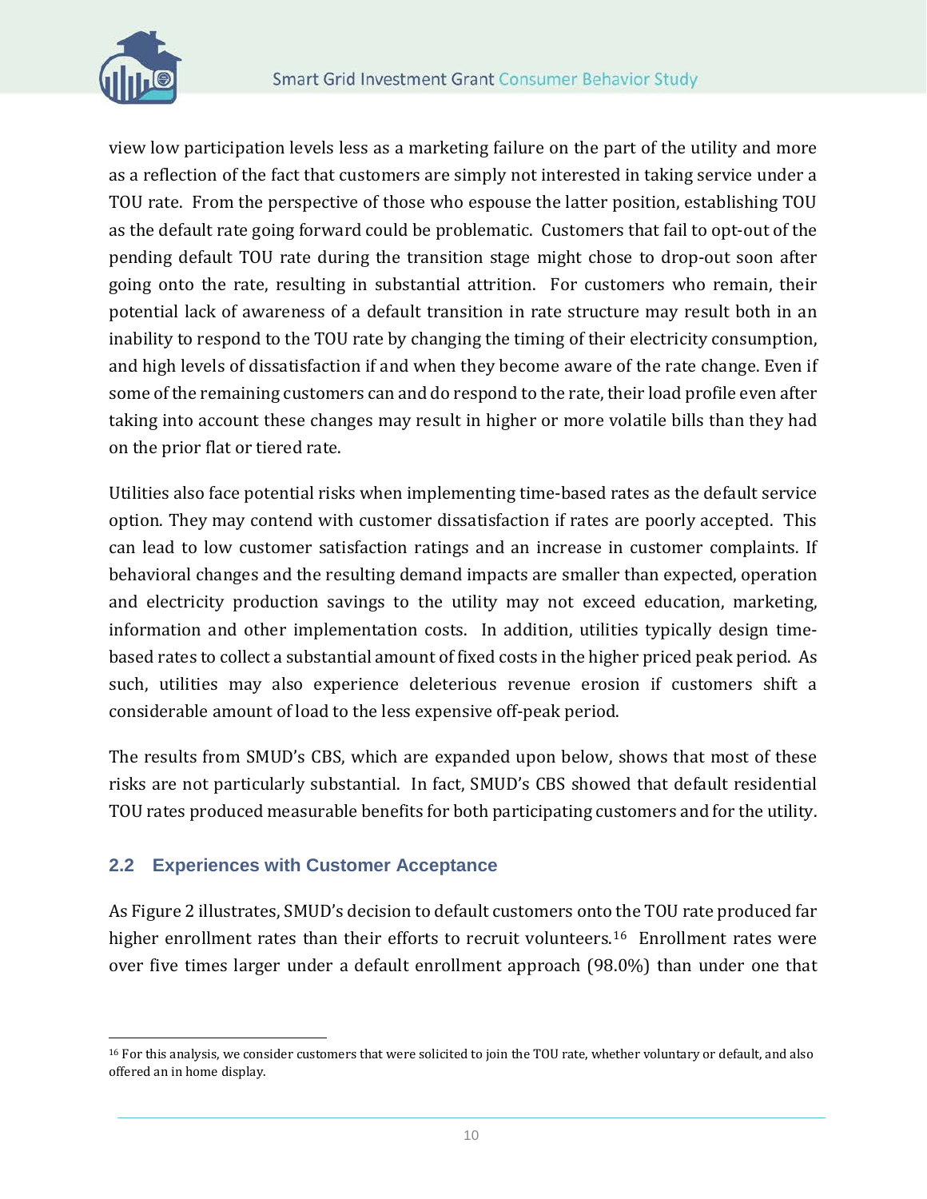view low participation levels less as a marketing failure on the part of the utility and more as a reflection of the fact that customers are simply not interested in taking service under a TOU rate. From the perspective of those who espouse the latter position, establishing TOU as the default rate going forward could be problematic. Customers that fail to opt-out of the pending default TOU rate during the transition stage might chose to drop-out soon after going onto the rate, resulting in substantial attrition. For customers who remain, their potential lack of awareness of a default transition in rate structure may result both in an inability to respond to the TOU rate by changing the timing of their electricity consumption, and high levels of dissatisfaction if and when they become aware of the rate change. Even if some of the remaining customers can and do respond to the rate, their load profile even after taking into account these changes may result in higher or more volatile bills than they had on the prior flat or tiered rate.

Utilities also face potential risks when implementing time-based rates as the default service option. They may contend with customer dissatisfaction if rates are poorly accepted. This can lead to low customer satisfaction ratings and an increase in customer complaints. If behavioral changes and the resulting demand impacts are smaller than expected, operation and electricity production savings to the utility may not exceed education, marketing, information and other implementation costs. In addition, utilities typically design time-based rates to collect a substantial amount of fixed costs in the higher priced peak period. As such, utilities may also experience deleterious revenue erosion if customers shift a considerable amount of load to the less expensive off-peak period.

The results from SMUD's CBS, which are expanded upon below, shows that most of these risks are not particularly substantial. In fact, SMUD's CBS showed that default residential TOU rates produced measurable benefits for both participating customers and for the utility.

## 2.2 Experiences with Customer Acceptance

As Figure 2 illustrates, SMUD's decision to default customers onto the TOU rate produced far higher enrollment rates than their efforts to recruit volunteers.[16] Enrollment rates were over five times larger under a default enrollment approach (98.0%) than under one that

[16] For this analysis, we consider customers that were solicited to join the TOU rate, whether voluntary or default, and also offered an in home display.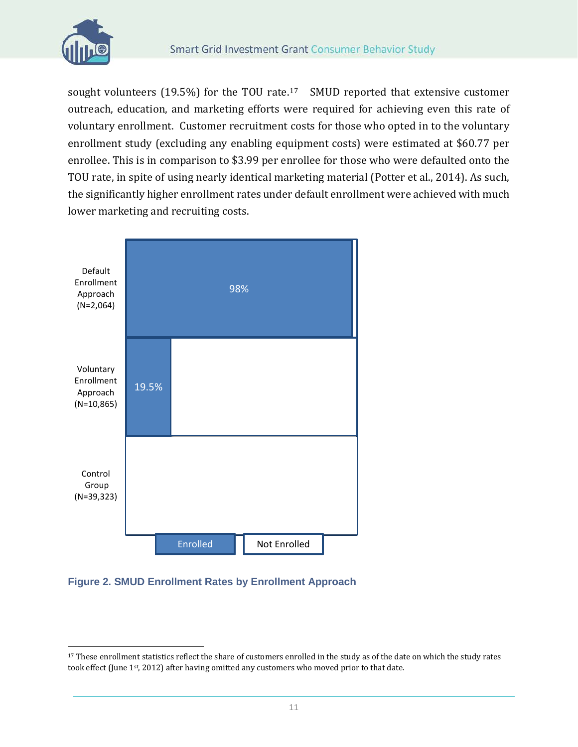sought volunteers (19.5%) for the TOU rate.[17] SMUD reported that extensive customer outreach, education, and marketing efforts were required for achieving even this rate of voluntary enrollment. Customer recruitment costs for those who opted in to the voluntary enrollment study (excluding any enabling equipment costs) were estimated at $60.77 per enrollee. This is in comparison to $3.99 per enrollee for those who were defaulted onto the TOU rate, in spite of using nearly identical marketing material (Potter et al., 2014). As such, the significantly higher enrollment rates under default enrollment were achieved with much lower marketing and recruiting costs.

| | Enrolled | Not Enrolled |
|---|---|---|
| Default Enrollment Approach (N=2,064) | 98% | |
| Voluntary Enrollment Approach (N=10,865) | 19.5% | |
| Control Group (N=39,323) | | |

**Figure 2. SMUD Enrollment Rates by Enrollment Approach**

[17] These enrollment statistics reflect the share of customers enrolled in the study as of the date on which the study rates took effect (June 1st, 2012) after having omitted any customers who moved prior to that date.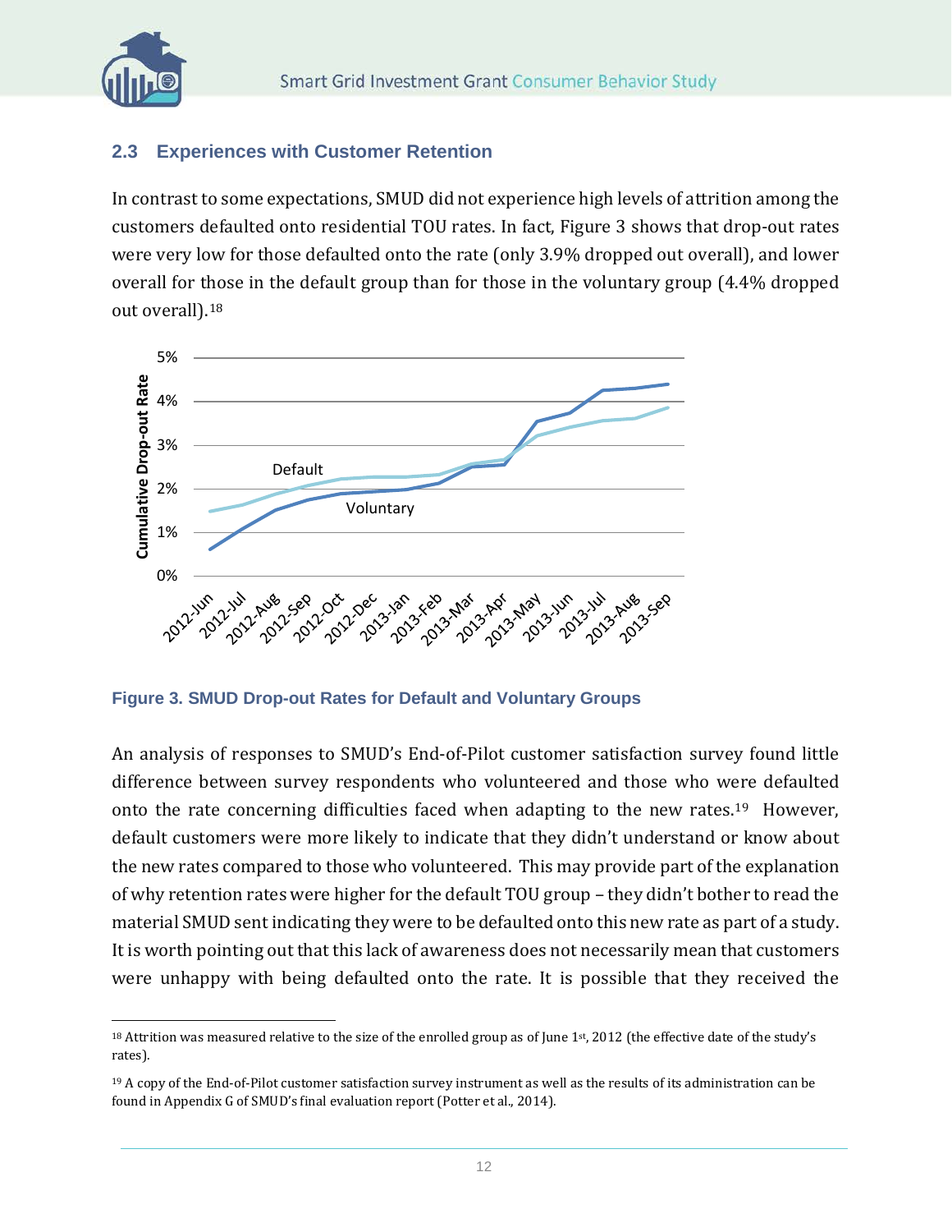## 2.3 Experiences with Customer Retention

In contrast to some expectations, SMUD did not experience high levels of attrition among the customers defaulted onto residential TOU rates. In fact, Figure 3 shows that drop-out rates were very low for those defaulted onto the rate (only 3.9% dropped out overall), and lower overall for those in the default group than for those in the voluntary group (4.4% dropped out overall).[18]

**Figure 3. SMUD Drop-out Rates for Default and Voluntary Groups**

An analysis of responses to SMUD's End-of-Pilot customer satisfaction survey found little difference between survey respondents who volunteered and those who were defaulted onto the rate concerning difficulties faced when adapting to the new rates.[19] However, default customers were more likely to indicate that they didn't understand or know about the new rates compared to those who volunteered. This may provide part of the explanation of why retention rates were higher for the default TOU group – they didn't bother to read the material SMUD sent indicating they were to be defaulted onto this new rate as part of a study. It is worth pointing out that this lack of awareness does not necessarily mean that customers were unhappy with being defaulted onto the rate. It is possible that they received the

---

[18] Attrition was measured relative to the size of the enrolled group as of June 1st, 2012 (the effective date of the study's rates).

[19] A copy of the End-of-Pilot customer satisfaction survey instrument as well as the results of its administration can be found in Appendix G of SMUD's final evaluation report (Potter et al., 2014).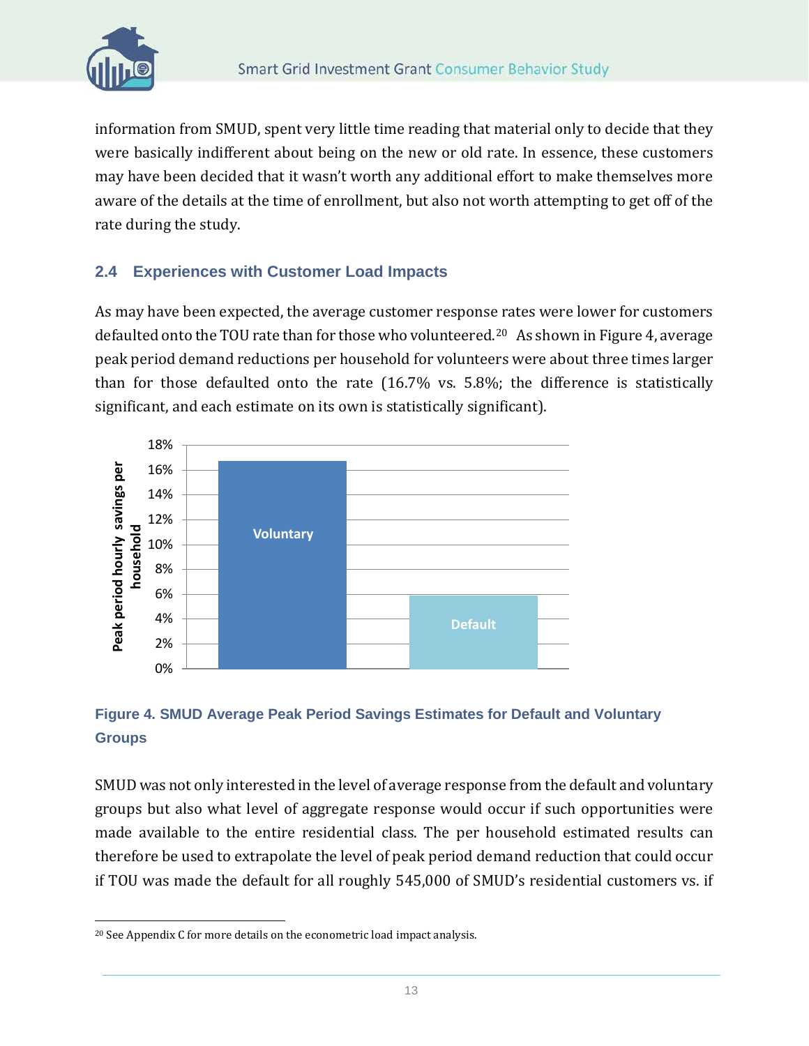information from SMUD, spent very little time reading that material only to decide that they were basically indifferent about being on the new or old rate. In essence, these customers may have been decided that it wasn't worth any additional effort to make themselves more aware of the details at the time of enrollment, but also not worth attempting to get off of the rate during the study.

### 2.4 Experiences with Customer Load Impacts

As may have been expected, the average customer response rates were lower for customers defaulted onto the TOU rate than for those who volunteered.[20] As shown in Figure 4, average peak period demand reductions per household for volunteers were about three times larger than for those defaulted onto the rate (16.7% vs. 5.8%; the difference is statistically significant, and each estimate on its own is statistically significant).

**Figure 4. SMUD Average Peak Period Savings Estimates for Default and Voluntary Groups**

SMUD was not only interested in the level of average response from the default and voluntary groups but also what level of aggregate response would occur if such opportunities were made available to the entire residential class. The per household estimated results can therefore be used to extrapolate the level of peak period demand reduction that could occur if TOU was made the default for all roughly 545,000 of SMUD's residential customers vs. if

---

[20] See Appendix C for more details on the econometric load impact analysis.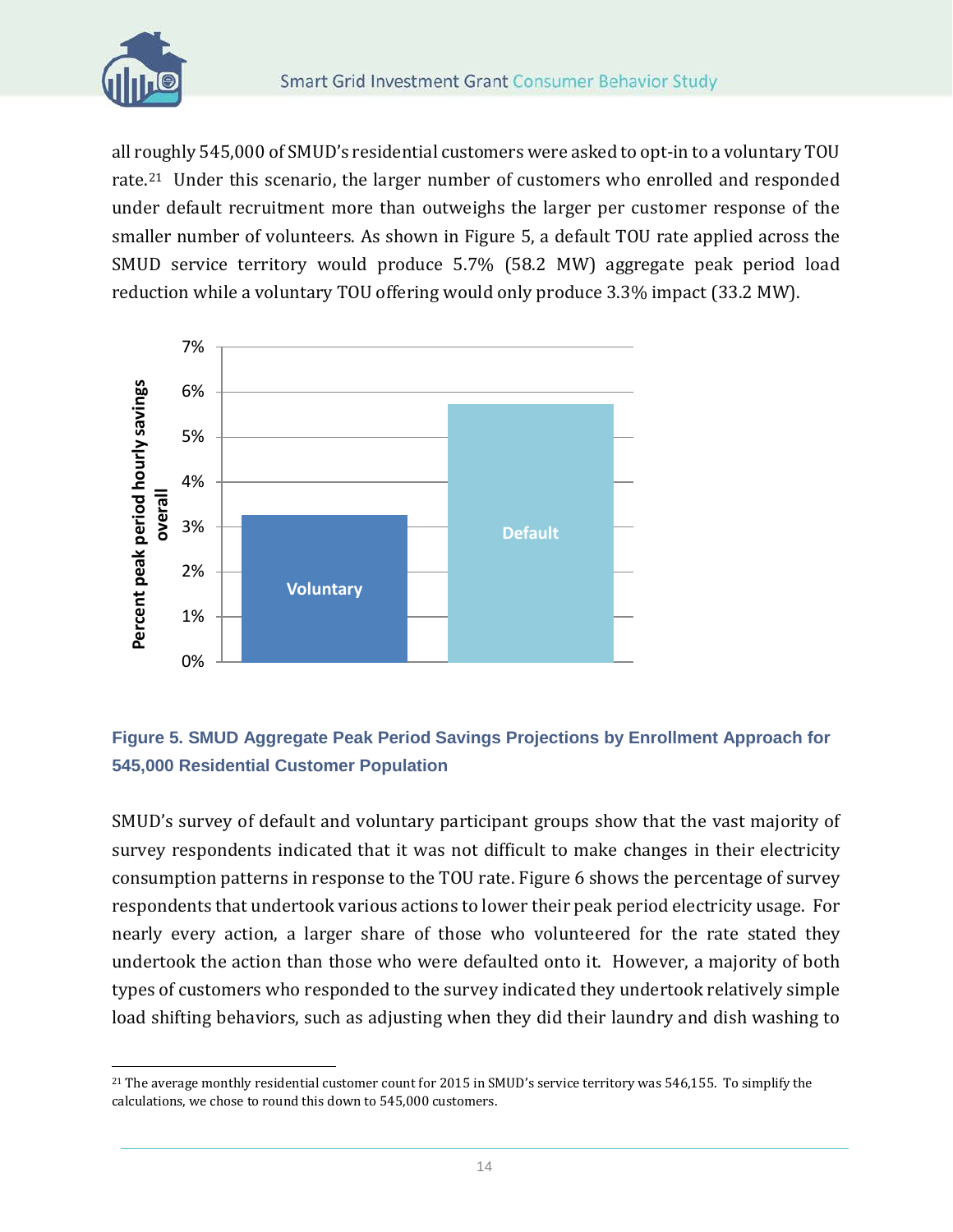all roughly 545,000 of SMUD's residential customers were asked to opt-in to a voluntary TOU rate.[21] Under this scenario, the larger number of customers who enrolled and responded under default recruitment more than outweighs the larger per customer response of the smaller number of volunteers. As shown in Figure 5, a default TOU rate applied across the SMUD service territory would produce 5.7% (58.2 MW) aggregate peak period load reduction while a voluntary TOU offering would only produce 3.3% impact (33.2 MW).

**Figure 5. SMUD Aggregate Peak Period Savings Projections by Enrollment Approach for 545,000 Residential Customer Population**

SMUD's survey of default and voluntary participant groups show that the vast majority of survey respondents indicated that it was not difficult to make changes in their electricity consumption patterns in response to the TOU rate. Figure 6 shows the percentage of survey respondents that undertook various actions to lower their peak period electricity usage. For nearly every action, a larger share of those who volunteered for the rate stated they undertook the action than those who were defaulted onto it. However, a majority of both types of customers who responded to the survey indicated they undertook relatively simple load shifting behaviors, such as adjusting when they did their laundry and dish washing to

[21] The average monthly residential customer count for 2015 in SMUD's service territory was 546,155. To simplify the calculations, we chose to round this down to 545,000 customers.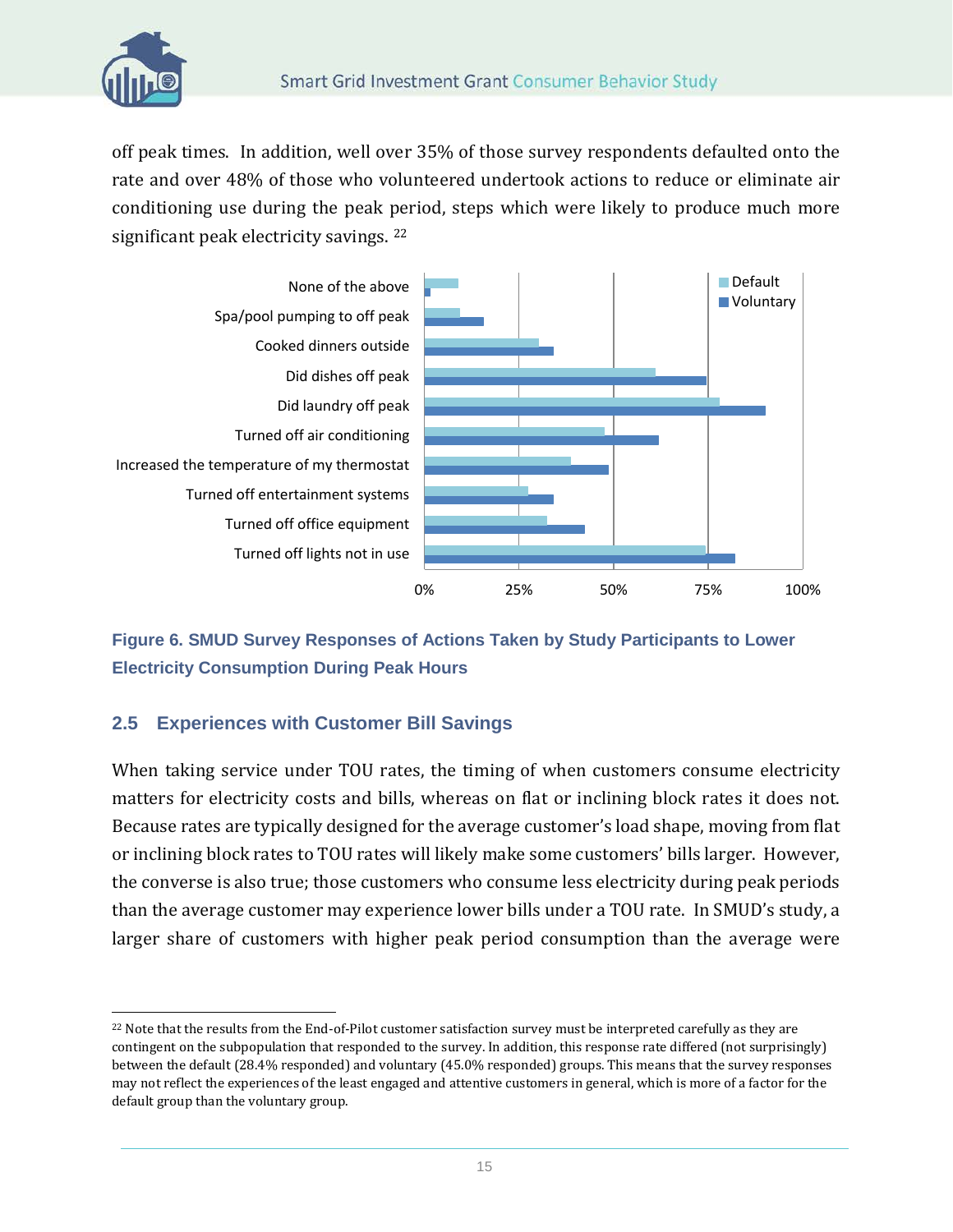off peak times. In addition, well over 35% of those survey respondents defaulted onto the rate and over 48% of those who volunteered undertook actions to reduce or eliminate air conditioning use during the peak period, steps which were likely to produce much more significant peak electricity savings. [22]

**Figure 6. SMUD Survey Responses of Actions Taken by Study Participants to Lower Electricity Consumption During Peak Hours**

## 2.5 Experiences with Customer Bill Savings

When taking service under TOU rates, the timing of when customers consume electricity matters for electricity costs and bills, whereas on flat or inclining block rates it does not. Because rates are typically designed for the average customer's load shape, moving from flat or inclining block rates to TOU rates will likely make some customers' bills larger. However, the converse is also true; those customers who consume less electricity during peak periods than the average customer may experience lower bills under a TOU rate. In SMUD's study, a larger share of customers with higher peak period consumption than the average were

---

[22] Note that the results from the End-of-Pilot customer satisfaction survey must be interpreted carefully as they are contingent on the subpopulation that responded to the survey. In addition, this response rate differed (not surprisingly) between the default (28.4% responded) and voluntary (45.0% responded) groups. This means that the survey responses may not reflect the experiences of the least engaged and attentive customers in general, which is more of a factor for the default group than the voluntary group.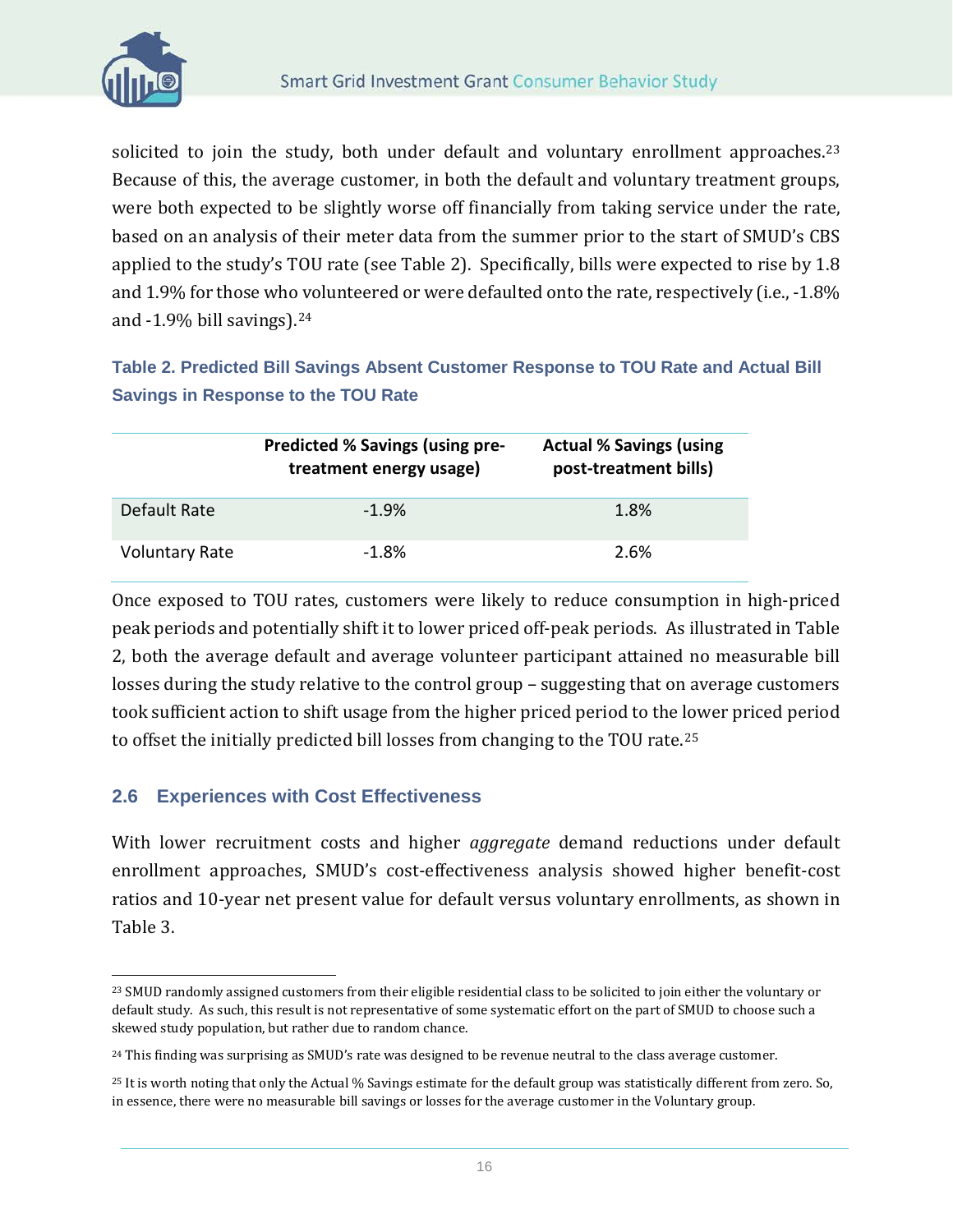solicited to join the study, both under default and voluntary enrollment approaches.[23] Because of this, the average customer, in both the default and voluntary treatment groups, were both expected to be slightly worse off financially from taking service under the rate, based on an analysis of their meter data from the summer prior to the start of SMUD's CBS applied to the study's TOU rate (see Table 2). Specifically, bills were expected to rise by 1.8 and 1.9% for those who volunteered or were defaulted onto the rate, respectively (i.e., -1.8% and -1.9% bill savings).[24]

**Table 2. Predicted Bill Savings Absent Customer Response to TOU Rate and Actual Bill Savings in Response to the TOU Rate**

| | Predicted % Savings (using pre-treatment energy usage) | Actual % Savings (using post-treatment bills) |
|---|---|---|
| Default Rate | -1.9% | 1.8% |
| Voluntary Rate | -1.8% | 2.6% |

Once exposed to TOU rates, customers were likely to reduce consumption in high-priced peak periods and potentially shift it to lower priced off-peak periods. As illustrated in Table 2, both the average default and average volunteer participant attained no measurable bill losses during the study relative to the control group – suggesting that on average customers took sufficient action to shift usage from the higher priced period to the lower priced period to offset the initially predicted bill losses from changing to the TOU rate.[25]

## 2.6 Experiences with Cost Effectiveness

With lower recruitment costs and higher *aggregate* demand reductions under default enrollment approaches, SMUD's cost-effectiveness analysis showed higher benefit-cost ratios and 10-year net present value for default versus voluntary enrollments, as shown in Table 3.

---

[23] SMUD randomly assigned customers from their eligible residential class to be solicited to join either the voluntary or default study. As such, this result is not representative of some systematic effort on the part of SMUD to choose such a skewed study population, but rather due to random chance.

[24] This finding was surprising as SMUD's rate was designed to be revenue neutral to the class average customer.

[25] It is worth noting that only the Actual % Savings estimate for the default group was statistically different from zero. So, in essence, there were no measurable bill savings or losses for the average customer in the Voluntary group.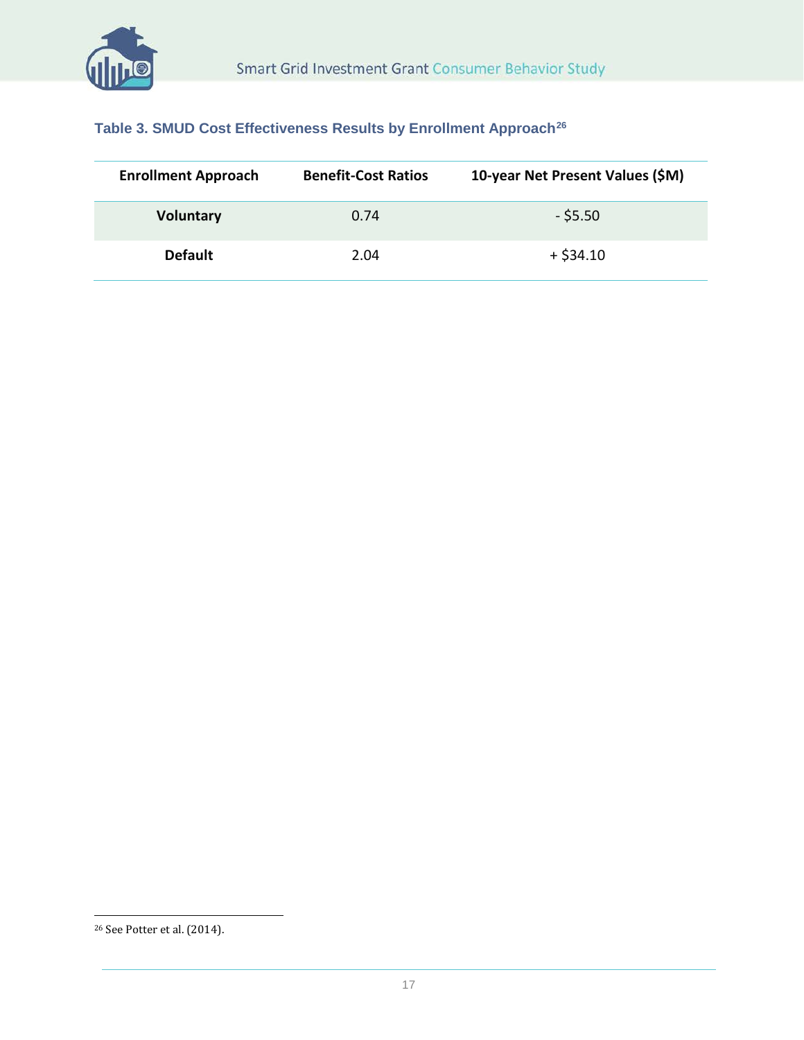**Table 3. SMUD Cost Effectiveness Results by Enrollment Approach[26]**

| Enrollment Approach | Benefit-Cost Ratios | 10-year Net Present Values ($M) |
|---|---|---|
| **Voluntary** | 0.74 | - $5.50 |
| **Default** | 2.04 | + $34.10 |

[26] See Potter et al. (2014).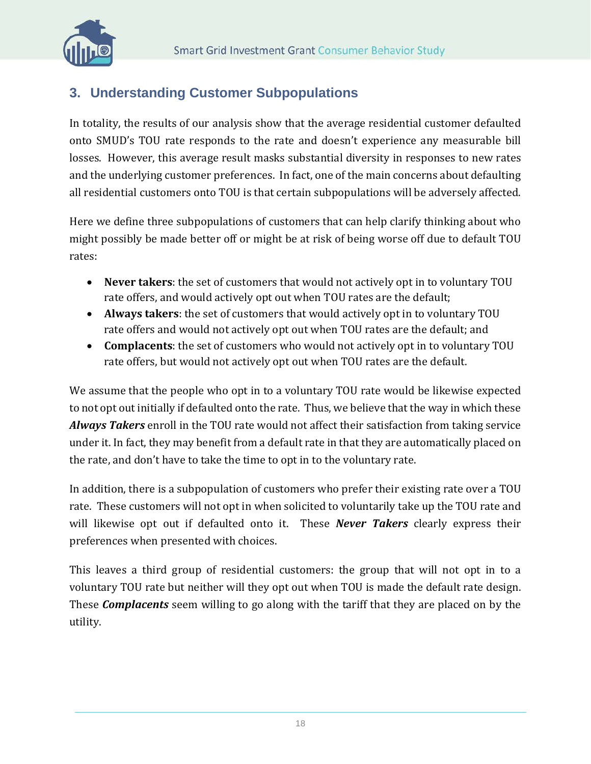## 3. Understanding Customer Subpopulations

In totality, the results of our analysis show that the average residential customer defaulted onto SMUD's TOU rate responds to the rate and doesn't experience any measurable bill losses. However, this average result masks substantial diversity in responses to new rates and the underlying customer preferences. In fact, one of the main concerns about defaulting all residential customers onto TOU is that certain subpopulations will be adversely affected.

Here we define three subpopulations of customers that can help clarify thinking about who might possibly be made better off or might be at risk of being worse off due to default TOU rates:

- **Never takers**: the set of customers that would not actively opt in to voluntary TOU rate offers, and would actively opt out when TOU rates are the default;
- **Always takers**: the set of customers that would actively opt in to voluntary TOU rate offers and would not actively opt out when TOU rates are the default; and
- **Complacents**: the set of customers who would not actively opt in to voluntary TOU rate offers, but would not actively opt out when TOU rates are the default.

We assume that the people who opt in to a voluntary TOU rate would be likewise expected to not opt out initially if defaulted onto the rate. Thus, we believe that the way in which these ***Always Takers*** enroll in the TOU rate would not affect their satisfaction from taking service under it. In fact, they may benefit from a default rate in that they are automatically placed on the rate, and don't have to take the time to opt in to the voluntary rate.

In addition, there is a subpopulation of customers who prefer their existing rate over a TOU rate. These customers will not opt in when solicited to voluntarily take up the TOU rate and will likewise opt out if defaulted onto it. These ***Never Takers*** clearly express their preferences when presented with choices.

This leaves a third group of residential customers: the group that will not opt in to a voluntary TOU rate but neither will they opt out when TOU is made the default rate design. These ***Complacents*** seem willing to go along with the tariff that they are placed on by the utility.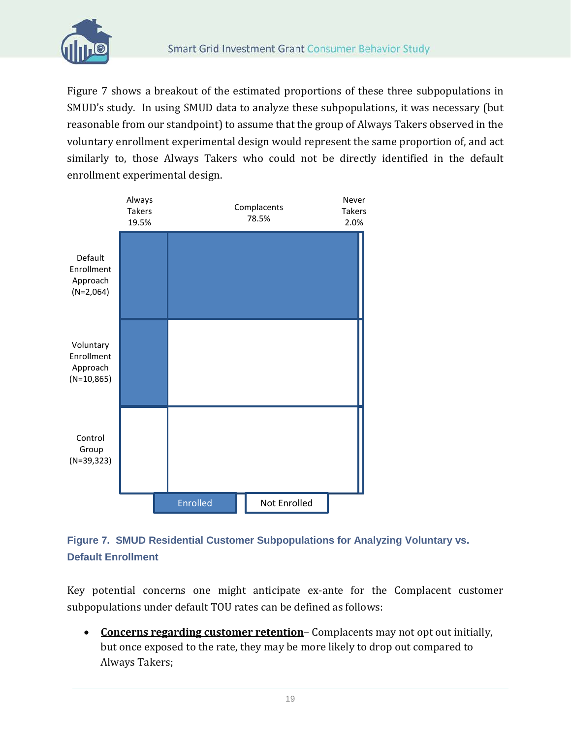Figure 7 shows a breakout of the estimated proportions of these three subpopulations in SMUD's study. In using SMUD data to analyze these subpopulations, it was necessary (but reasonable from our standpoint) to assume that the group of Always Takers observed in the voluntary enrollment experimental design would represent the same proportion of, and act similarly to, those Always Takers who could not be directly identified in the default enrollment experimental design.

| | Always Takers 19.5% | Complacents 78.5% | Never Takers 2.0% |
|---|---|---|---|
| Default Enrollment Approach (N=2,064) | Enrolled | Enrolled | Not Enrolled |
| Voluntary Enrollment Approach (N=10,865) | Enrolled | Not Enrolled | Not Enrolled |
| Control Group (N=39,323) | Not Enrolled | Not Enrolled | Not Enrolled |

**Figure 7. SMUD Residential Customer Subpopulations for Analyzing Voluntary vs. Default Enrollment**

Key potential concerns one might anticipate ex-ante for the Complacent customer subpopulations under default TOU rates can be defined as follows:

- **Concerns regarding customer retention**– Complacents may not opt out initially, but once exposed to the rate, they may be more likely to drop out compared to Always Takers;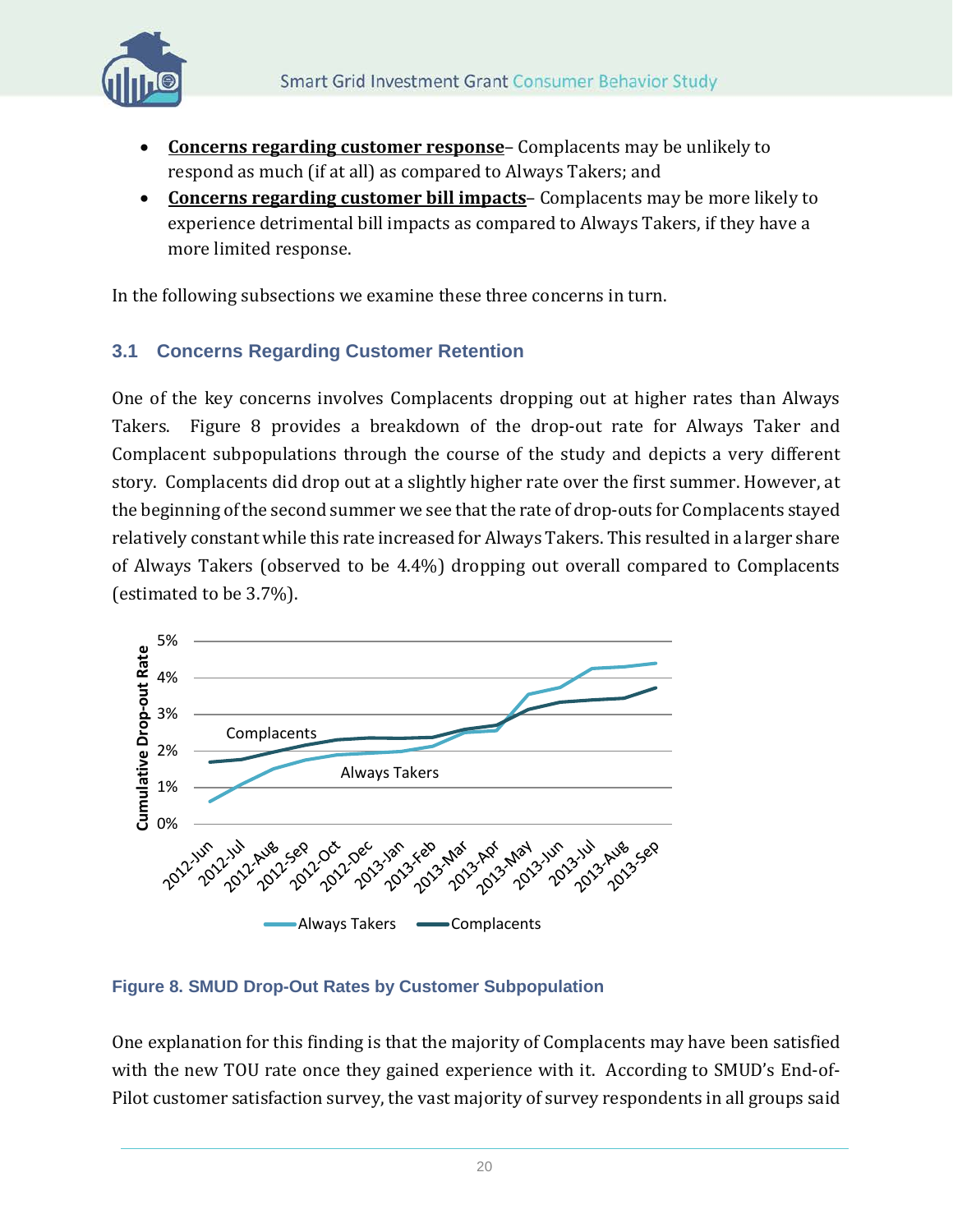- **Concerns regarding customer response**– Complacents may be unlikely to respond as much (if at all) as compared to Always Takers; and
- **Concerns regarding customer bill impacts**– Complacents may be more likely to experience detrimental bill impacts as compared to Always Takers, if they have a more limited response.

In the following subsections we examine these three concerns in turn.

## 3.1 Concerns Regarding Customer Retention

One of the key concerns involves Complacents dropping out at higher rates than Always Takers. Figure 8 provides a breakdown of the drop-out rate for Always Taker and Complacent subpopulations through the course of the study and depicts a very different story. Complacents did drop out at a slightly higher rate over the first summer. However, at the beginning of the second summer we see that the rate of drop-outs for Complacents stayed relatively constant while this rate increased for Always Takers. This resulted in a larger share of Always Takers (observed to be 4.4%) dropping out overall compared to Complacents (estimated to be 3.7%).

Figure 8. SMUD Drop-Out Rates by Customer Subpopulation

One explanation for this finding is that the majority of Complacents may have been satisfied with the new TOU rate once they gained experience with it. According to SMUD's End-of-Pilot customer satisfaction survey, the vast majority of survey respondents in all groups said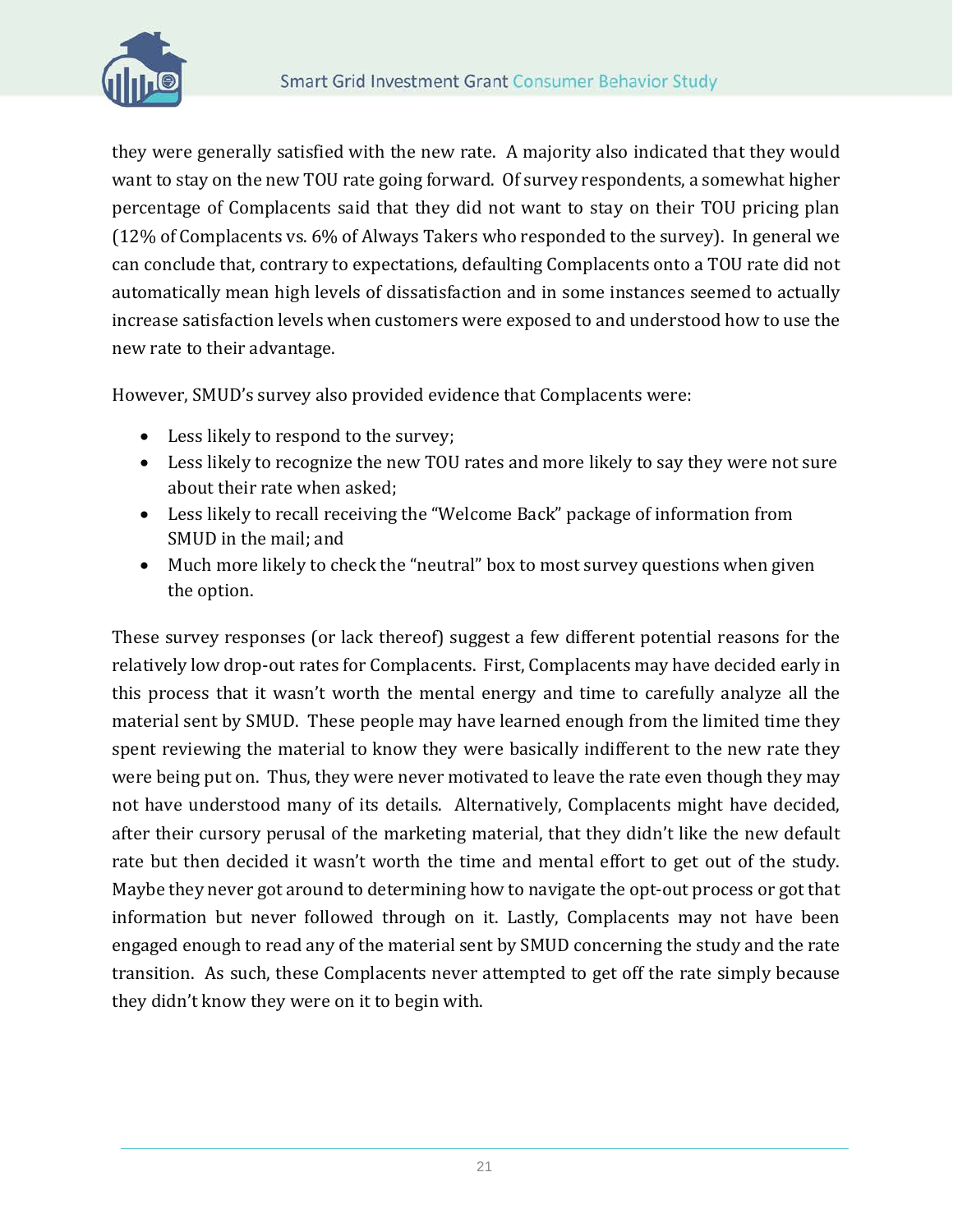they were generally satisfied with the new rate. A majority also indicated that they would want to stay on the new TOU rate going forward. Of survey respondents, a somewhat higher percentage of Complacents said that they did not want to stay on their TOU pricing plan (12% of Complacents vs. 6% of Always Takers who responded to the survey). In general we can conclude that, contrary to expectations, defaulting Complacents onto a TOU rate did not automatically mean high levels of dissatisfaction and in some instances seemed to actually increase satisfaction levels when customers were exposed to and understood how to use the new rate to their advantage.

However, SMUD's survey also provided evidence that Complacents were:

- Less likely to respond to the survey;
- Less likely to recognize the new TOU rates and more likely to say they were not sure about their rate when asked;
- Less likely to recall receiving the "Welcome Back" package of information from SMUD in the mail; and
- Much more likely to check the "neutral" box to most survey questions when given the option.

These survey responses (or lack thereof) suggest a few different potential reasons for the relatively low drop-out rates for Complacents. First, Complacents may have decided early in this process that it wasn't worth the mental energy and time to carefully analyze all the material sent by SMUD. These people may have learned enough from the limited time they spent reviewing the material to know they were basically indifferent to the new rate they were being put on. Thus, they were never motivated to leave the rate even though they may not have understood many of its details. Alternatively, Complacents might have decided, after their cursory perusal of the marketing material, that they didn't like the new default rate but then decided it wasn't worth the time and mental effort to get out of the study. Maybe they never got around to determining how to navigate the opt-out process or got that information but never followed through on it. Lastly, Complacents may not have been engaged enough to read any of the material sent by SMUD concerning the study and the rate transition. As such, these Complacents never attempted to get off the rate simply because they didn't know they were on it to begin with.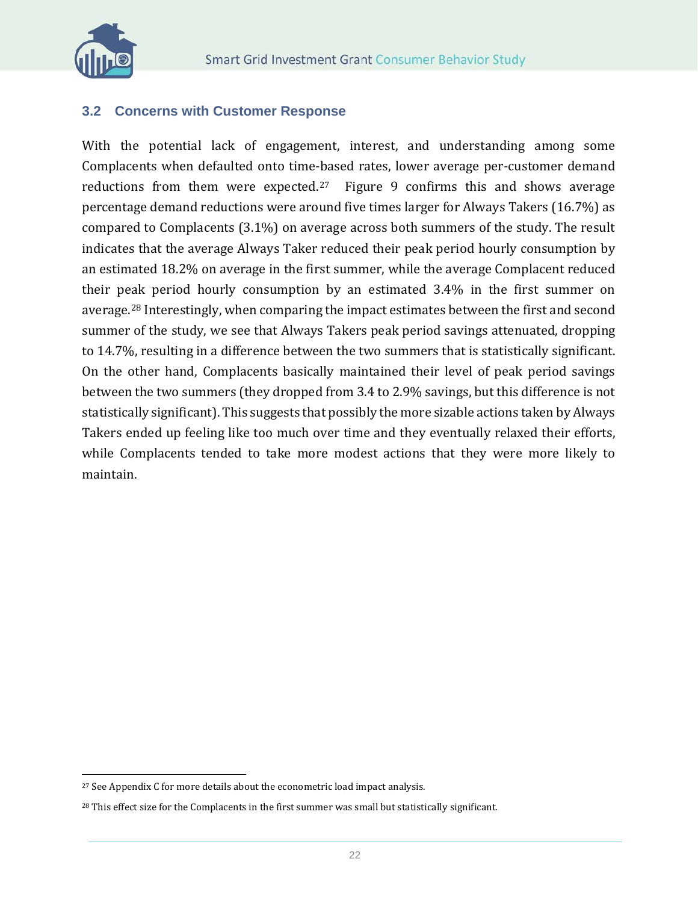## 3.2 Concerns with Customer Response

With the potential lack of engagement, interest, and understanding among some Complacents when defaulted onto time-based rates, lower average per-customer demand reductions from them were expected.[27] Figure 9 confirms this and shows average percentage demand reductions were around five times larger for Always Takers (16.7%) as compared to Complacents (3.1%) on average across both summers of the study. The result indicates that the average Always Taker reduced their peak period hourly consumption by an estimated 18.2% on average in the first summer, while the average Complacent reduced their peak period hourly consumption by an estimated 3.4% in the first summer on average.[28] Interestingly, when comparing the impact estimates between the first and second summer of the study, we see that Always Takers peak period savings attenuated, dropping to 14.7%, resulting in a difference between the two summers that is statistically significant. On the other hand, Complacents basically maintained their level of peak period savings between the two summers (they dropped from 3.4 to 2.9% savings, but this difference is not statistically significant). This suggests that possibly the more sizable actions taken by Always Takers ended up feeling like too much over time and they eventually relaxed their efforts, while Complacents tended to take more modest actions that they were more likely to maintain.

---

[27] See Appendix C for more details about the econometric load impact analysis.

[28] This effect size for the Complacents in the first summer was small but statistically significant.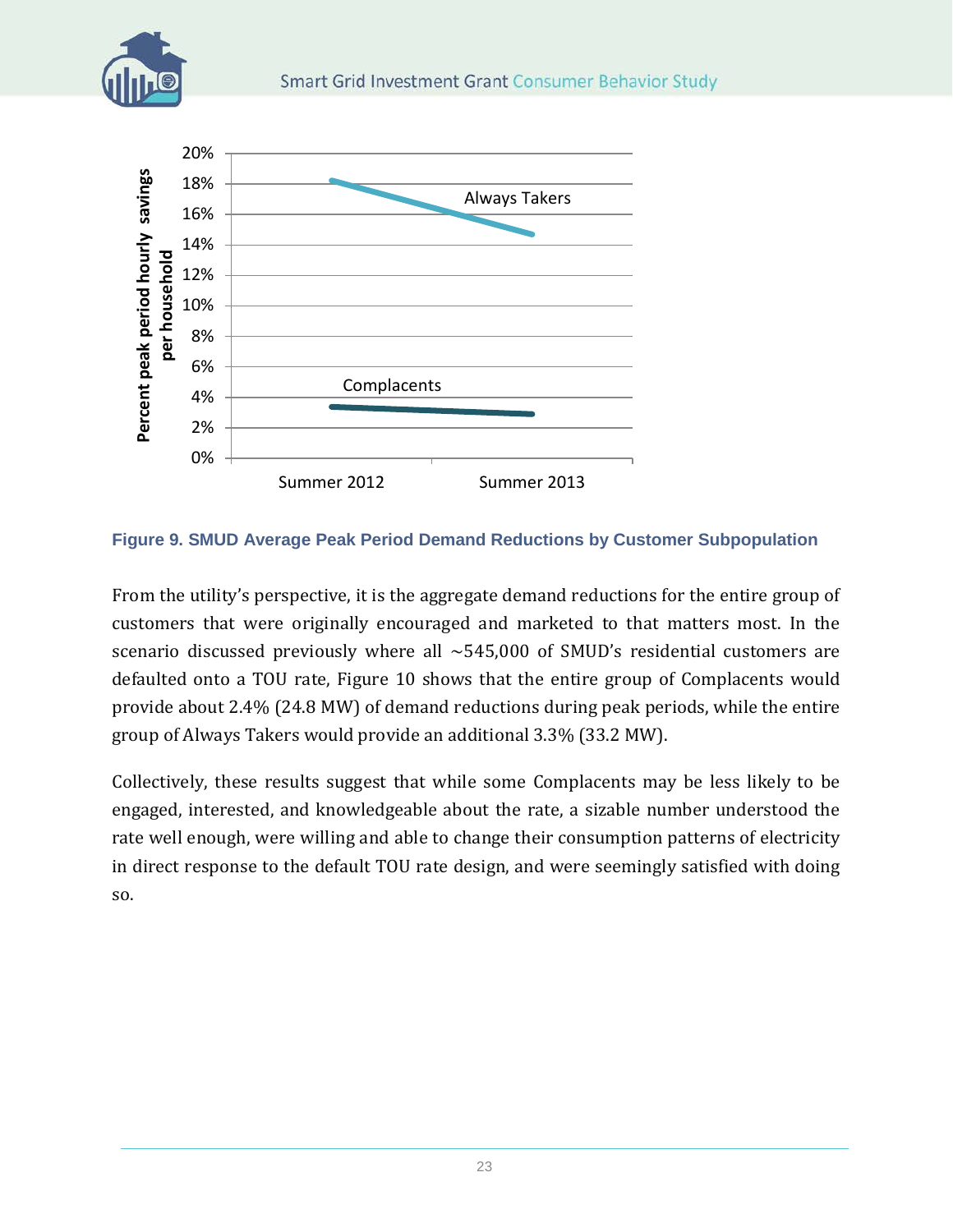**Figure 9. SMUD Average Peak Period Demand Reductions by Customer Subpopulation**

From the utility's perspective, it is the aggregate demand reductions for the entire group of customers that were originally encouraged and marketed to that matters most. In the scenario discussed previously where all ~545,000 of SMUD's residential customers are defaulted onto a TOU rate, Figure 10 shows that the entire group of Complacents would provide about 2.4% (24.8 MW) of demand reductions during peak periods, while the entire group of Always Takers would provide an additional 3.3% (33.2 MW).

Collectively, these results suggest that while some Complacents may be less likely to be engaged, interested, and knowledgeable about the rate, a sizable number understood the rate well enough, were willing and able to change their consumption patterns of electricity in direct response to the default TOU rate design, and were seemingly satisfied with doing so.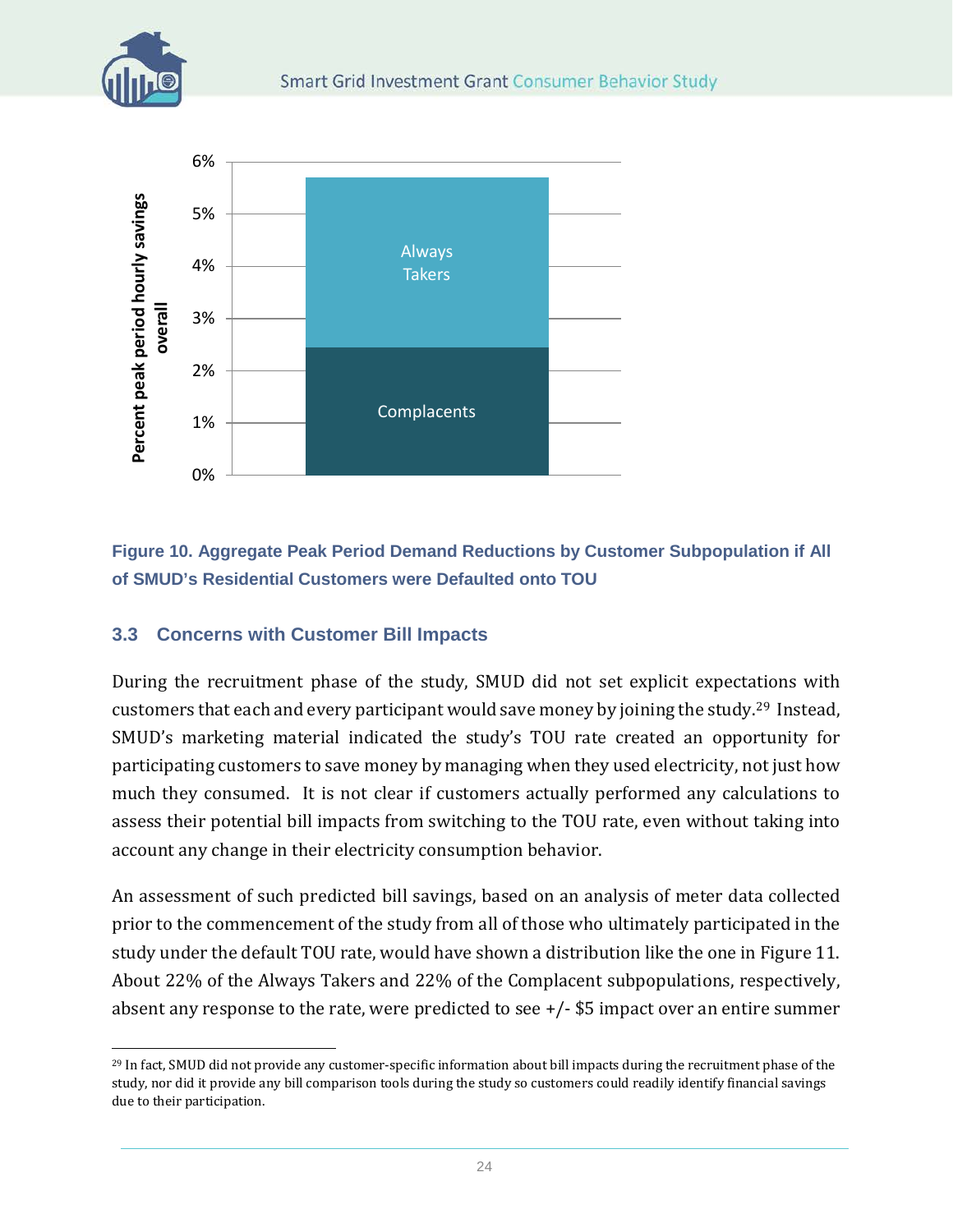Figure 10. Aggregate Peak Period Demand Reductions by Customer Subpopulation if All of SMUD's Residential Customers were Defaulted onto TOU

## 3.3 Concerns with Customer Bill Impacts

During the recruitment phase of the study, SMUD did not set explicit expectations with customers that each and every participant would save money by joining the study.[29] Instead, SMUD's marketing material indicated the study's TOU rate created an opportunity for participating customers to save money by managing when they used electricity, not just how much they consumed. It is not clear if customers actually performed any calculations to assess their potential bill impacts from switching to the TOU rate, even without taking into account any change in their electricity consumption behavior.

An assessment of such predicted bill savings, based on an analysis of meter data collected prior to the commencement of the study from all of those who ultimately participated in the study under the default TOU rate, would have shown a distribution like the one in Figure 11. About 22% of the Always Takers and 22% of the Complacent subpopulations, respectively, absent any response to the rate, were predicted to see +/- $5 impact over an entire summer

[29] In fact, SMUD did not provide any customer-specific information about bill impacts during the recruitment phase of the study, nor did it provide any bill comparison tools during the study so customers could readily identify financial savings due to their participation.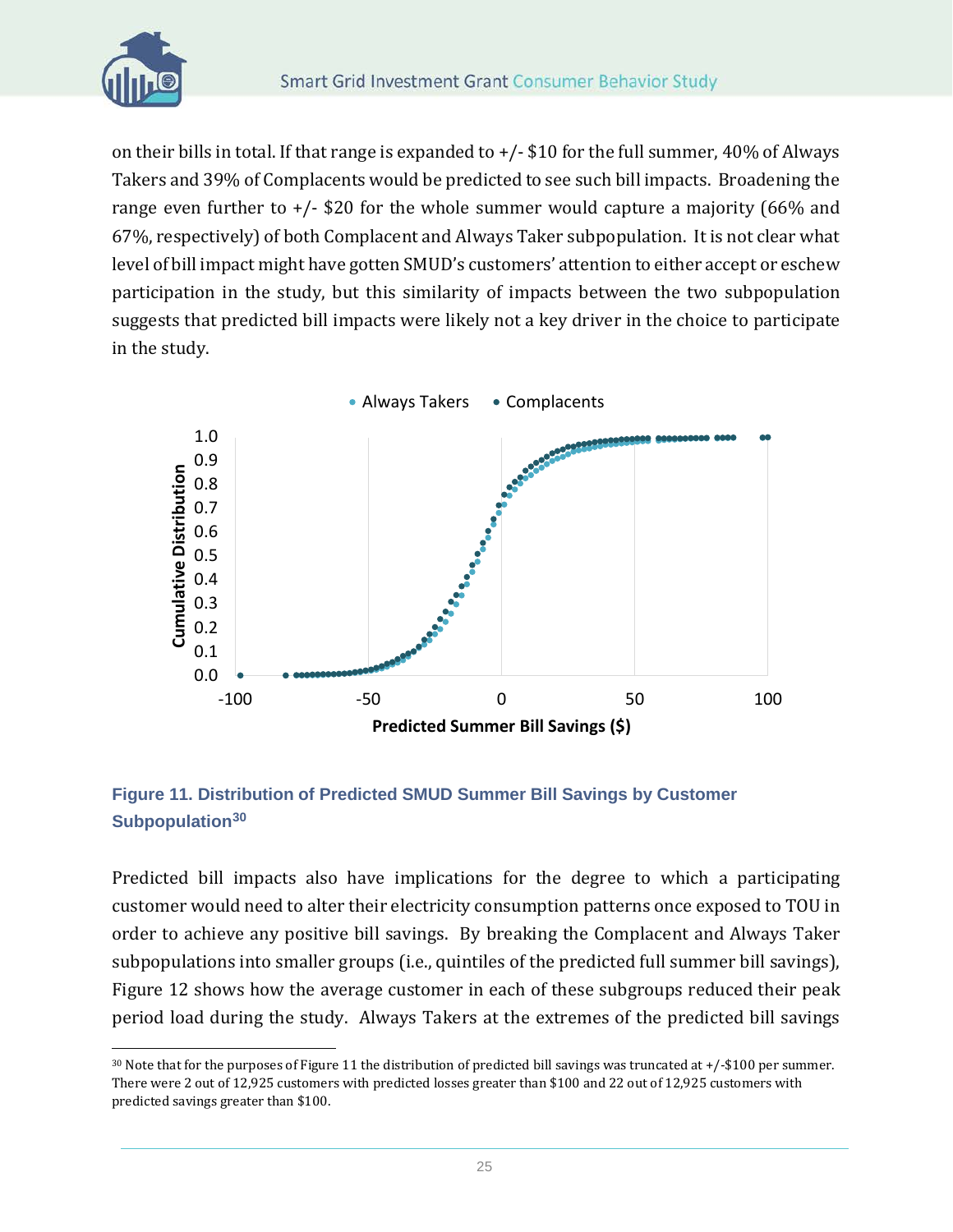on their bills in total. If that range is expanded to +/- $10 for the full summer, 40% of Always Takers and 39% of Complacents would be predicted to see such bill impacts. Broadening the range even further to +/- $20 for the whole summer would capture a majority (66% and 67%, respectively) of both Complacent and Always Taker subpopulation. It is not clear what level of bill impact might have gotten SMUD's customers' attention to either accept or eschew participation in the study, but this similarity of impacts between the two subpopulation suggests that predicted bill impacts were likely not a key driver in the choice to participate in the study.

**Figure 11. Distribution of Predicted SMUD Summer Bill Savings by Customer Subpopulation[30]**

Predicted bill impacts also have implications for the degree to which a participating customer would need to alter their electricity consumption patterns once exposed to TOU in order to achieve any positive bill savings. By breaking the Complacent and Always Taker subpopulations into smaller groups (i.e., quintiles of the predicted full summer bill savings), Figure 12 shows how the average customer in each of these subgroups reduced their peak period load during the study. Always Takers at the extremes of the predicted bill savings

---

[30] Note that for the purposes of Figure 11 the distribution of predicted bill savings was truncated at +/-$100 per summer. There were 2 out of 12,925 customers with predicted losses greater than $100 and 22 out of 12,925 customers with predicted savings greater than $100.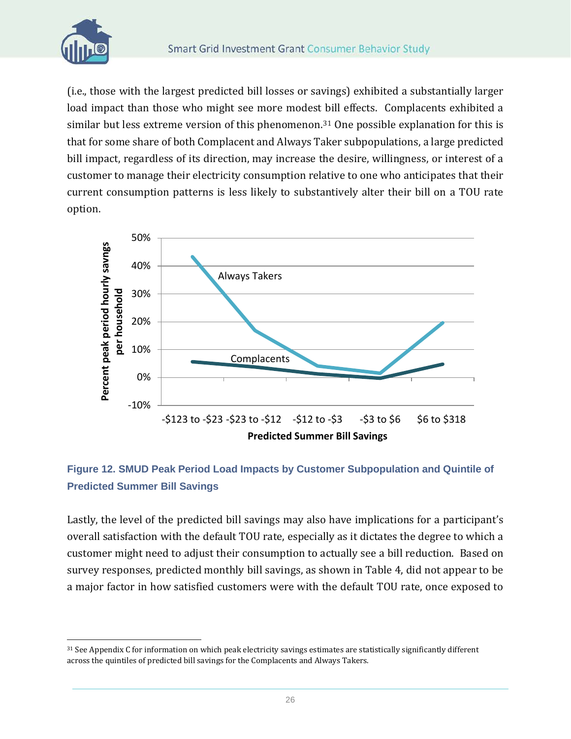(i.e., those with the largest predicted bill losses or savings) exhibited a substantially larger load impact than those who might see more modest bill effects. Complacents exhibited a similar but less extreme version of this phenomenon.[31] One possible explanation for this is that for some share of both Complacent and Always Taker subpopulations, a large predicted bill impact, regardless of its direction, may increase the desire, willingness, or interest of a customer to manage their electricity consumption relative to one who anticipates that their current consumption patterns is less likely to substantively alter their bill on a TOU rate option.

**Figure 12. SMUD Peak Period Load Impacts by Customer Subpopulation and Quintile of Predicted Summer Bill Savings**

Lastly, the level of the predicted bill savings may also have implications for a participant's overall satisfaction with the default TOU rate, especially as it dictates the degree to which a customer might need to adjust their consumption to actually see a bill reduction. Based on survey responses, predicted monthly bill savings, as shown in Table 4, did not appear to be a major factor in how satisfied customers were with the default TOU rate, once exposed to

---

[31] See Appendix C for information on which peak electricity savings estimates are statistically significantly different across the quintiles of predicted bill savings for the Complacents and Always Takers.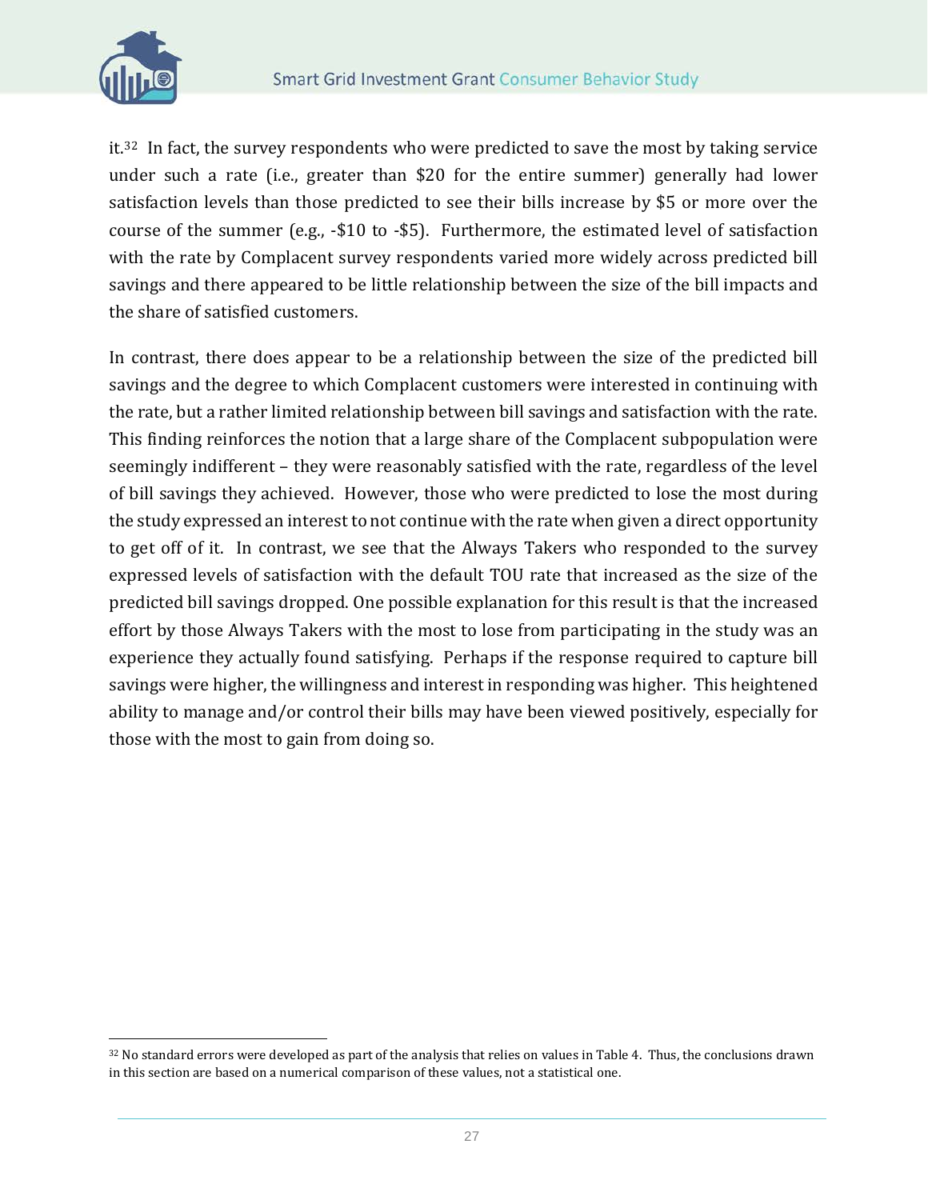it.[32] In fact, the survey respondents who were predicted to save the most by taking service under such a rate (i.e., greater than $20 for the entire summer) generally had lower satisfaction levels than those predicted to see their bills increase by $5 or more over the course of the summer (e.g., -$10 to -$5). Furthermore, the estimated level of satisfaction with the rate by Complacent survey respondents varied more widely across predicted bill savings and there appeared to be little relationship between the size of the bill impacts and the share of satisfied customers.

In contrast, there does appear to be a relationship between the size of the predicted bill savings and the degree to which Complacent customers were interested in continuing with the rate, but a rather limited relationship between bill savings and satisfaction with the rate. This finding reinforces the notion that a large share of the Complacent subpopulation were seemingly indifferent – they were reasonably satisfied with the rate, regardless of the level of bill savings they achieved. However, those who were predicted to lose the most during the study expressed an interest to not continue with the rate when given a direct opportunity to get off of it. In contrast, we see that the Always Takers who responded to the survey expressed levels of satisfaction with the default TOU rate that increased as the size of the predicted bill savings dropped. One possible explanation for this result is that the increased effort by those Always Takers with the most to lose from participating in the study was an experience they actually found satisfying. Perhaps if the response required to capture bill savings were higher, the willingness and interest in responding was higher. This heightened ability to manage and/or control their bills may have been viewed positively, especially for those with the most to gain from doing so.

---

[32] No standard errors were developed as part of the analysis that relies on values in Table 4. Thus, the conclusions drawn in this section are based on a numerical comparison of these values, not a statistical one.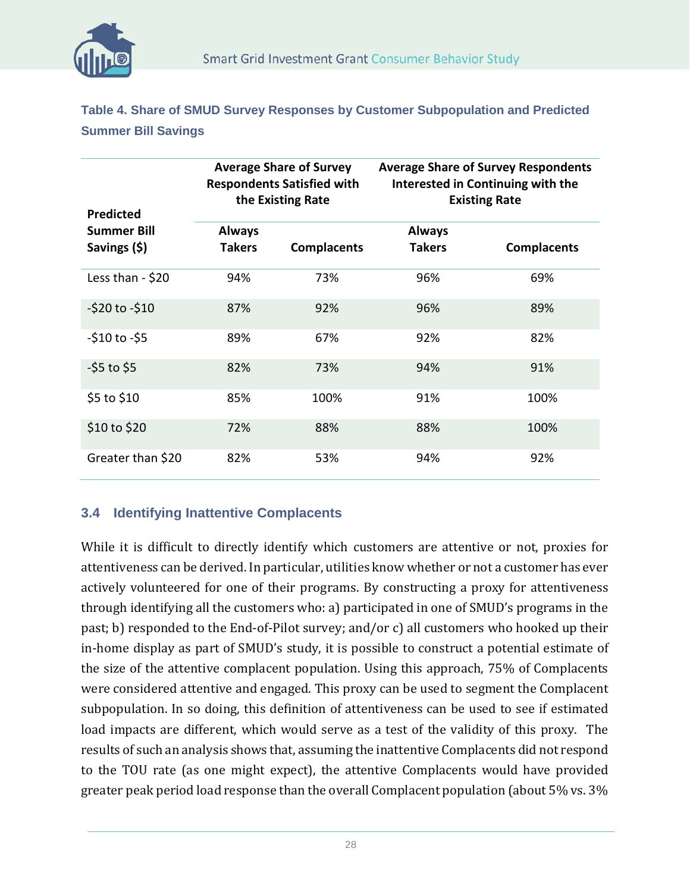**Table 4. Share of SMUD Survey Responses by Customer Subpopulation and Predicted Summer Bill Savings**

| Predicted Summer Bill Savings ($) | Average Share of Survey Respondents Satisfied with the Existing Rate | | Average Share of Survey Respondents Interested in Continuing with the Existing Rate | |
|---|---|---|---|---|
| | Always Takers | Complacents | Always Takers | Complacents |
| Less than - $20 | 94% | 73% | 96% | 69% |
| -$20 to -$10 | 87% | 92% | 96% | 89% |
| -$10 to -$5 | 89% | 67% | 92% | 82% |
| -$5 to $5 | 82% | 73% | 94% | 91% |
| $5 to $10 | 85% | 100% | 91% | 100% |
| $10 to $20 | 72% | 88% | 88% | 100% |
| Greater than $20 | 82% | 53% | 94% | 92% |

### 3.4 Identifying Inattentive Complacents

While it is difficult to directly identify which customers are attentive or not, proxies for attentiveness can be derived. In particular, utilities know whether or not a customer has ever actively volunteered for one of their programs. By constructing a proxy for attentiveness through identifying all the customers who: a) participated in one of SMUD's programs in the past; b) responded to the End-of-Pilot survey; and/or c) all customers who hooked up their in-home display as part of SMUD's study, it is possible to construct a potential estimate of the size of the attentive complacent population. Using this approach, 75% of Complacents were considered attentive and engaged. This proxy can be used to segment the Complacent subpopulation. In so doing, this definition of attentiveness can be used to see if estimated load impacts are different, which would serve as a test of the validity of this proxy. The results of such an analysis shows that, assuming the inattentive Complacents did not respond to the TOU rate (as one might expect), the attentive Complacents would have provided greater peak period load response than the overall Complacent population (about 5% vs. 3%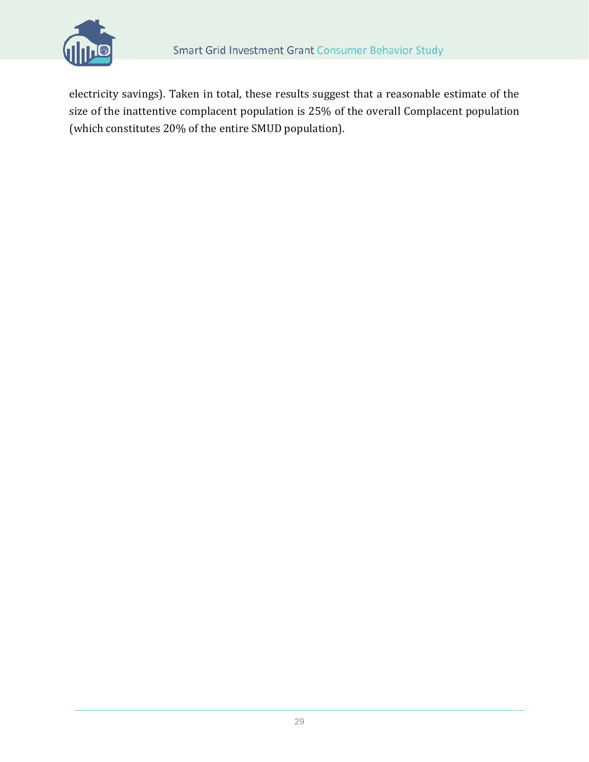electricity savings). Taken in total, these results suggest that a reasonable estimate of the size of the inattentive complacent population is 25% of the overall Complacent population (which constitutes 20% of the entire SMUD population).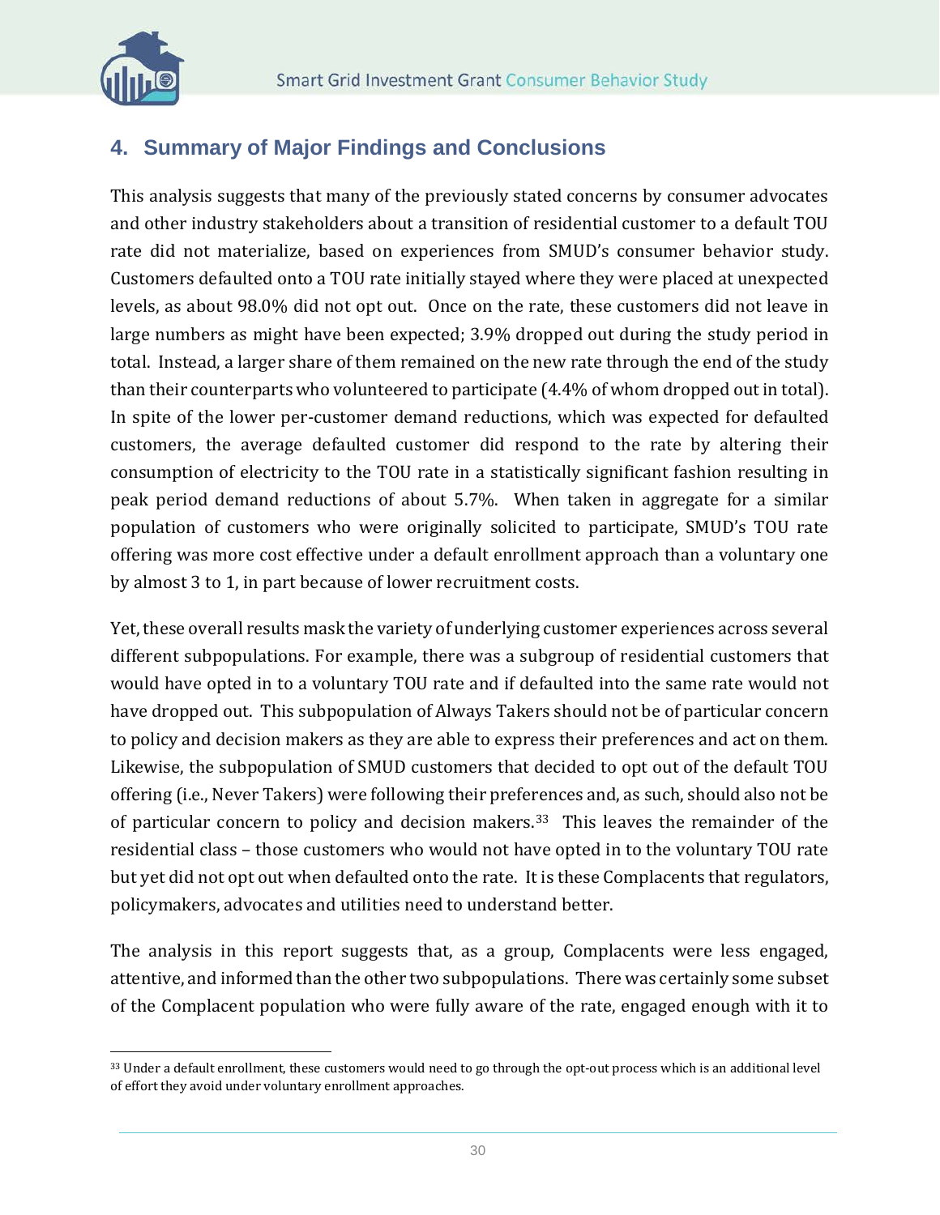## 4. Summary of Major Findings and Conclusions

This analysis suggests that many of the previously stated concerns by consumer advocates and other industry stakeholders about a transition of residential customer to a default TOU rate did not materialize, based on experiences from SMUD's consumer behavior study. Customers defaulted onto a TOU rate initially stayed where they were placed at unexpected levels, as about 98.0% did not opt out. Once on the rate, these customers did not leave in large numbers as might have been expected; 3.9% dropped out during the study period in total. Instead, a larger share of them remained on the new rate through the end of the study than their counterparts who volunteered to participate (4.4% of whom dropped out in total). In spite of the lower per-customer demand reductions, which was expected for defaulted customers, the average defaulted customer did respond to the rate by altering their consumption of electricity to the TOU rate in a statistically significant fashion resulting in peak period demand reductions of about 5.7%. When taken in aggregate for a similar population of customers who were originally solicited to participate, SMUD's TOU rate offering was more cost effective under a default enrollment approach than a voluntary one by almost 3 to 1, in part because of lower recruitment costs.

Yet, these overall results mask the variety of underlying customer experiences across several different subpopulations. For example, there was a subgroup of residential customers that would have opted in to a voluntary TOU rate and if defaulted into the same rate would not have dropped out. This subpopulation of Always Takers should not be of particular concern to policy and decision makers as they are able to express their preferences and act on them. Likewise, the subpopulation of SMUD customers that decided to opt out of the default TOU offering (i.e., Never Takers) were following their preferences and, as such, should also not be of particular concern to policy and decision makers.[33] This leaves the remainder of the residential class – those customers who would not have opted in to the voluntary TOU rate but yet did not opt out when defaulted onto the rate. It is these Complacents that regulators, policymakers, advocates and utilities need to understand better.

The analysis in this report suggests that, as a group, Complacents were less engaged, attentive, and informed than the other two subpopulations. There was certainly some subset of the Complacent population who were fully aware of the rate, engaged enough with it to

[33] Under a default enrollment, these customers would need to go through the opt-out process which is an additional level of effort they avoid under voluntary enrollment approaches.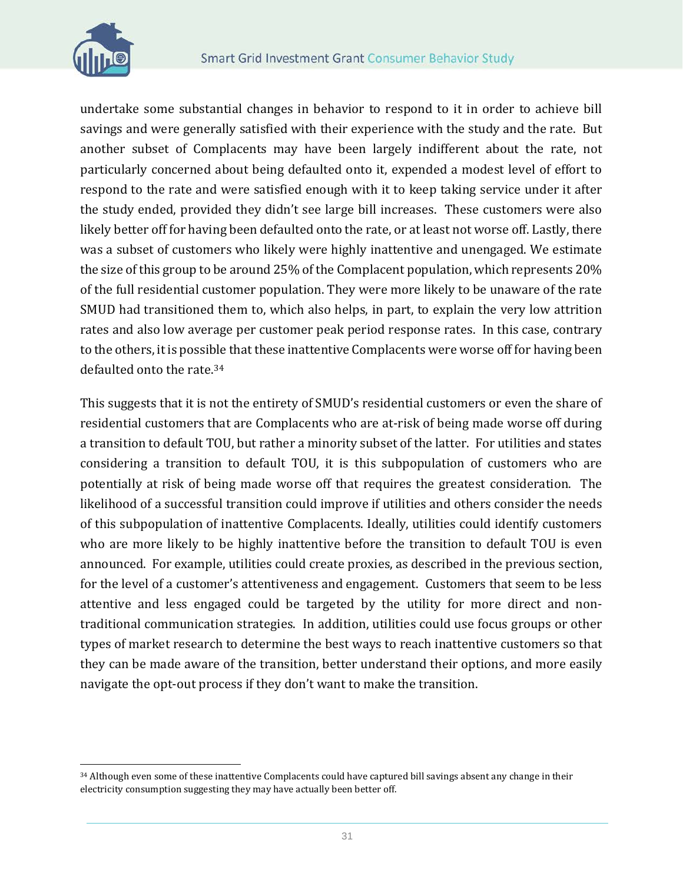undertake some substantial changes in behavior to respond to it in order to achieve bill savings and were generally satisfied with their experience with the study and the rate. But another subset of Complacents may have been largely indifferent about the rate, not particularly concerned about being defaulted onto it, expended a modest level of effort to respond to the rate and were satisfied enough with it to keep taking service under it after the study ended, provided they didn't see large bill increases. These customers were also likely better off for having been defaulted onto the rate, or at least not worse off. Lastly, there was a subset of customers who likely were highly inattentive and unengaged. We estimate the size of this group to be around 25% of the Complacent population, which represents 20% of the full residential customer population. They were more likely to be unaware of the rate SMUD had transitioned them to, which also helps, in part, to explain the very low attrition rates and also low average per customer peak period response rates. In this case, contrary to the others, it is possible that these inattentive Complacents were worse off for having been defaulted onto the rate.[34]

This suggests that it is not the entirety of SMUD's residential customers or even the share of residential customers that are Complacents who are at-risk of being made worse off during a transition to default TOU, but rather a minority subset of the latter. For utilities and states considering a transition to default TOU, it is this subpopulation of customers who are potentially at risk of being made worse off that requires the greatest consideration. The likelihood of a successful transition could improve if utilities and others consider the needs of this subpopulation of inattentive Complacents. Ideally, utilities could identify customers who are more likely to be highly inattentive before the transition to default TOU is even announced. For example, utilities could create proxies, as described in the previous section, for the level of a customer's attentiveness and engagement. Customers that seem to be less attentive and less engaged could be targeted by the utility for more direct and non-traditional communication strategies. In addition, utilities could use focus groups or other types of market research to determine the best ways to reach inattentive customers so that they can be made aware of the transition, better understand their options, and more easily navigate the opt-out process if they don't want to make the transition.

[34] Although even some of these inattentive Complacents could have captured bill savings absent any change in their electricity consumption suggesting they may have actually been better off.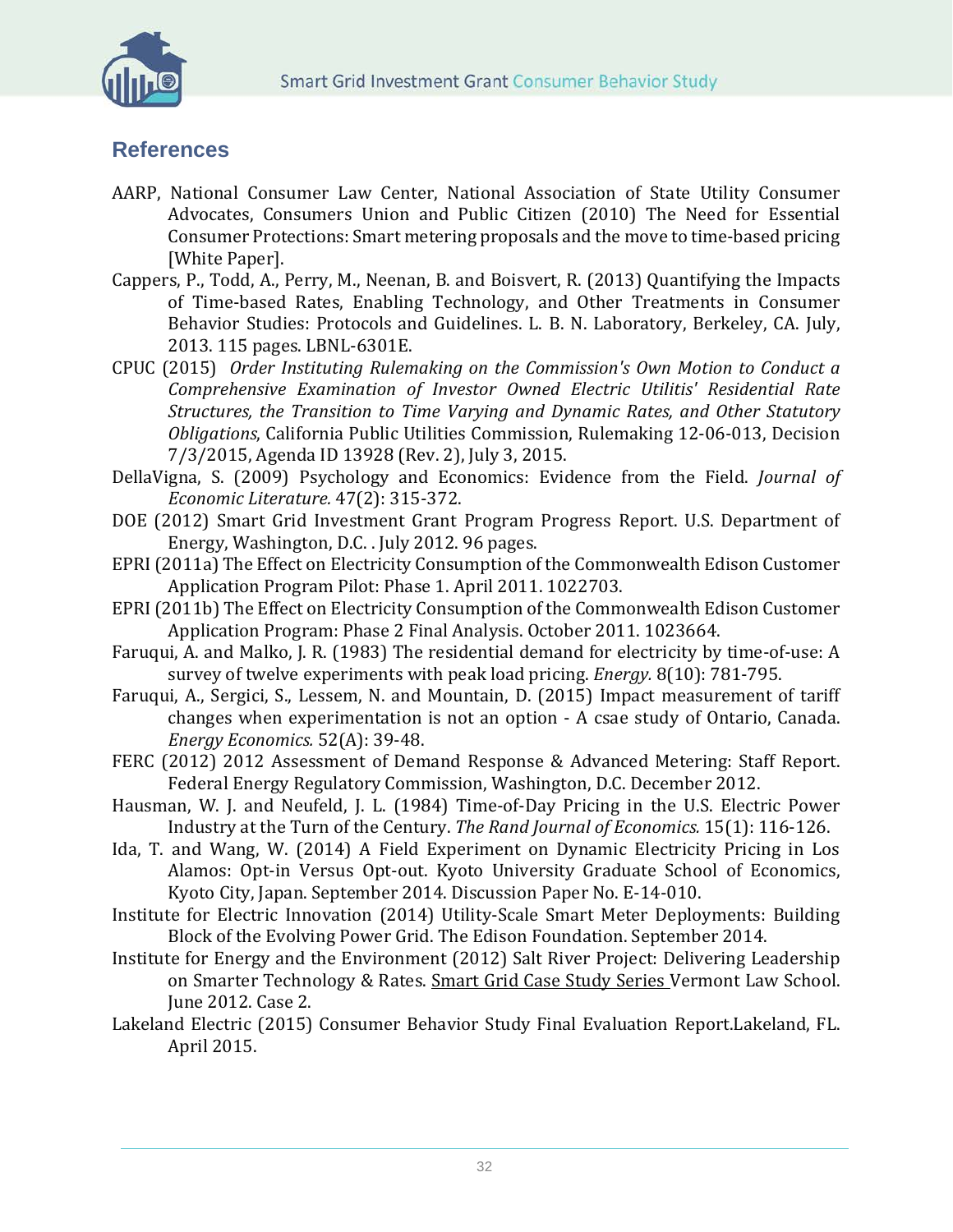## References

AARP, National Consumer Law Center, National Association of State Utility Consumer Advocates, Consumers Union and Public Citizen (2010) The Need for Essential Consumer Protections: Smart metering proposals and the move to time-based pricing [White Paper].

Cappers, P., Todd, A., Perry, M., Neenan, B. and Boisvert, R. (2013) Quantifying the Impacts of Time-based Rates, Enabling Technology, and Other Treatments in Consumer Behavior Studies: Protocols and Guidelines. L. B. N. Laboratory, Berkeley, CA. July, 2013. 115 pages. LBNL-6301E.

CPUC (2015) *Order Instituting Rulemaking on the Commission's Own Motion to Conduct a Comprehensive Examination of Investor Owned Electric Utilitis' Residential Rate Structures, the Transition to Time Varying and Dynamic Rates, and Other Statutory Obligations*, California Public Utilities Commission, Rulemaking 12-06-013, Decision 7/3/2015, Agenda ID 13928 (Rev. 2), July 3, 2015.

DellaVigna, S. (2009) Psychology and Economics: Evidence from the Field. *Journal of Economic Literature.* 47(2): 315-372.

DOE (2012) Smart Grid Investment Grant Program Progress Report. U.S. Department of Energy, Washington, D.C. . July 2012. 96 pages.

EPRI (2011a) The Effect on Electricity Consumption of the Commonwealth Edison Customer Application Program Pilot: Phase 1. April 2011. 1022703.

EPRI (2011b) The Effect on Electricity Consumption of the Commonwealth Edison Customer Application Program: Phase 2 Final Analysis. October 2011. 1023664.

Faruqui, A. and Malko, J. R. (1983) The residential demand for electricity by time-of-use: A survey of twelve experiments with peak load pricing. *Energy.* 8(10): 781-795.

Faruqui, A., Sergici, S., Lessem, N. and Mountain, D. (2015) Impact measurement of tariff changes when experimentation is not an option - A csae study of Ontario, Canada. *Energy Economics.* 52(A): 39-48.

FERC (2012) 2012 Assessment of Demand Response & Advanced Metering: Staff Report. Federal Energy Regulatory Commission, Washington, D.C. December 2012.

Hausman, W. J. and Neufeld, J. L. (1984) Time-of-Day Pricing in the U.S. Electric Power Industry at the Turn of the Century. *The Rand Journal of Economics.* 15(1): 116-126.

Ida, T. and Wang, W. (2014) A Field Experiment on Dynamic Electricity Pricing in Los Alamos: Opt-in Versus Opt-out. Kyoto University Graduate School of Economics, Kyoto City, Japan. September 2014. Discussion Paper No. E-14-010.

Institute for Electric Innovation (2014) Utility-Scale Smart Meter Deployments: Building Block of the Evolving Power Grid. The Edison Foundation. September 2014.

Institute for Energy and the Environment (2012) Salt River Project: Delivering Leadership on Smarter Technology & Rates. Smart Grid Case Study Series Vermont Law School. June 2012. Case 2.

Lakeland Electric (2015) Consumer Behavior Study Final Evaluation Report.Lakeland, FL. April 2015.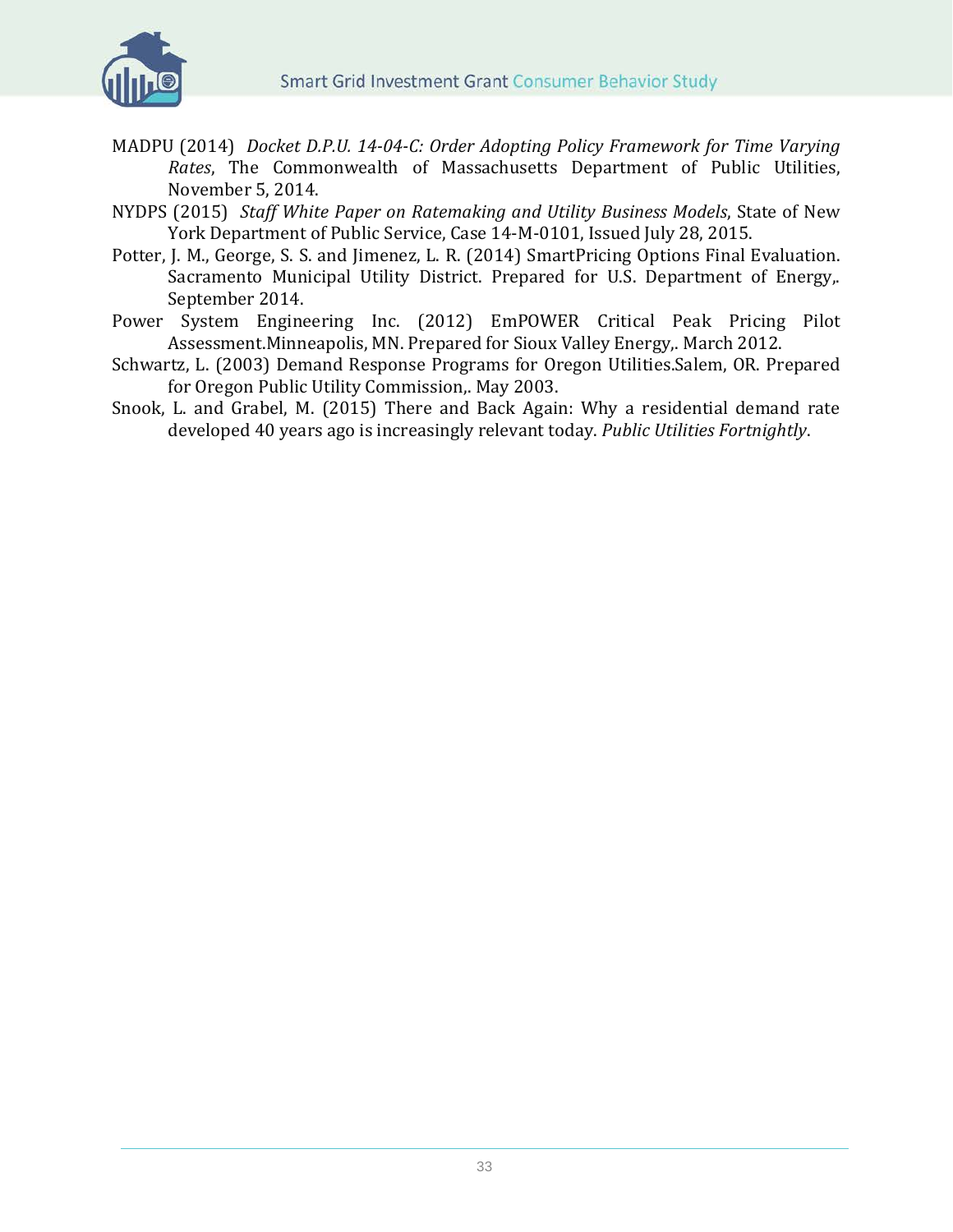MADPU (2014) *Docket D.P.U. 14-04-C: Order Adopting Policy Framework for Time Varying Rates*, The Commonwealth of Massachusetts Department of Public Utilities, November 5, 2014.

NYDPS (2015) *Staff White Paper on Ratemaking and Utility Business Models*, State of New York Department of Public Service, Case 14-M-0101, Issued July 28, 2015.

Potter, J. M., George, S. S. and Jimenez, L. R. (2014) SmartPricing Options Final Evaluation. Sacramento Municipal Utility District. Prepared for U.S. Department of Energy,. September 2014.

Power System Engineering Inc. (2012) EmPOWER Critical Peak Pricing Pilot Assessment.Minneapolis, MN. Prepared for Sioux Valley Energy,. March 2012.

Schwartz, L. (2003) Demand Response Programs for Oregon Utilities.Salem, OR. Prepared for Oregon Public Utility Commission,. May 2003.

Snook, L. and Grabel, M. (2015) There and Back Again: Why a residential demand rate developed 40 years ago is increasingly relevant today. *Public Utilities Fortnightly*.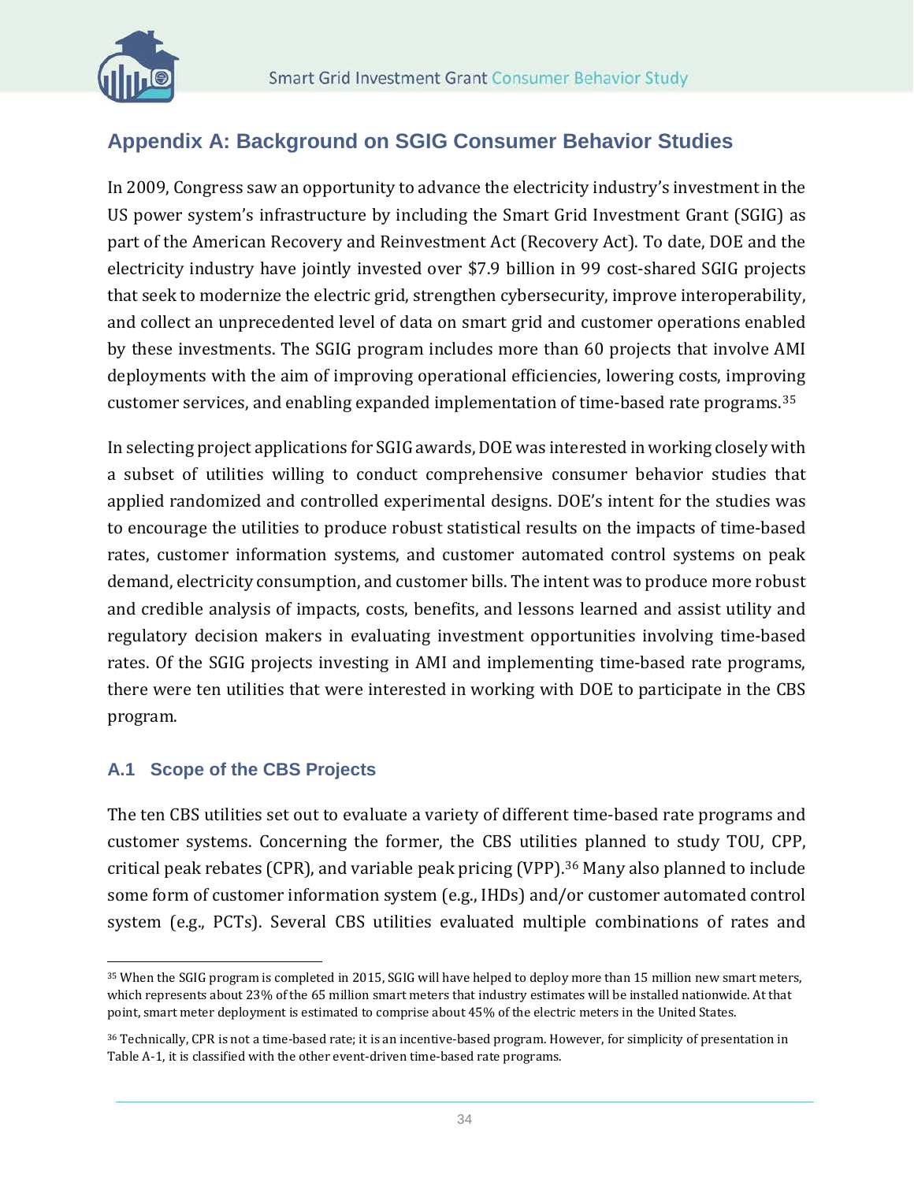## Appendix A: Background on SGIG Consumer Behavior Studies

In 2009, Congress saw an opportunity to advance the electricity industry's investment in the US power system's infrastructure by including the Smart Grid Investment Grant (SGIG) as part of the American Recovery and Reinvestment Act (Recovery Act). To date, DOE and the electricity industry have jointly invested over $7.9 billion in 99 cost-shared SGIG projects that seek to modernize the electric grid, strengthen cybersecurity, improve interoperability, and collect an unprecedented level of data on smart grid and customer operations enabled by these investments. The SGIG program includes more than 60 projects that involve AMI deployments with the aim of improving operational efficiencies, lowering costs, improving customer services, and enabling expanded implementation of time-based rate programs.[35]

In selecting project applications for SGIG awards, DOE was interested in working closely with a subset of utilities willing to conduct comprehensive consumer behavior studies that applied randomized and controlled experimental designs. DOE's intent for the studies was to encourage the utilities to produce robust statistical results on the impacts of time-based rates, customer information systems, and customer automated control systems on peak demand, electricity consumption, and customer bills. The intent was to produce more robust and credible analysis of impacts, costs, benefits, and lessons learned and assist utility and regulatory decision makers in evaluating investment opportunities involving time-based rates. Of the SGIG projects investing in AMI and implementing time-based rate programs, there were ten utilities that were interested in working with DOE to participate in the CBS program.

### A.1 Scope of the CBS Projects

The ten CBS utilities set out to evaluate a variety of different time-based rate programs and customer systems. Concerning the former, the CBS utilities planned to study TOU, CPP, critical peak rebates (CPR), and variable peak pricing (VPP).[36] Many also planned to include some form of customer information system (e.g., IHDs) and/or customer automated control system (e.g., PCTs). Several CBS utilities evaluated multiple combinations of rates and

[35] When the SGIG program is completed in 2015, SGIG will have helped to deploy more than 15 million new smart meters, which represents about 23% of the 65 million smart meters that industry estimates will be installed nationwide. At that point, smart meter deployment is estimated to comprise about 45% of the electric meters in the United States.

[36] Technically, CPR is not a time-based rate; it is an incentive-based program. However, for simplicity of presentation in Table A-1, it is classified with the other event-driven time-based rate programs.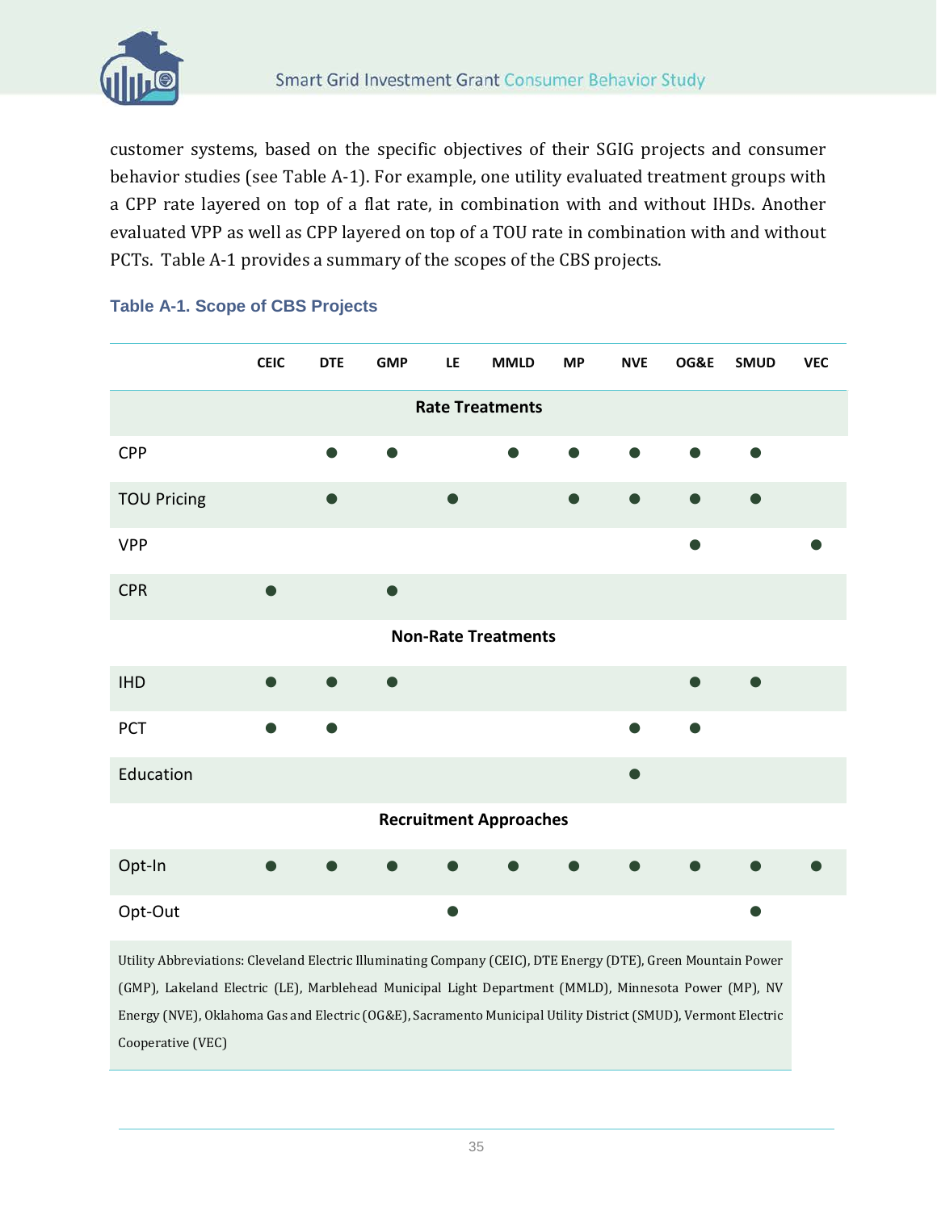customer systems, based on the specific objectives of their SGIG projects and consumer behavior studies (see Table A-1). For example, one utility evaluated treatment groups with a CPP rate layered on top of a flat rate, in combination with and without IHDs. Another evaluated VPP as well as CPP layered on top of a TOU rate in combination with and without PCTs. Table A-1 provides a summary of the scopes of the CBS projects.

**Table A-1. Scope of CBS Projects**

| | CEIC | DTE | GMP | LE | MMLD | MP | NVE | OG&E | SMUD | VEC |
|---|---|---|---|---|---|---|---|---|---|---|
| **Rate Treatments** | | | | | | | | | | |
| CPP | | ● | ● | | ● | ● | ● | ● | ● | |
| TOU Pricing | | ● | | ● | | ● | ● | ● | ● | |
| VPP | | | | | | | | ● | | ● |
| CPR | ● | | ● | | | | | | | |
| **Non-Rate Treatments** | | | | | | | | | | |
| IHD | ● | ● | ● | | | | | ● | ● | |
| PCT | ● | ● | | | | | ● | ● | | |
| Education | | | | | | | ● | | | |
| **Recruitment Approaches** | | | | | | | | | | |
| Opt-In | ● | ● | ● | ● | ● | ● | ● | ● | ● | ● |
| Opt-Out | | | | ● | | | | | ● | |

Utility Abbreviations: Cleveland Electric Illuminating Company (CEIC), DTE Energy (DTE), Green Mountain Power (GMP), Lakeland Electric (LE), Marblehead Municipal Light Department (MMLD), Minnesota Power (MP), NV Energy (NVE), Oklahoma Gas and Electric (OG&E), Sacramento Municipal Utility District (SMUD), Vermont Electric Cooperative (VEC)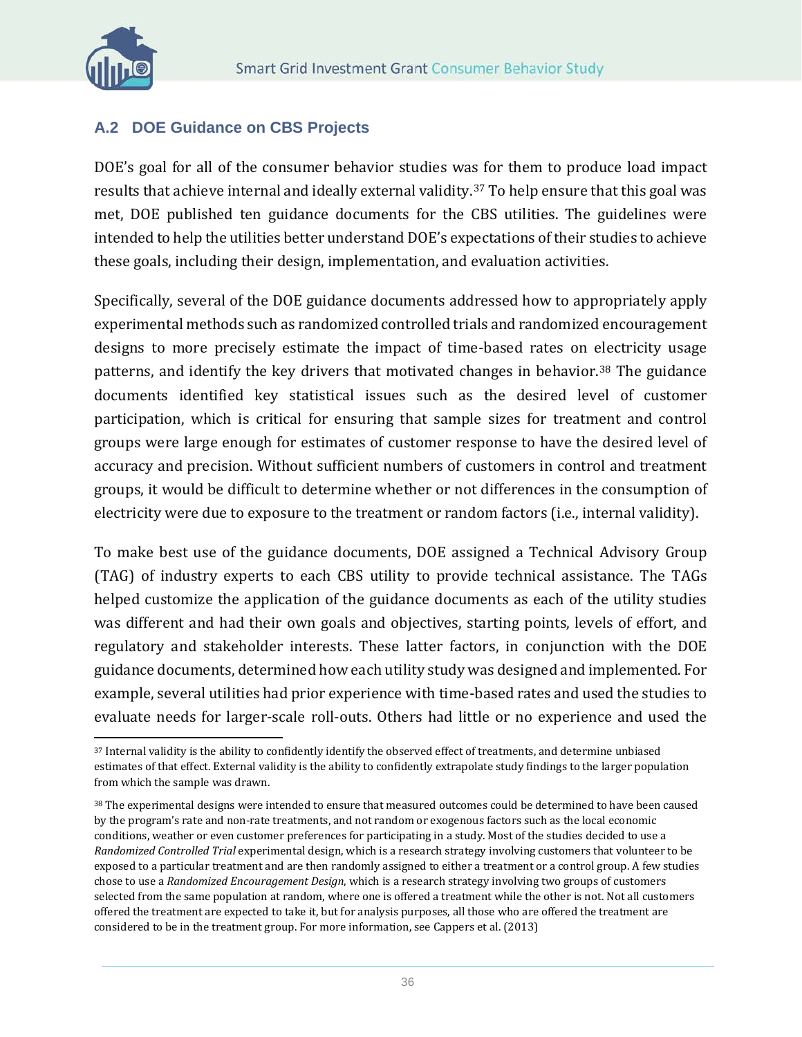## A.2 DOE Guidance on CBS Projects

DOE's goal for all of the consumer behavior studies was for them to produce load impact results that achieve internal and ideally external validity.[37] To help ensure that this goal was met, DOE published ten guidance documents for the CBS utilities. The guidelines were intended to help the utilities better understand DOE's expectations of their studies to achieve these goals, including their design, implementation, and evaluation activities.

Specifically, several of the DOE guidance documents addressed how to appropriately apply experimental methods such as randomized controlled trials and randomized encouragement designs to more precisely estimate the impact of time-based rates on electricity usage patterns, and identify the key drivers that motivated changes in behavior.[38] The guidance documents identified key statistical issues such as the desired level of customer participation, which is critical for ensuring that sample sizes for treatment and control groups were large enough for estimates of customer response to have the desired level of accuracy and precision. Without sufficient numbers of customers in control and treatment groups, it would be difficult to determine whether or not differences in the consumption of electricity were due to exposure to the treatment or random factors (i.e., internal validity).

To make best use of the guidance documents, DOE assigned a Technical Advisory Group (TAG) of industry experts to each CBS utility to provide technical assistance. The TAGs helped customize the application of the guidance documents as each of the utility studies was different and had their own goals and objectives, starting points, levels of effort, and regulatory and stakeholder interests. These latter factors, in conjunction with the DOE guidance documents, determined how each utility study was designed and implemented. For example, several utilities had prior experience with time-based rates and used the studies to evaluate needs for larger-scale roll-outs. Others had little or no experience and used the

[37] Internal validity is the ability to confidently identify the observed effect of treatments, and determine unbiased estimates of that effect. External validity is the ability to confidently extrapolate study findings to the larger population from which the sample was drawn.

[38] The experimental designs were intended to ensure that measured outcomes could be determined to have been caused by the program's rate and non-rate treatments, and not random or exogenous factors such as the local economic conditions, weather or even customer preferences for participating in a study. Most of the studies decided to use a *Randomized Controlled Trial* experimental design, which is a research strategy involving customers that volunteer to be exposed to a particular treatment and are then randomly assigned to either a treatment or a control group. A few studies chose to use a *Randomized Encouragement Design*, which is a research strategy involving two groups of customers selected from the same population at random, where one is offered a treatment while the other is not. Not all customers offered the treatment are expected to take it, but for analysis purposes, all those who are offered the treatment are considered to be in the treatment group. For more information, see Cappers et al. (2013)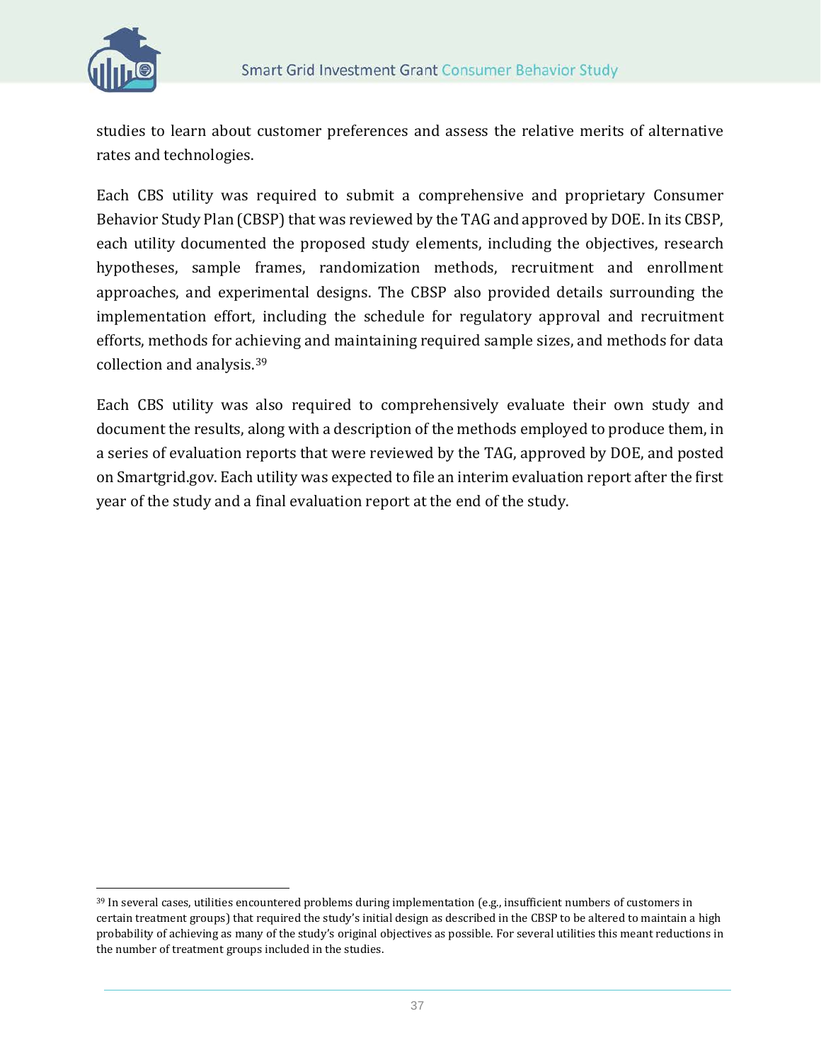studies to learn about customer preferences and assess the relative merits of alternative rates and technologies.

Each CBS utility was required to submit a comprehensive and proprietary Consumer Behavior Study Plan (CBSP) that was reviewed by the TAG and approved by DOE. In its CBSP, each utility documented the proposed study elements, including the objectives, research hypotheses, sample frames, randomization methods, recruitment and enrollment approaches, and experimental designs. The CBSP also provided details surrounding the implementation effort, including the schedule for regulatory approval and recruitment efforts, methods for achieving and maintaining required sample sizes, and methods for data collection and analysis.[39]

Each CBS utility was also required to comprehensively evaluate their own study and document the results, along with a description of the methods employed to produce them, in a series of evaluation reports that were reviewed by the TAG, approved by DOE, and posted on Smartgrid.gov. Each utility was expected to file an interim evaluation report after the first year of the study and a final evaluation report at the end of the study.

---

[39] In several cases, utilities encountered problems during implementation (e.g., insufficient numbers of customers in certain treatment groups) that required the study's initial design as described in the CBSP to be altered to maintain a high probability of achieving as many of the study's original objectives as possible. For several utilities this meant reductions in the number of treatment groups included in the studies.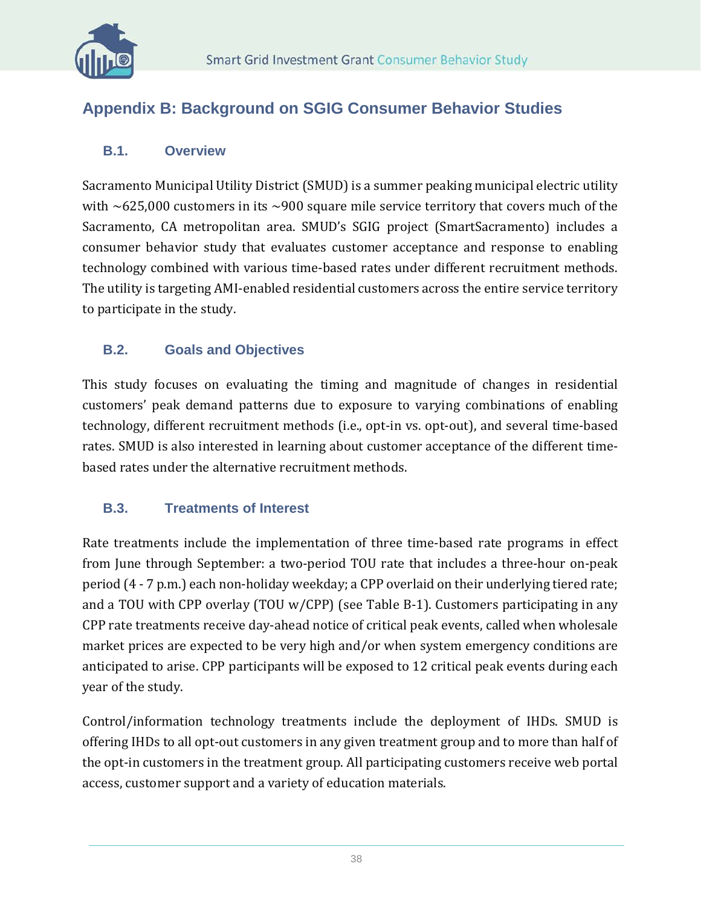# Appendix B: Background on SGIG Consumer Behavior Studies

## B.1. Overview

Sacramento Municipal Utility District (SMUD) is a summer peaking municipal electric utility with ~625,000 customers in its ~900 square mile service territory that covers much of the Sacramento, CA metropolitan area. SMUD's SGIG project (SmartSacramento) includes a consumer behavior study that evaluates customer acceptance and response to enabling technology combined with various time-based rates under different recruitment methods. The utility is targeting AMI-enabled residential customers across the entire service territory to participate in the study.

## B.2. Goals and Objectives

This study focuses on evaluating the timing and magnitude of changes in residential customers' peak demand patterns due to exposure to varying combinations of enabling technology, different recruitment methods (i.e., opt-in vs. opt-out), and several time-based rates. SMUD is also interested in learning about customer acceptance of the different time-based rates under the alternative recruitment methods.

## B.3. Treatments of Interest

Rate treatments include the implementation of three time-based rate programs in effect from June through September: a two-period TOU rate that includes a three-hour on-peak period (4 - 7 p.m.) each non-holiday weekday; a CPP overlaid on their underlying tiered rate; and a TOU with CPP overlay (TOU w/CPP) (see Table B-1). Customers participating in any CPP rate treatments receive day-ahead notice of critical peak events, called when wholesale market prices are expected to be very high and/or when system emergency conditions are anticipated to arise. CPP participants will be exposed to 12 critical peak events during each year of the study.

Control/information technology treatments include the deployment of IHDs. SMUD is offering IHDs to all opt-out customers in any given treatment group and to more than half of the opt-in customers in the treatment group. All participating customers receive web portal access, customer support and a variety of education materials.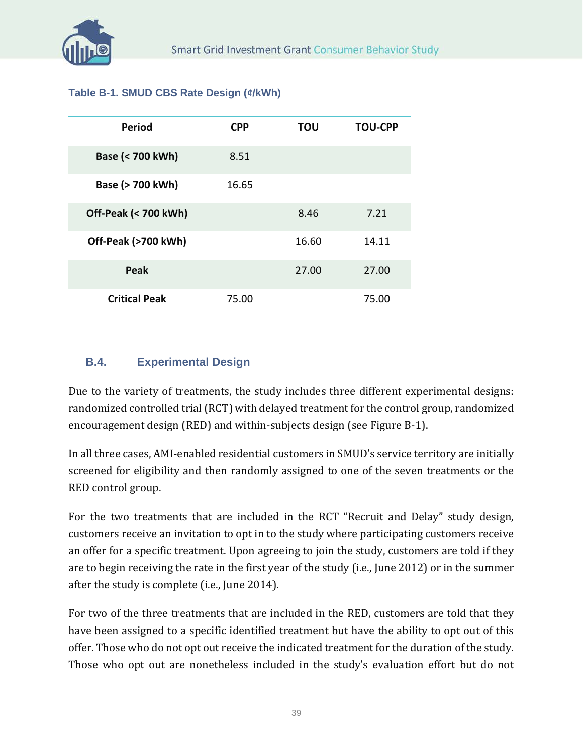**Table B-1. SMUD CBS Rate Design (¢/kWh)**

| Period | CPP | TOU | TOU-CPP |
|---|---|---|---|
| Base (< 700 kWh) | 8.51 | | |
| Base (> 700 kWh) | 16.65 | | |
| Off-Peak (< 700 kWh) | | 8.46 | 7.21 |
| Off-Peak (>700 kWh) | | 16.60 | 14.11 |
| Peak | | 27.00 | 27.00 |
| Critical Peak | 75.00 | | 75.00 |

## B.4. Experimental Design

Due to the variety of treatments, the study includes three different experimental designs: randomized controlled trial (RCT) with delayed treatment for the control group, randomized encouragement design (RED) and within-subjects design (see Figure B-1).

In all three cases, AMI-enabled residential customers in SMUD's service territory are initially screened for eligibility and then randomly assigned to one of the seven treatments or the RED control group.

For the two treatments that are included in the RCT "Recruit and Delay" study design, customers receive an invitation to opt in to the study where participating customers receive an offer for a specific treatment. Upon agreeing to join the study, customers are told if they are to begin receiving the rate in the first year of the study (i.e., June 2012) or in the summer after the study is complete (i.e., June 2014).

For two of the three treatments that are included in the RED, customers are told that they have been assigned to a specific identified treatment but have the ability to opt out of this offer. Those who do not opt out receive the indicated treatment for the duration of the study. Those who opt out are nonetheless included in the study's evaluation effort but do not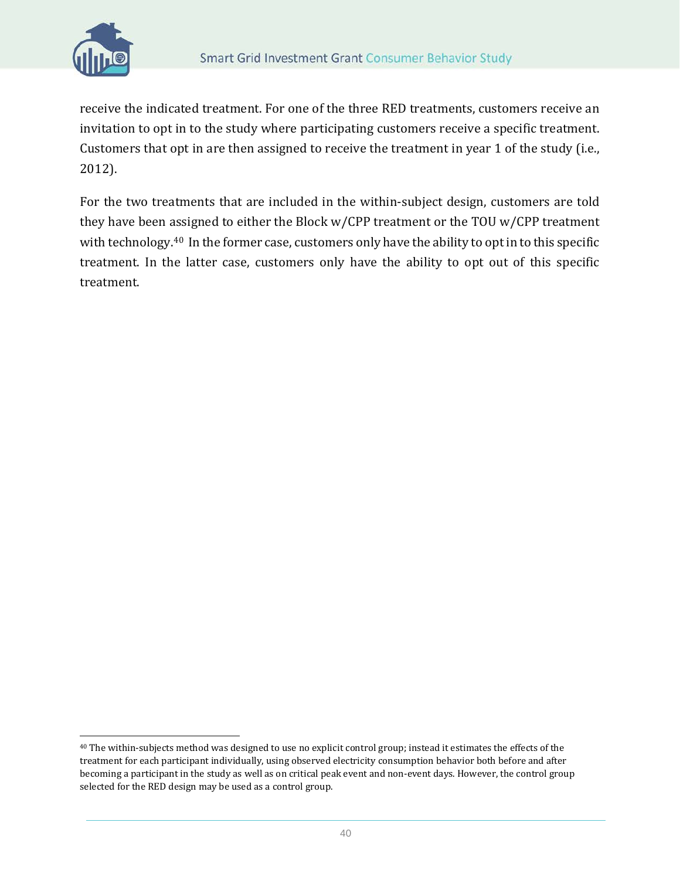receive the indicated treatment. For one of the three RED treatments, customers receive an invitation to opt in to the study where participating customers receive a specific treatment. Customers that opt in are then assigned to receive the treatment in year 1 of the study (i.e., 2012).

For the two treatments that are included in the within-subject design, customers are told they have been assigned to either the Block w/CPP treatment or the TOU w/CPP treatment with technology.[40] In the former case, customers only have the ability to opt in to this specific treatment. In the latter case, customers only have the ability to opt out of this specific treatment.

---

[40] The within-subjects method was designed to use no explicit control group; instead it estimates the effects of the treatment for each participant individually, using observed electricity consumption behavior both before and after becoming a participant in the study as well as on critical peak event and non-event days. However, the control group selected for the RED design may be used as a control group.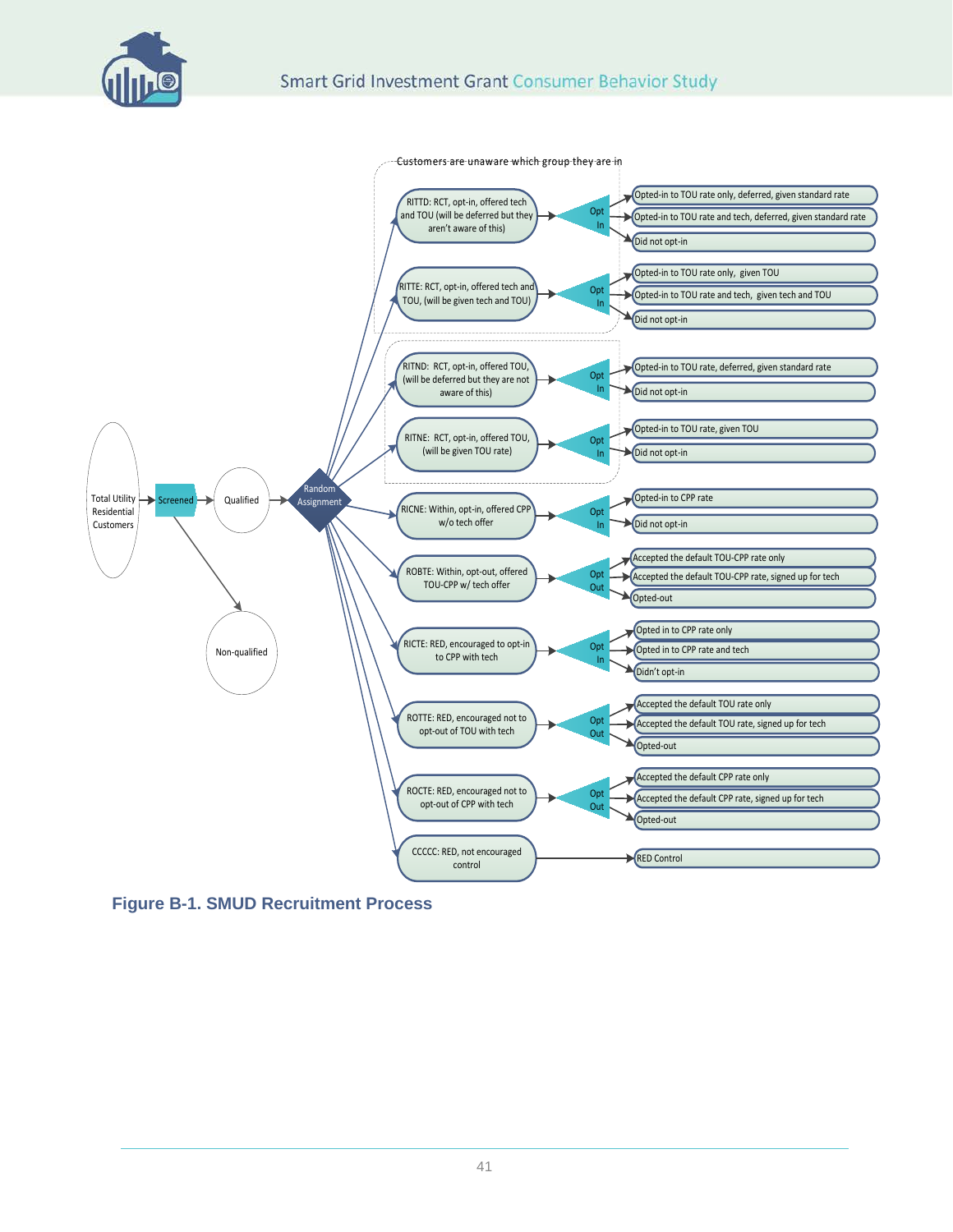Customers are unaware which group they are in

Total Utility Residential Customers → Screened → Qualified → Random Assignment

Screened → Non-qualified

Random Assignment →

- **RITTD: RCT, opt-in, offered tech and TOU (will be deferred but they aren't aware of this)** → Opt In
  - Opted-in to TOU rate only, deferred, given standard rate
  - Opted-in to TOU rate and tech, deferred, given standard rate
  - Did not opt-in
- **RITTE: RCT, opt-in, offered tech and TOU, (will be given tech and TOU)** → Opt In
  - Opted-in to TOU rate only, given TOU
  - Opted-in to TOU rate and tech, given tech and TOU
  - Did not opt-in
- **RITND: RCT, opt-in, offered TOU, (will be deferred but they are not aware of this)** → Opt In
  - Opted-in to TOU rate, deferred, given standard rate
  - Did not opt-in
- **RITNE: RCT, opt-in, offered TOU, (will be given TOU rate)** → Opt In
  - Opted-in to TOU rate, given TOU
  - Did not opt-in
- **RICNE: Within, opt-in, offered CPP w/o tech offer** → Opt In
  - Opted-in to CPP rate
  - Did not opt-in
- **ROBTE: Within, opt-out, offered TOU-CPP w/ tech offer** → Opt Out
  - Accepted the default TOU-CPP rate only
  - Accepted the default TOU-CPP rate, signed up for tech
  - Opted-out
- **RICTE: RED, encouraged to opt-in to CPP with tech** → Opt In
  - Opted in to CPP rate only
  - Opted in to CPP rate and tech
  - Didn't opt-in
- **ROTTE: RED, encouraged not to opt-out of TOU with tech** → Opt Out
  - Accepted the default TOU rate only
  - Accepted the default TOU rate, signed up for tech
  - Opted-out
- **ROCTE: RED, encouraged not to opt-out of CPP with tech** → Opt Out
  - Accepted the default CPP rate only
  - Accepted the default CPP rate, signed up for tech
  - Opted-out
- **CCCCC: RED, not encouraged control** → RED Control

**Figure B-1. SMUD Recruitment Process**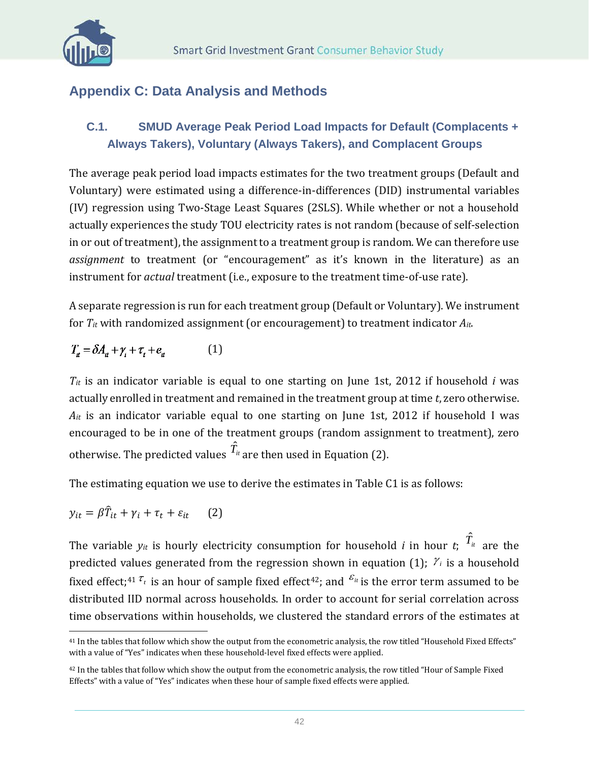# Appendix C: Data Analysis and Methods

## C.1. SMUD Average Peak Period Load Impacts for Default (Complacents + Always Takers), Voluntary (Always Takers), and Complacent Groups

The average peak period load impacts estimates for the two treatment groups (Default and Voluntary) were estimated using a difference-in-differences (DID) instrumental variables (IV) regression using Two-Stage Least Squares (2SLS). While whether or not a household actually experiences the study TOU electricity rates is not random (because of self-selection in or out of treatment), the assignment to a treatment group is random. We can therefore use *assignment* to treatment (or "encouragement" as it's known in the literature) as an instrument for *actual* treatment (i.e., exposure to the treatment time-of-use rate).

A separate regression is run for each treatment group (Default or Voluntary). We instrument for $T_{it}$ with randomized assignment (or encouragement) to treatment indicator $A_{it}$.

$$T_{it} = \delta A_{it} + \gamma_i + \tau_t + e_{it} \qquad (1)$$

$T_{it}$ is an indicator variable is equal to one starting on June 1st, 2012 if household $i$ was actually enrolled in treatment and remained in the treatment group at time $t$, zero otherwise. $A_{it}$ is an indicator variable equal to one starting on June 1st, 2012 if household I was encouraged to be in one of the treatment groups (random assignment to treatment), zero otherwise. The predicted values $\hat{T}_{it}$ are then used in Equation (2).

The estimating equation we use to derive the estimates in Table C1 is as follows:

$$y_{it} = \beta\hat{T}_{it} + \gamma_i + \tau_t + \varepsilon_{it} \qquad (2)$$

The variable $y_{it}$ is hourly electricity consumption for household $i$ in hour $t$; $\hat{T}_{it}$ are the predicted values generated from the regression shown in equation (1); $\gamma_i$ is a household fixed effect;[41] $\tau_t$ is an hour of sample fixed effect[42]; and $\varepsilon_{it}$ is the error term assumed to be distributed IID normal across households. In order to account for serial correlation across time observations within households, we clustered the standard errors of the estimates at

[41] In the tables that follow which show the output from the econometric analysis, the row titled "Household Fixed Effects" with a value of "Yes" indicates when these household-level fixed effects were applied.

[42] In the tables that follow which show the output from the econometric analysis, the row titled "Hour of Sample Fixed Effects" with a value of "Yes" indicates when these hour of sample fixed effects were applied.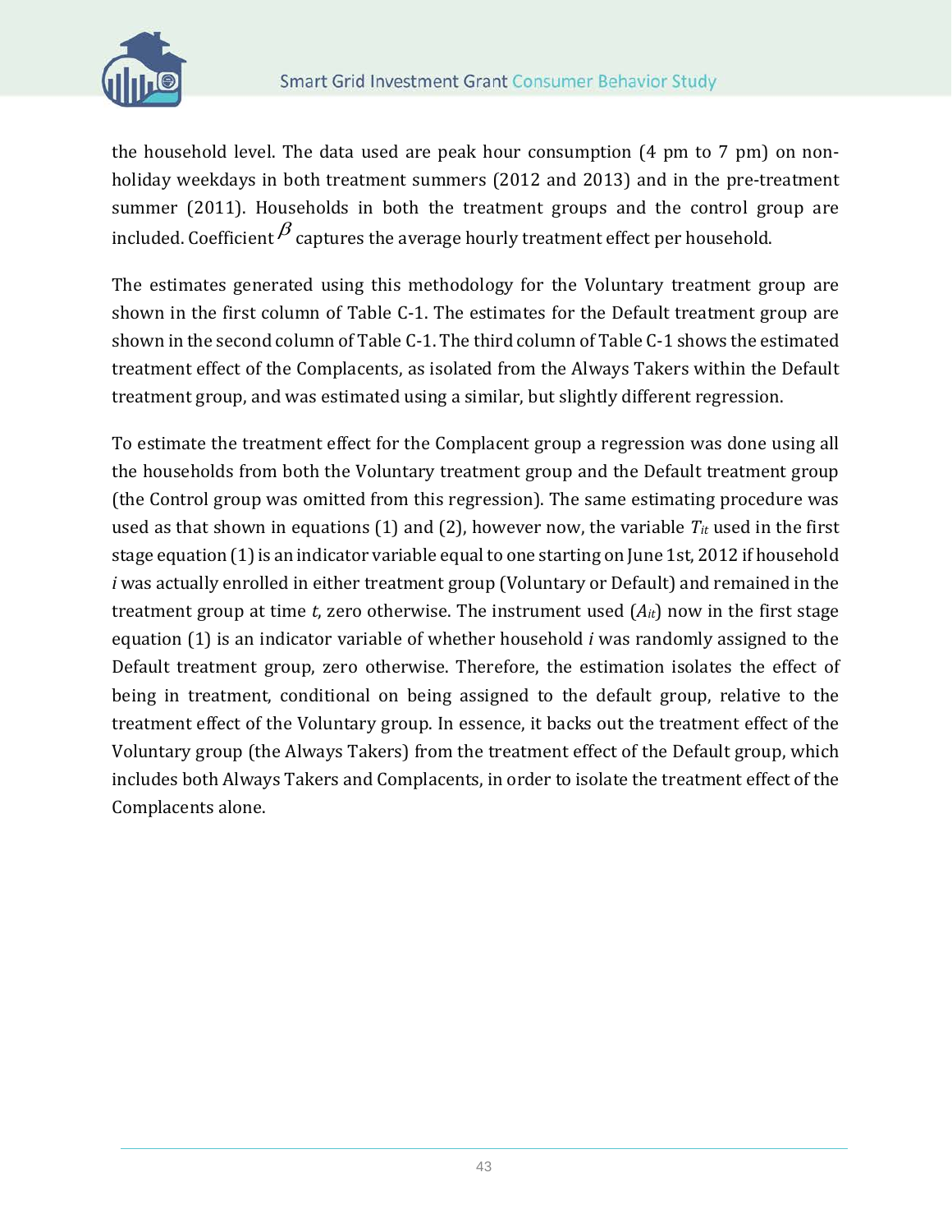the household level. The data used are peak hour consumption (4 pm to 7 pm) on non-holiday weekdays in both treatment summers (2012 and 2013) and in the pre-treatment summer (2011). Households in both the treatment groups and the control group are included. Coefficient $\beta$ captures the average hourly treatment effect per household.

The estimates generated using this methodology for the Voluntary treatment group are shown in the first column of Table C-1. The estimates for the Default treatment group are shown in the second column of Table C-1. The third column of Table C-1 shows the estimated treatment effect of the Complacents, as isolated from the Always Takers within the Default treatment group, and was estimated using a similar, but slightly different regression.

To estimate the treatment effect for the Complacent group a regression was done using all the households from both the Voluntary treatment group and the Default treatment group (the Control group was omitted from this regression). The same estimating procedure was used as that shown in equations (1) and (2), however now, the variable $T_{it}$ used in the first stage equation (1) is an indicator variable equal to one starting on June 1st, 2012 if household *i* was actually enrolled in either treatment group (Voluntary or Default) and remained in the treatment group at time *t*, zero otherwise. The instrument used ($A_{it}$) now in the first stage equation (1) is an indicator variable of whether household *i* was randomly assigned to the Default treatment group, zero otherwise. Therefore, the estimation isolates the effect of being in treatment, conditional on being assigned to the default group, relative to the treatment effect of the Voluntary group. In essence, it backs out the treatment effect of the Voluntary group (the Always Takers) from the treatment effect of the Default group, which includes both Always Takers and Complacents, in order to isolate the treatment effect of the Complacents alone.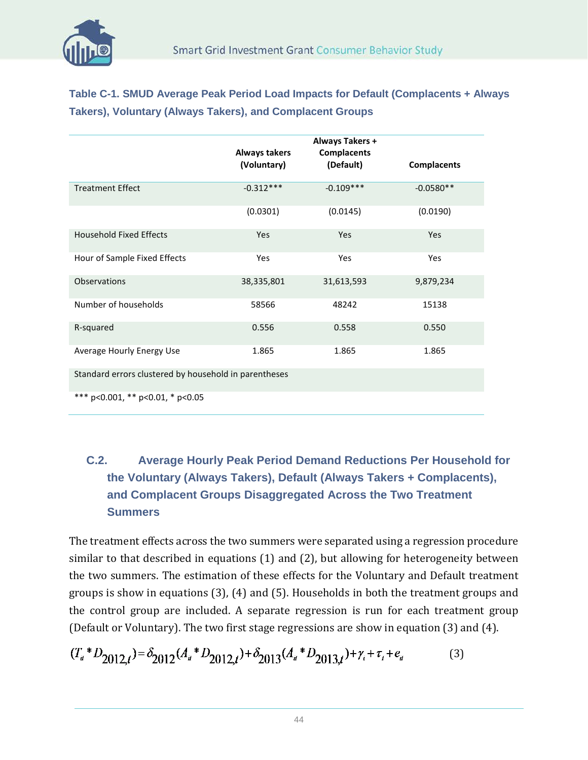**Table C-1. SMUD Average Peak Period Load Impacts for Default (Complacents + Always Takers), Voluntary (Always Takers), and Complacent Groups**

| | Always takers (Voluntary) | Always Takers + Complacents (Default) | Complacents |
|---|---|---|---|
| Treatment Effect | -0.312*** | -0.109*** | -0.0580** |
| | (0.0301) | (0.0145) | (0.0190) |
| Household Fixed Effects | Yes | Yes | Yes |
| Hour of Sample Fixed Effects | Yes | Yes | Yes |
| Observations | 38,335,801 | 31,613,593 | 9,879,234 |
| Number of households | 58566 | 48242 | 15138 |
| R-squared | 0.556 | 0.558 | 0.550 |
| Average Hourly Energy Use | 1.865 | 1.865 | 1.865 |
| Standard errors clustered by household in parentheses | | | |
| *** p<0.001, ** p<0.01, * p<0.05 | | | |

## C.2. Average Hourly Peak Period Demand Reductions Per Household for the Voluntary (Always Takers), Default (Always Takers + Complacents), and Complacent Groups Disaggregated Across the Two Treatment Summers

The treatment effects across the two summers were separated using a regression procedure similar to that described in equations (1) and (2), but allowing for heterogeneity between the two summers. The estimation of these effects for the Voluntary and Default treatment groups is show in equations (3), (4) and (5). Households in both the treatment groups and the control group are included. A separate regression is run for each treatment group (Default or Voluntary). The two first stage regressions are show in equation (3) and (4).

$$(T_{it} * D_{2012,t}) = \delta_{2012}(A_{it} * D_{2012,t}) + \delta_{2013}(A_{it} * D_{2013,t}) + \gamma_i + \tau_t + e_{it} \qquad (3)$$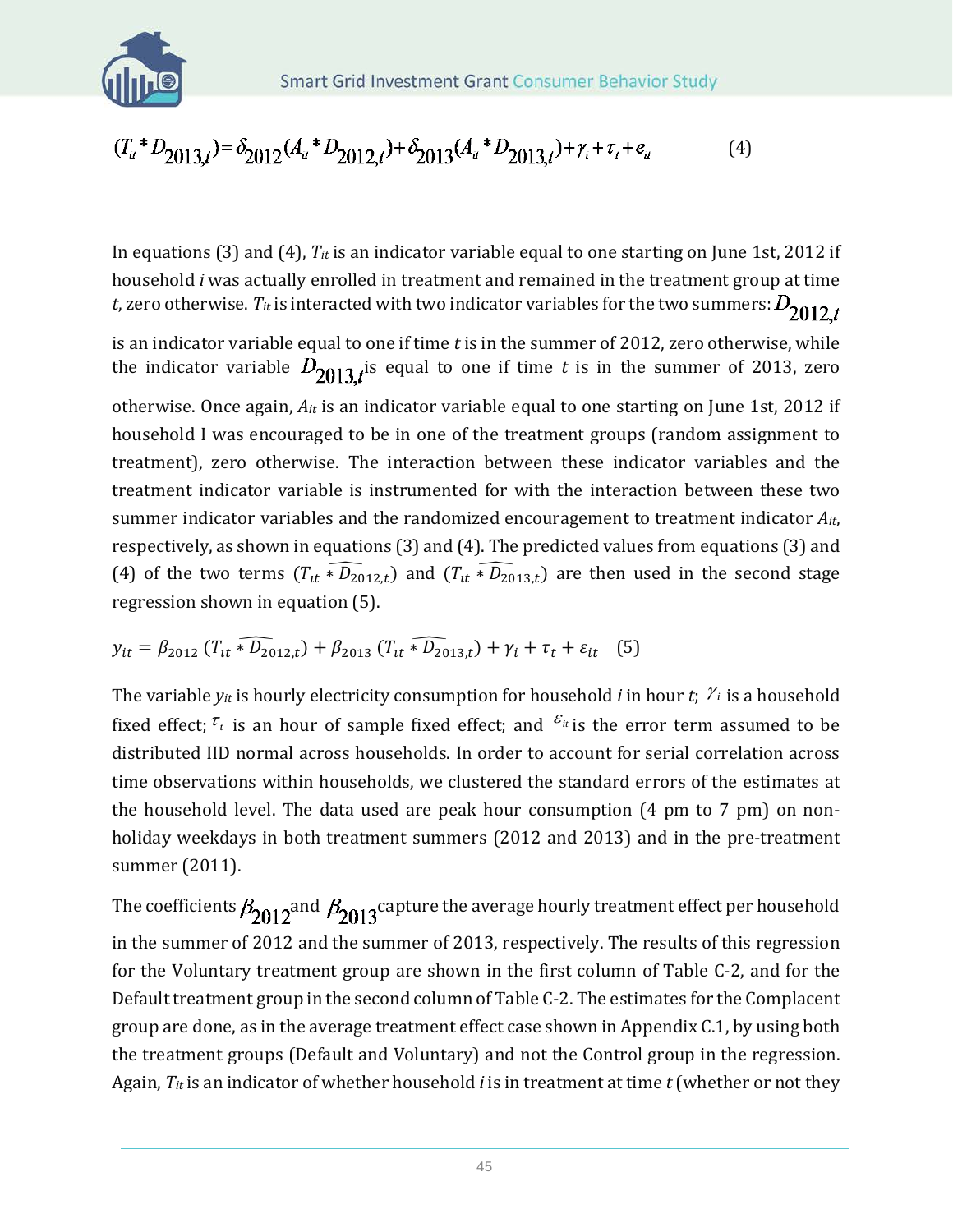$$(T_{it} * D_{2013,t}) = \delta_{2012}(A_{it} * D_{2012,t}) + \delta_{2013}(A_{it} * D_{2013,t}) + \gamma_i + \tau_t + e_{it} \quad (4)$$

In equations (3) and (4), $T_{it}$ is an indicator variable equal to one starting on June 1st, 2012 if household *i* was actually enrolled in treatment and remained in the treatment group at time *t*, zero otherwise. $T_{it}$ is interacted with two indicator variables for the two summers: $D_{2012,t}$ is an indicator variable equal to one if time *t* is in the summer of 2012, zero otherwise, while the indicator variable $D_{2013,t}$ is equal to one if time *t* is in the summer of 2013, zero otherwise. Once again, $A_{it}$ is an indicator variable equal to one starting on June 1st, 2012 if household I was encouraged to be in one of the treatment groups (random assignment to treatment), zero otherwise. The interaction between these indicator variables and the treatment indicator variable is instrumented for with the interaction between these two summer indicator variables and the randomized encouragement to treatment indicator $A_{it}$, respectively, as shown in equations (3) and (4). The predicted values from equations (3) and (4) of the two terms $(\widehat{T_{it} * D_{2012,t}})$ and $(\widehat{T_{it} * D_{2013,t}})$ are then used in the second stage regression shown in equation (5).

$$y_{it} = \beta_{2012}\,(\widehat{T_{it} * D_{2012,t}}) + \beta_{2013}\,(\widehat{T_{it} * D_{2013,t}}) + \gamma_i + \tau_t + \varepsilon_{it} \quad (5)$$

The variable $y_{it}$ is hourly electricity consumption for household *i* in hour *t*; $\gamma_i$ is a household fixed effect; $\tau_t$ is an hour of sample fixed effect; and $\varepsilon_{it}$ is the error term assumed to be distributed IID normal across households. In order to account for serial correlation across time observations within households, we clustered the standard errors of the estimates at the household level. The data used are peak hour consumption (4 pm to 7 pm) on non-holiday weekdays in both treatment summers (2012 and 2013) and in the pre-treatment summer (2011).

The coefficients $\beta_{2012}$ and $\beta_{2013}$ capture the average hourly treatment effect per household in the summer of 2012 and the summer of 2013, respectively. The results of this regression for the Voluntary treatment group are shown in the first column of Table C-2, and for the Default treatment group in the second column of Table C-2. The estimates for the Complacent group are done, as in the average treatment effect case shown in Appendix C.1, by using both the treatment groups (Default and Voluntary) and not the Control group in the regression. Again, $T_{it}$ is an indicator of whether household *i* is in treatment at time *t* (whether or not they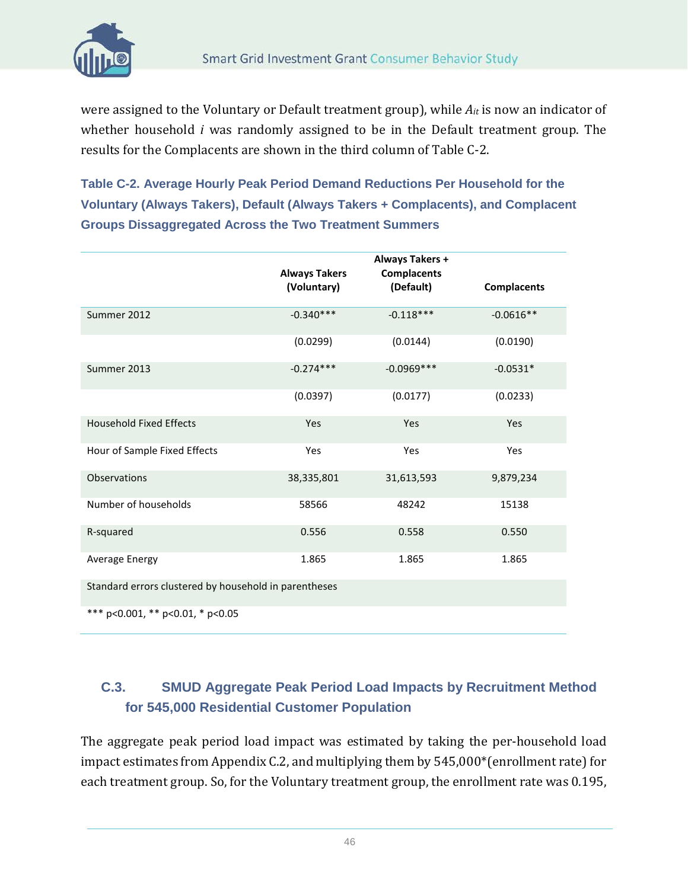were assigned to the Voluntary or Default treatment group), while $A_{it}$ is now an indicator of whether household $i$ was randomly assigned to be in the Default treatment group. The results for the Complacents are shown in the third column of Table C-2.

**Table C-2. Average Hourly Peak Period Demand Reductions Per Household for the Voluntary (Always Takers), Default (Always Takers + Complacents), and Complacent Groups Dissaggregated Across the Two Treatment Summers**

| | Always Takers (Voluntary) | Always Takers + Complacents (Default) | Complacents |
|---|---|---|---|
| Summer 2012 | -0.340*** | -0.118*** | -0.0616** |
| | (0.0299) | (0.0144) | (0.0190) |
| Summer 2013 | -0.274*** | -0.0969*** | -0.0531* |
| | (0.0397) | (0.0177) | (0.0233) |
| Household Fixed Effects | Yes | Yes | Yes |
| Hour of Sample Fixed Effects | Yes | Yes | Yes |
| Observations | 38,335,801 | 31,613,593 | 9,879,234 |
| Number of households | 58566 | 48242 | 15138 |
| R-squared | 0.556 | 0.558 | 0.550 |
| Average Energy | 1.865 | 1.865 | 1.865 |
| Standard errors clustered by household in parentheses | | | |
| *** p<0.001, ** p<0.01, * p<0.05 | | | |

## C.3. SMUD Aggregate Peak Period Load Impacts by Recruitment Method for 545,000 Residential Customer Population

The aggregate peak period load impact was estimated by taking the per-household load impact estimates from Appendix C.2, and multiplying them by 545,000*(enrollment rate) for each treatment group. So, for the Voluntary treatment group, the enrollment rate was 0.195,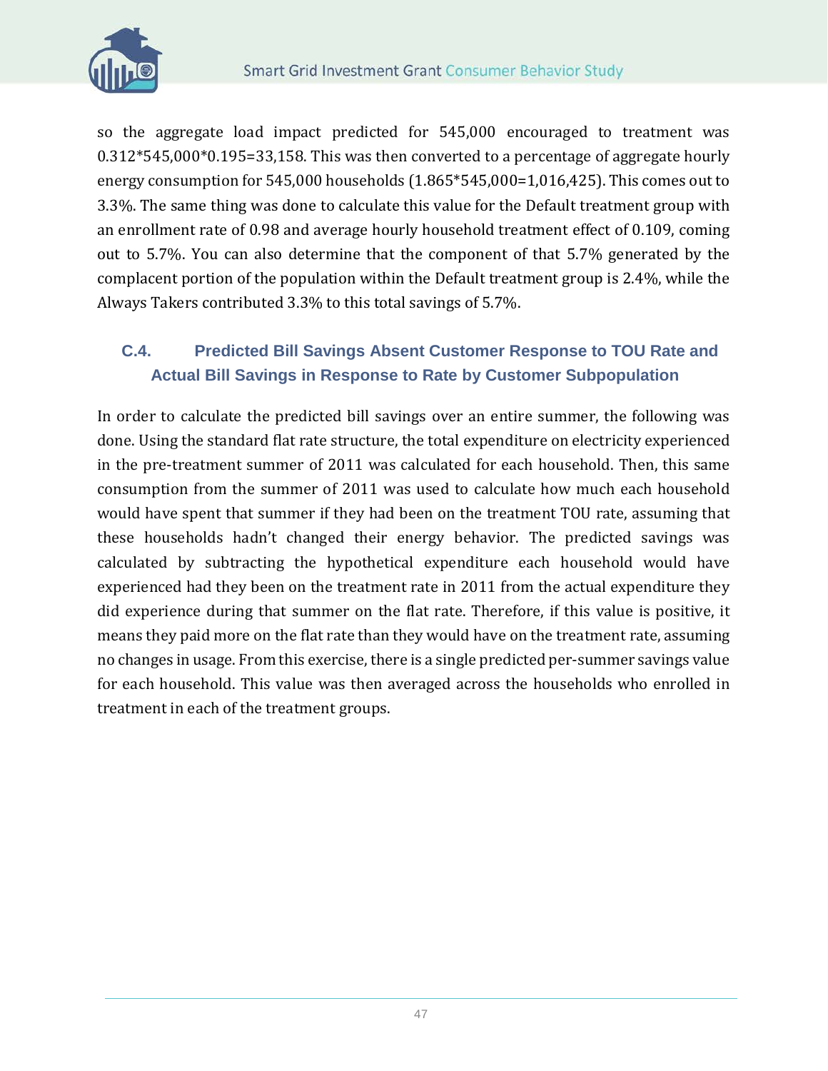so the aggregate load impact predicted for 545,000 encouraged to treatment was 0.312*545,000*0.195=33,158. This was then converted to a percentage of aggregate hourly energy consumption for 545,000 households (1.865*545,000=1,016,425). This comes out to 3.3%. The same thing was done to calculate this value for the Default treatment group with an enrollment rate of 0.98 and average hourly household treatment effect of 0.109, coming out to 5.7%. You can also determine that the component of that 5.7% generated by the complacent portion of the population within the Default treatment group is 2.4%, while the Always Takers contributed 3.3% to this total savings of 5.7%.

### C.4. Predicted Bill Savings Absent Customer Response to TOU Rate and Actual Bill Savings in Response to Rate by Customer Subpopulation

In order to calculate the predicted bill savings over an entire summer, the following was done. Using the standard flat rate structure, the total expenditure on electricity experienced in the pre-treatment summer of 2011 was calculated for each household. Then, this same consumption from the summer of 2011 was used to calculate how much each household would have spent that summer if they had been on the treatment TOU rate, assuming that these households hadn't changed their energy behavior. The predicted savings was calculated by subtracting the hypothetical expenditure each household would have experienced had they been on the treatment rate in 2011 from the actual expenditure they did experience during that summer on the flat rate. Therefore, if this value is positive, it means they paid more on the flat rate than they would have on the treatment rate, assuming no changes in usage. From this exercise, there is a single predicted per-summer savings value for each household. This value was then averaged across the households who enrolled in treatment in each of the treatment groups.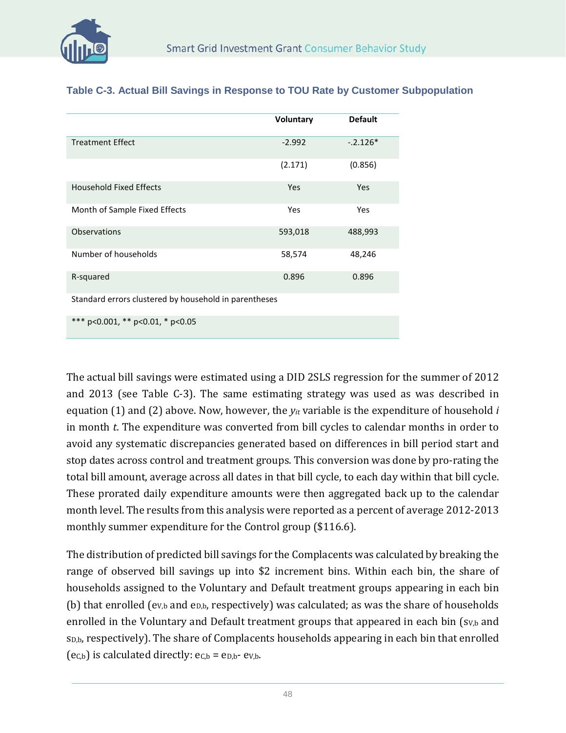### Table C-3. Actual Bill Savings in Response to TOU Rate by Customer Subpopulation

| | Voluntary | Default |
|---|---|---|
| Treatment Effect | -2.992 | -.2.126* |
| | (2.171) | (0.856) |
| Household Fixed Effects | Yes | Yes |
| Month of Sample Fixed Effects | Yes | Yes |
| Observations | 593,018 | 488,993 |
| Number of households | 58,574 | 48,246 |
| R-squared | 0.896 | 0.896 |
| Standard errors clustered by household in parentheses | | |
| *** p<0.001, ** p<0.01, * p<0.05 | | |

The actual bill savings were estimated using a DID 2SLS regression for the summer of 2012 and 2013 (see Table C-3). The same estimating strategy was used as was described in equation (1) and (2) above. Now, however, the $y_{it}$ variable is the expenditure of household *i* in month *t*. The expenditure was converted from bill cycles to calendar months in order to avoid any systematic discrepancies generated based on differences in bill period start and stop dates across control and treatment groups. This conversion was done by pro-rating the total bill amount, average across all dates in that bill cycle, to each day within that bill cycle. These prorated daily expenditure amounts were then aggregated back up to the calendar month level. The results from this analysis were reported as a percent of average 2012-2013 monthly summer expenditure for the Control group ($116.6).

The distribution of predicted bill savings for the Complacents was calculated by breaking the range of observed bill savings up into $2 increment bins. Within each bin, the share of households assigned to the Voluntary and Default treatment groups appearing in each bin (b) that enrolled ($e_{V,b}$ and $e_{D,b}$, respectively) was calculated; as was the share of households enrolled in the Voluntary and Default treatment groups that appeared in each bin ($s_{V,b}$ and $s_{D,b}$, respectively). The share of Complacents households appearing in each bin that enrolled ($e_{C,b}$) is calculated directly: $e_{C,b} = e_{D,b} - e_{V,b}$.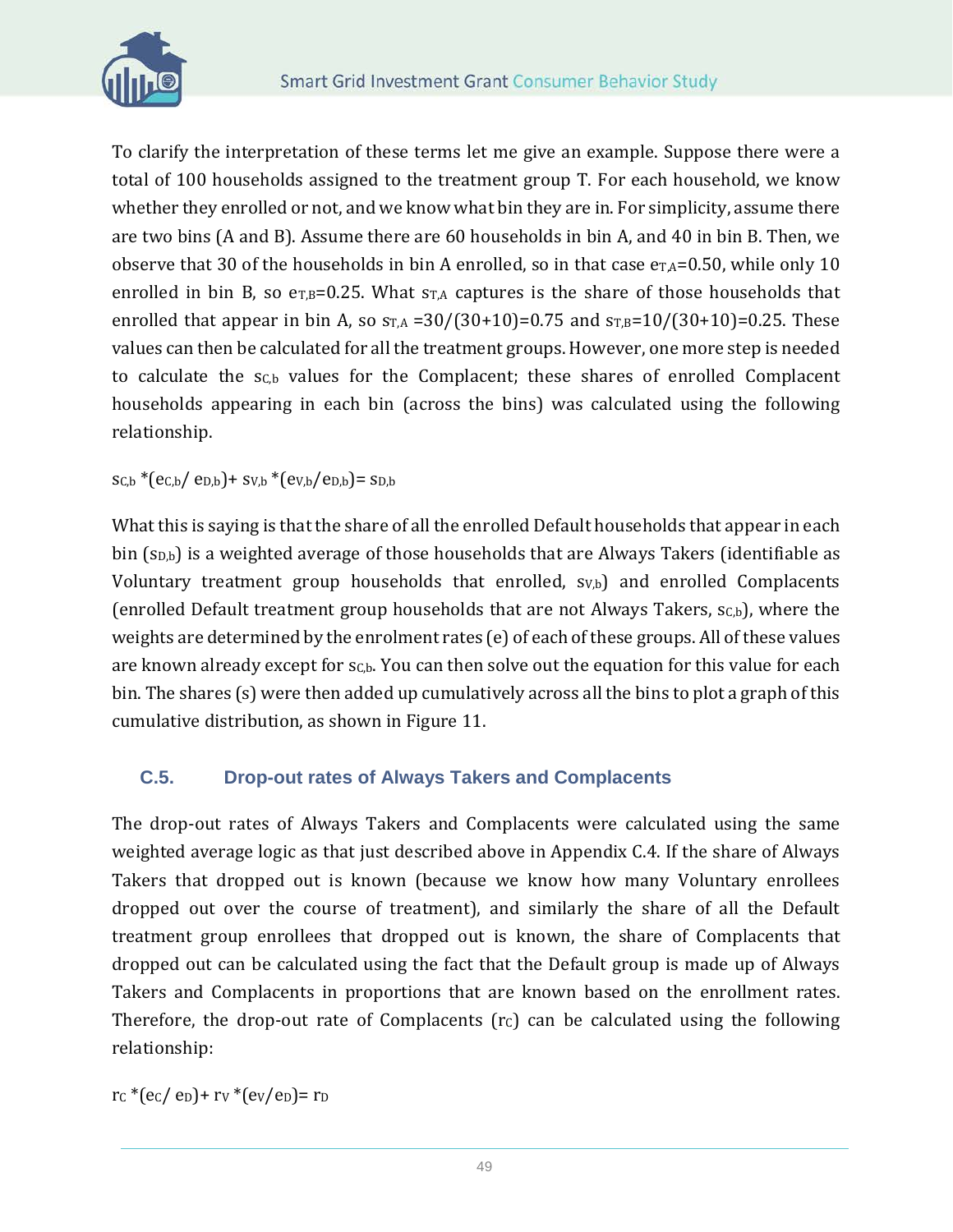To clarify the interpretation of these terms let me give an example. Suppose there were a total of 100 households assigned to the treatment group T. For each household, we know whether they enrolled or not, and we know what bin they are in. For simplicity, assume there are two bins (A and B). Assume there are 60 households in bin A, and 40 in bin B. Then, we observe that 30 of the households in bin A enrolled, so in that case $e_{T,A}$=0.50, while only 10 enrolled in bin B, so $e_{T,B}$=0.25. What $s_{T,A}$ captures is the share of those households that enrolled that appear in bin A, so $s_{T,A}$ =30/(30+10)=0.75 and $s_{T,B}$=10/(30+10)=0.25. These values can then be calculated for all the treatment groups. However, one more step is needed to calculate the $s_{C,b}$ values for the Complacent; these shares of enrolled Complacent households appearing in each bin (across the bins) was calculated using the following relationship.

$$s_{C,b} *(e_{C,b}/ e_{D,b})+ s_{V,b} *(e_{V,b}/e_{D,b})= s_{D,b}$$

What this is saying is that the share of all the enrolled Default households that appear in each bin ($s_{D,b}$) is a weighted average of those households that are Always Takers (identifiable as Voluntary treatment group households that enrolled, $s_{V,b}$) and enrolled Complacents (enrolled Default treatment group households that are not Always Takers, $s_{C,b}$), where the weights are determined by the enrolment rates (e) of each of these groups. All of these values are known already except for $s_{C,b}$. You can then solve out the equation for this value for each bin. The shares (s) were then added up cumulatively across all the bins to plot a graph of this cumulative distribution, as shown in Figure 11.

### C.5. Drop-out rates of Always Takers and Complacents

The drop-out rates of Always Takers and Complacents were calculated using the same weighted average logic as that just described above in Appendix C.4. If the share of Always Takers that dropped out is known (because we know how many Voluntary enrollees dropped out over the course of treatment), and similarly the share of all the Default treatment group enrollees that dropped out is known, the share of Complacents that dropped out can be calculated using the fact that the Default group is made up of Always Takers and Complacents in proportions that are known based on the enrollment rates. Therefore, the drop-out rate of Complacents ($r_C$) can be calculated using the following relationship:

$$r_C *(e_C/ e_D)+ r_V *(e_V/e_D)= r_D$$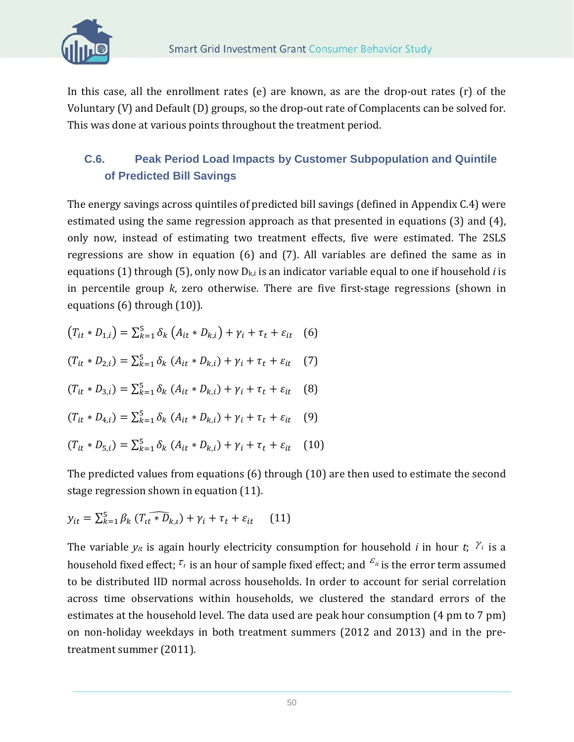In this case, all the enrollment rates (e) are known, as are the drop-out rates (r) of the Voluntary (V) and Default (D) groups, so the drop-out rate of Complacents can be solved for. This was done at various points throughout the treatment period.

## C.6. Peak Period Load Impacts by Customer Subpopulation and Quintile of Predicted Bill Savings

The energy savings across quintiles of predicted bill savings (defined in Appendix C.4) were estimated using the same regression approach as that presented in equations (3) and (4), only now, instead of estimating two treatment effects, five were estimated. The 2SLS regressions are show in equation (6) and (7). All variables are defined the same as in equations (1) through (5), only now $D_{k,i}$ is an indicator variable equal to one if household *i* is in percentile group *k*, zero otherwise. There are five first-stage regressions (shown in equations (6) through (10)).

$$(T_{it} * D_{1,i}) = \sum_{k=1}^{5} \delta_k \left(A_{it} * D_{k,i}\right) + \gamma_i + \tau_t + \varepsilon_{it} \quad (6)$$

$$(T_{it} * D_{2,i}) = \sum_{k=1}^{5} \delta_k \left(A_{it} * D_{k,i}\right) + \gamma_i + \tau_t + \varepsilon_{it} \quad (7)$$

$$(T_{it} * D_{3,i}) = \sum_{k=1}^{5} \delta_k \left(A_{it} * D_{k,i}\right) + \gamma_i + \tau_t + \varepsilon_{it} \quad (8)$$

$$(T_{it} * D_{4,i}) = \sum_{k=1}^{5} \delta_k \left(A_{it} * D_{k,i}\right) + \gamma_i + \tau_t + \varepsilon_{it} \quad (9)$$

$$(T_{it} * D_{5,i}) = \sum_{k=1}^{5} \delta_k \left(A_{it} * D_{k,i}\right) + \gamma_i + \tau_t + \varepsilon_{it} \quad (10)$$

The predicted values from equations (6) through (10) are then used to estimate the second stage regression shown in equation (11).

$$y_{it} = \sum_{k=1}^{5} \beta_k \left(\widehat{T_{it} * D_{k,i}}\right) + \gamma_i + \tau_t + \varepsilon_{it} \quad (11)$$

The variable $y_{it}$ is again hourly electricity consumption for household *i* in hour *t*; $\gamma_i$ is a household fixed effect; $\tau_t$ is an hour of sample fixed effect; and $\varepsilon_{it}$ is the error term assumed to be distributed IID normal across households. In order to account for serial correlation across time observations within households, we clustered the standard errors of the estimates at the household level. The data used are peak hour consumption (4 pm to 7 pm) on non-holiday weekdays in both treatment summers (2012 and 2013) and in the pre-treatment summer (2011).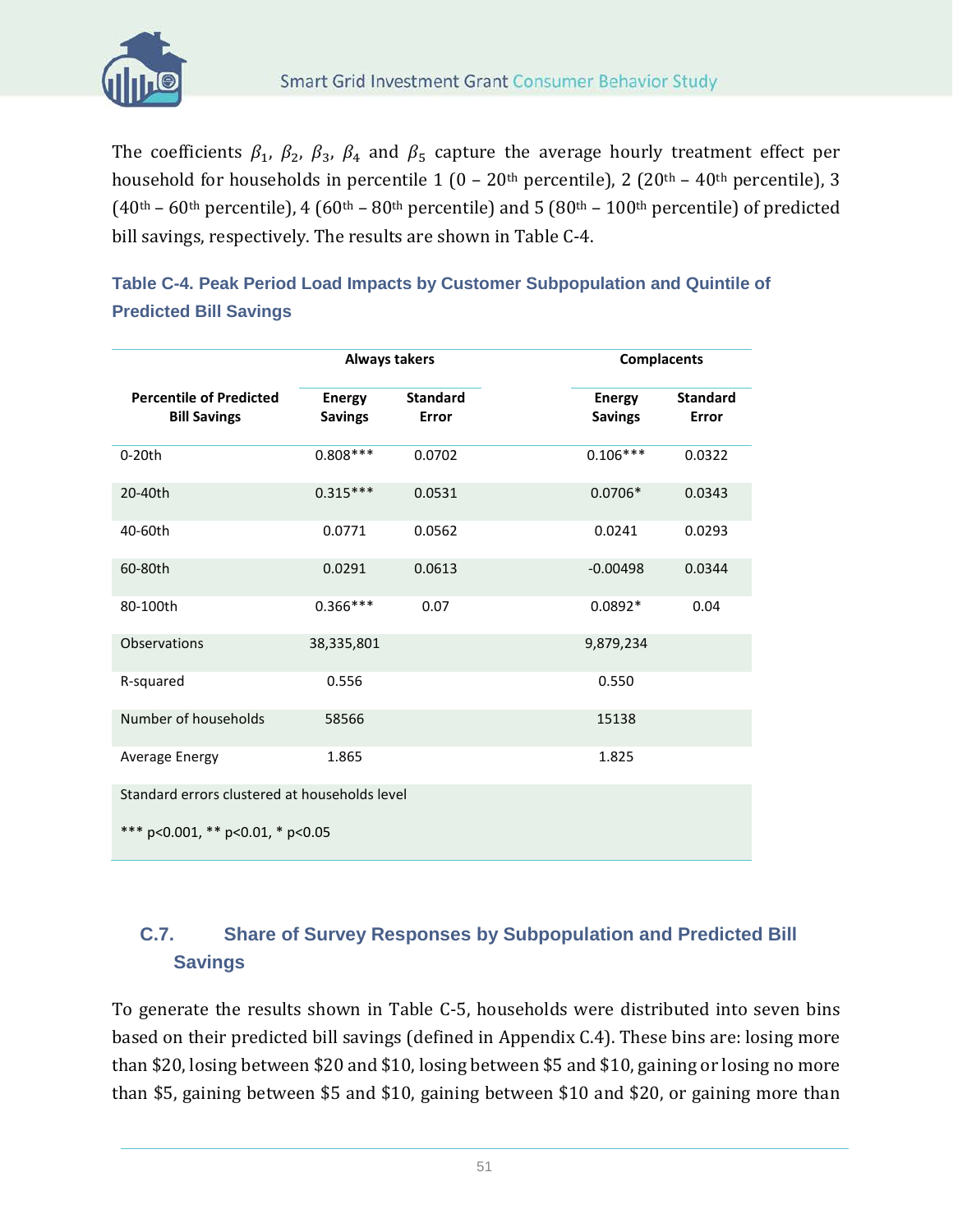The coefficients $\beta_1$, $\beta_2$, $\beta_3$, $\beta_4$ and $\beta_5$ capture the average hourly treatment effect per household for households in percentile 1 (0 – 20th percentile), 2 (20th – 40th percentile), 3 (40th – 60th percentile), 4 (60th – 80th percentile) and 5 (80th – 100th percentile) of predicted bill savings, respectively. The results are shown in Table C-4.

**Table C-4. Peak Period Load Impacts by Customer Subpopulation and Quintile of Predicted Bill Savings**

| Percentile of Predicted Bill Savings | Always takers | | Complacents | |
|---|---|---|---|---|
| | Energy Savings | Standard Error | Energy Savings | Standard Error |
| 0-20th | 0.808*** | 0.0702 | 0.106*** | 0.0322 |
| 20-40th | 0.315*** | 0.0531 | 0.0706* | 0.0343 |
| 40-60th | 0.0771 | 0.0562 | 0.0241 | 0.0293 |
| 60-80th | 0.0291 | 0.0613 | -0.00498 | 0.0344 |
| 80-100th | 0.366*** | 0.07 | 0.0892* | 0.04 |
| Observations | 38,335,801 | | 9,879,234 | |
| R-squared | 0.556 | | 0.550 | |
| Number of households | 58566 | | 15138 | |
| Average Energy | 1.865 | | 1.825 | |

Standard errors clustered at households level

*** p<0.001, ** p<0.01, * p<0.05

## C.7. Share of Survey Responses by Subpopulation and Predicted Bill Savings

To generate the results shown in Table C-5, households were distributed into seven bins based on their predicted bill savings (defined in Appendix C.4). These bins are: losing more than \$20, losing between \$20 and \$10, losing between \$5 and \$10, gaining or losing no more than \$5, gaining between \$5 and \$10, gaining between \$10 and \$20, or gaining more than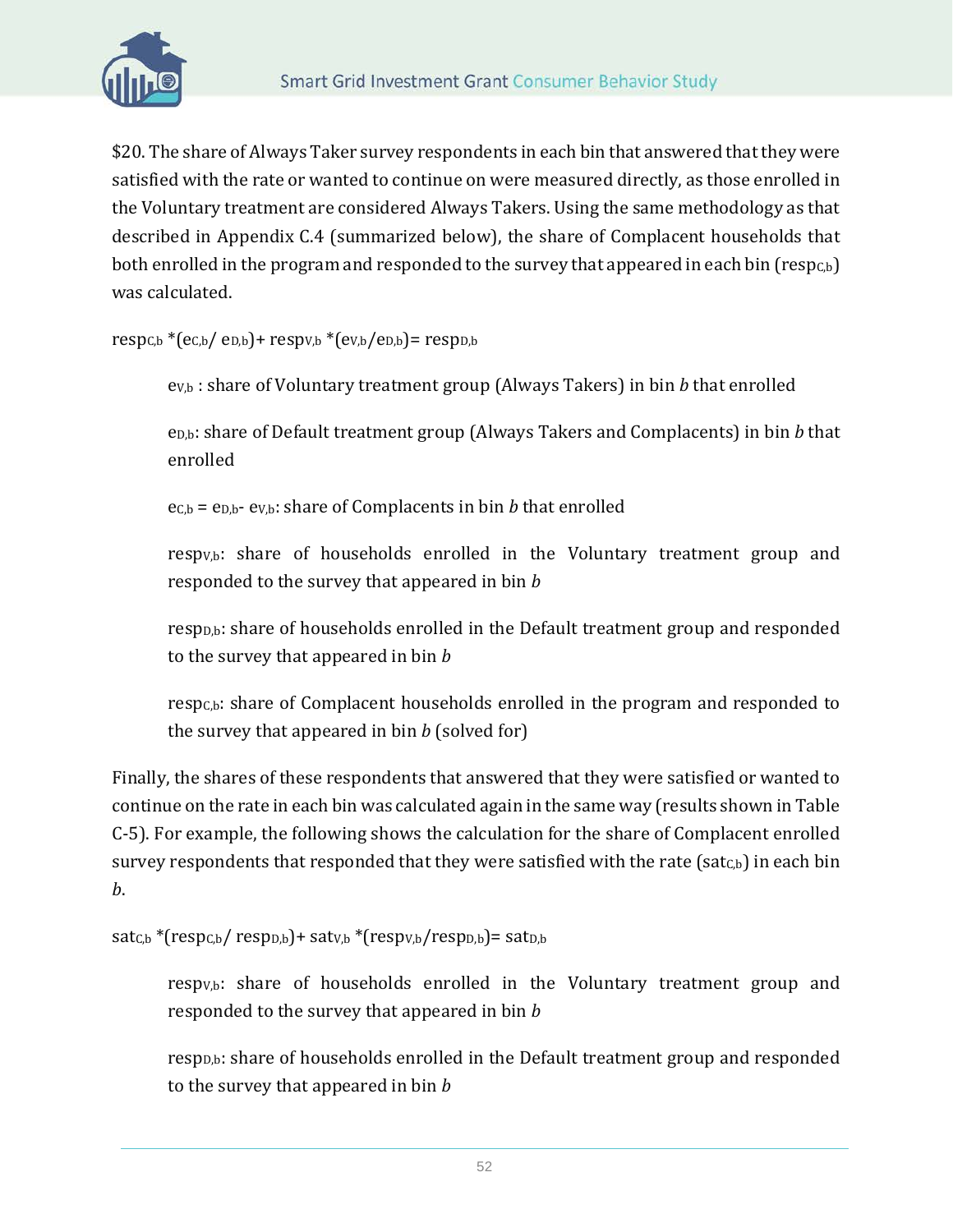$20. The share of Always Taker survey respondents in each bin that answered that they were satisfied with the rate or wanted to continue on were measured directly, as those enrolled in the Voluntary treatment are considered Always Takers. Using the same methodology as that described in Appendix C.4 (summarized below), the share of Complacent households that both enrolled in the program and responded to the survey that appeared in each bin ($resp_{C,b}$) was calculated.

$$resp_{C,b} * (e_{C,b} / e_{D,b}) + resp_{V,b} * (e_{V,b} / e_{D,b}) = resp_{D,b}$$

> $e_{V,b}$ : share of Voluntary treatment group (Always Takers) in bin *b* that enrolled
>
> $e_{D,b}$: share of Default treatment group (Always Takers and Complacents) in bin *b* that enrolled
>
> $e_{C,b} = e_{D,b} - e_{V,b}$: share of Complacents in bin *b* that enrolled
>
> $resp_{V,b}$: share of households enrolled in the Voluntary treatment group and responded to the survey that appeared in bin *b*
>
> $resp_{D,b}$: share of households enrolled in the Default treatment group and responded to the survey that appeared in bin *b*
>
> $resp_{C,b}$: share of Complacent households enrolled in the program and responded to the survey that appeared in bin *b* (solved for)

Finally, the shares of these respondents that answered that they were satisfied or wanted to continue on the rate in each bin was calculated again in the same way (results shown in Table C-5). For example, the following shows the calculation for the share of Complacent enrolled survey respondents that responded that they were satisfied with the rate ($sat_{C,b}$) in each bin *b*.

$$sat_{C,b} * (resp_{C,b} / resp_{D,b}) + sat_{V,b} * (resp_{V,b} / resp_{D,b}) = sat_{D,b}$$

> $resp_{V,b}$: share of households enrolled in the Voluntary treatment group and responded to the survey that appeared in bin *b*
>
> $resp_{D,b}$: share of households enrolled in the Default treatment group and responded to the survey that appeared in bin *b*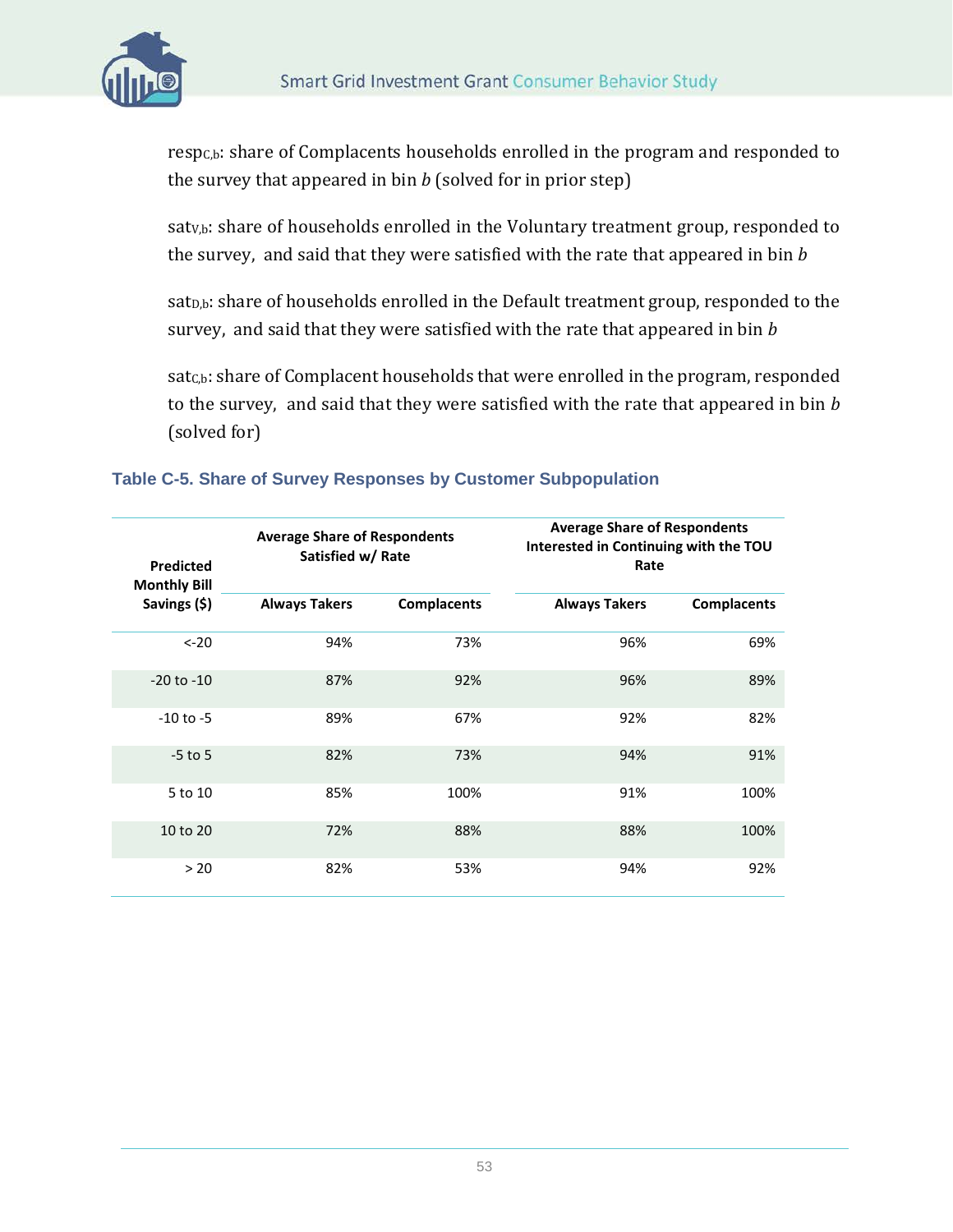$resp_{C,b}$: share of Complacents households enrolled in the program and responded to the survey that appeared in bin $b$ (solved for in prior step)

$sat_{V,b}$: share of households enrolled in the Voluntary treatment group, responded to the survey, and said that they were satisfied with the rate that appeared in bin $b$

$sat_{D,b}$: share of households enrolled in the Default treatment group, responded to the survey, and said that they were satisfied with the rate that appeared in bin $b$

$sat_{C,b}$: share of Complacent households that were enrolled in the program, responded to the survey, and said that they were satisfied with the rate that appeared in bin $b$ (solved for)

### Table C-5. Share of Survey Responses by Customer Subpopulation

| Predicted Monthly Bill Savings ($) | Average Share of Respondents Satisfied w/ Rate | | Average Share of Respondents Interested in Continuing with the TOU Rate | |
|---|---|---|---|---|
| | Always Takers | Complacents | Always Takers | Complacents |
| <-20 | 94% | 73% | 96% | 69% |
| -20 to -10 | 87% | 92% | 96% | 89% |
| -10 to -5 | 89% | 67% | 92% | 82% |
| -5 to 5 | 82% | 73% | 94% | 91% |
| 5 to 10 | 85% | 100% | 91% | 100% |
| 10 to 20 | 72% | 88% | 88% | 100% |
| > 20 | 82% | 53% | 94% | 92% |